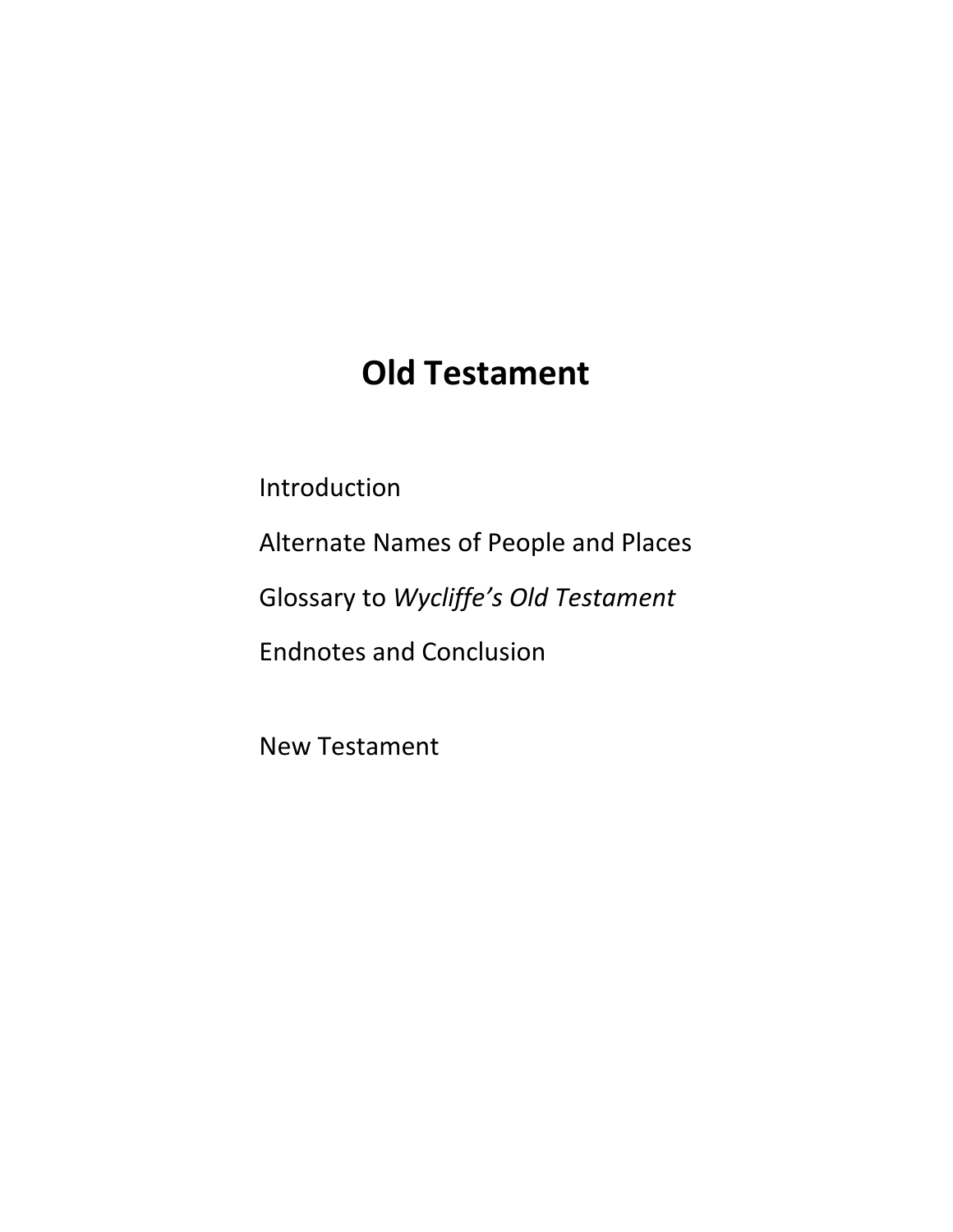# Old Testament

Introduction

Alternate Names of People and Places

Glossary to *Wycliffe's Old Testament*

Endnotes and Conclusion

New Testament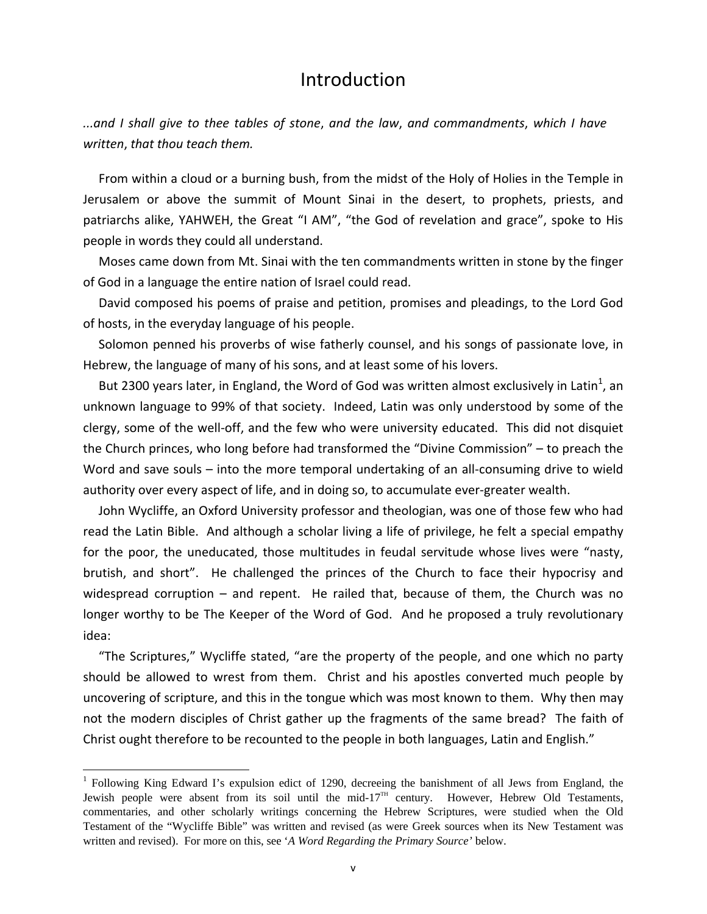# Introduction

*...and I shall give to thee tables of stone, and the law, and commandments, which I have written, that thou teach them.*

From within a cloud or a burning bush, from the midst of the Holy of Holies in the Temple in Jerusalem or above the summit of Mount Sinai in the desert, to prophets, priests, and patriarchs alike, YAHWEH, the Great "I AM", "the God of revelation and grace", spoke to His people in words they could all understand.

Moses came down from Mt. Sinai with the ten commandments written in stone by the finger of God in a language the entire nation of Israel could read.

David composed his poems of praise and petition, promises and pleadings, to the Lord God of hosts, in the everyday language of his people.

Solomon penned his proverbs of wise fatherly counsel, and his songs of passionate love, in Hebrew, the language of many of his sons, and at least some of his lovers.

But 2300 years later, in England, the Word of God was written almost exclusively in Latin[1], an unknown language to 99% of that society. Indeed, Latin was only understood by some of the clergy, some of the well-off, and the few who were university educated. This did not disquiet the Church princes, who long before had transformed the "Divine Commission" – to preach the Word and save souls – into the more temporal undertaking of an all-consuming drive to wield authority over every aspect of life, and in doing so, to accumulate ever-greater wealth.

John Wycliffe, an Oxford University professor and theologian, was one of those few who had read the Latin Bible. And although a scholar living a life of privilege, he felt a special empathy for the poor, the uneducated, those multitudes in feudal servitude whose lives were "nasty, brutish, and short". He challenged the princes of the Church to face their hypocrisy and widespread corruption – and repent. He railed that, because of them, the Church was no longer worthy to be The Keeper of the Word of God. And he proposed a truly revolutionary idea:

"The Scriptures," Wycliffe stated, "are the property of the people, and one which no party should be allowed to wrest from them. Christ and his apostles converted much people by uncovering of scripture, and this in the tongue which was most known to them. Why then may not the modern disciples of Christ gather up the fragments of the same bread? The faith of Christ ought therefore to be recounted to the people in both languages, Latin and English."

---

[1] Following King Edward I's expulsion edict of 1290, decreeing the banishment of all Jews from England, the Jewish people were absent from its soil until the mid-17TH century. However, Hebrew Old Testaments, commentaries, and other scholarly writings concerning the Hebrew Scriptures, were studied when the Old Testament of the "Wycliffe Bible" was written and revised (as were Greek sources when its New Testament was written and revised). For more on this, see '*A Word Regarding the Primary Source*' below.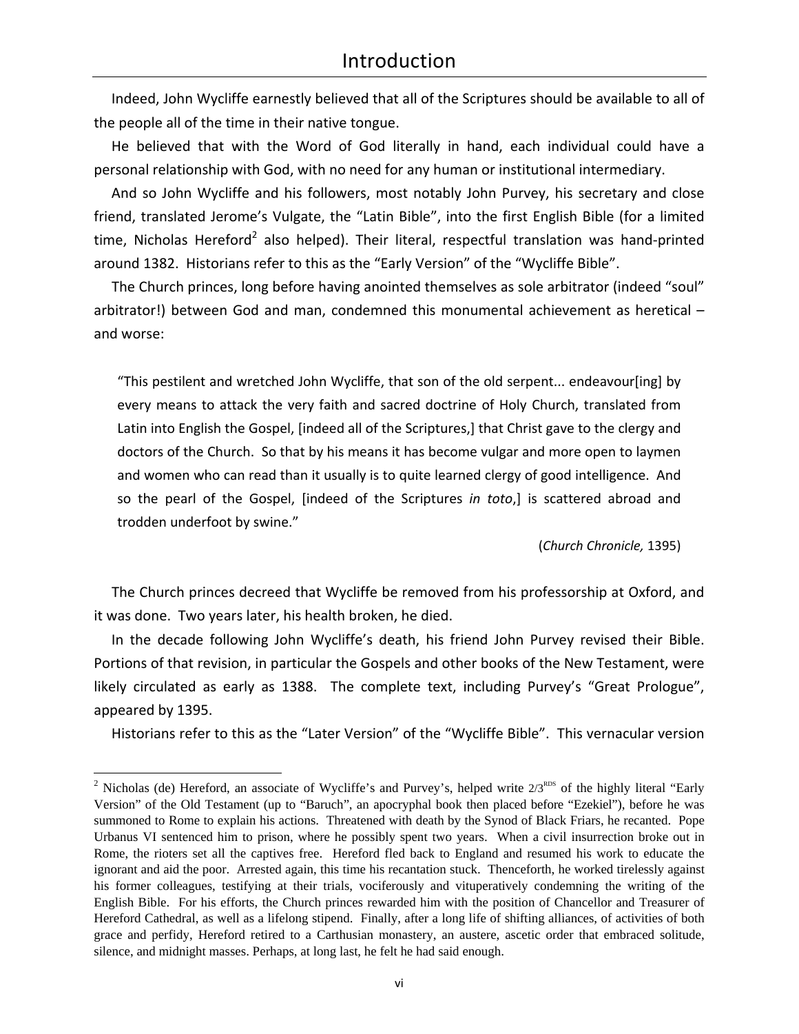Indeed, John Wycliffe earnestly believed that all of the Scriptures should be available to all of the people all of the time in their native tongue.

He believed that with the Word of God literally in hand, each individual could have a personal relationship with God, with no need for any human or institutional intermediary.

And so John Wycliffe and his followers, most notably John Purvey, his secretary and close friend, translated Jerome's Vulgate, the "Latin Bible", into the first English Bible (for a limited time, Nicholas Hereford[2] also helped). Their literal, respectful translation was hand-printed around 1382. Historians refer to this as the "Early Version" of the "Wycliffe Bible".

The Church princes, long before having anointed themselves as sole arbitrator (indeed "soul" arbitrator!) between God and man, condemned this monumental achievement as heretical – and worse:

> "This pestilent and wretched John Wycliffe, that son of the old serpent... endeavour[ing] by every means to attack the very faith and sacred doctrine of Holy Church, translated from Latin into English the Gospel, [indeed all of the Scriptures,] that Christ gave to the clergy and doctors of the Church. So that by his means it has become vulgar and more open to laymen and women who can read than it usually is to quite learned clergy of good intelligence. And so the pearl of the Gospel, [indeed of the Scriptures *in toto*,] is scattered abroad and trodden underfoot by swine."
>
> (*Church Chronicle,* 1395)

The Church princes decreed that Wycliffe be removed from his professorship at Oxford, and it was done. Two years later, his health broken, he died.

In the decade following John Wycliffe's death, his friend John Purvey revised their Bible. Portions of that revision, in particular the Gospels and other books of the New Testament, were likely circulated as early as 1388. The complete text, including Purvey's "Great Prologue", appeared by 1395.

Historians refer to this as the "Later Version" of the "Wycliffe Bible". This vernacular version

---

[2] Nicholas (de) Hereford, an associate of Wycliffe's and Purvey's, helped write 2/3RDS of the highly literal "Early Version" of the Old Testament (up to "Baruch", an apocryphal book then placed before "Ezekiel"), before he was summoned to Rome to explain his actions. Threatened with death by the Synod of Black Friars, he recanted. Pope Urbanus VI sentenced him to prison, where he possibly spent two years. When a civil insurrection broke out in Rome, the rioters set all the captives free. Hereford fled back to England and resumed his work to educate the ignorant and aid the poor. Arrested again, this time his recantation stuck. Thenceforth, he worked tirelessly against his former colleagues, testifying at their trials, vociferously and vituperatively condemning the writing of the English Bible. For his efforts, the Church princes rewarded him with the position of Chancellor and Treasurer of Hereford Cathedral, as well as a lifelong stipend. Finally, after a long life of shifting alliances, of activities of both grace and perfidy, Hereford retired to a Carthusian monastery, an austere, ascetic order that embraced solitude, silence, and midnight masses. Perhaps, at long last, he felt he had said enough.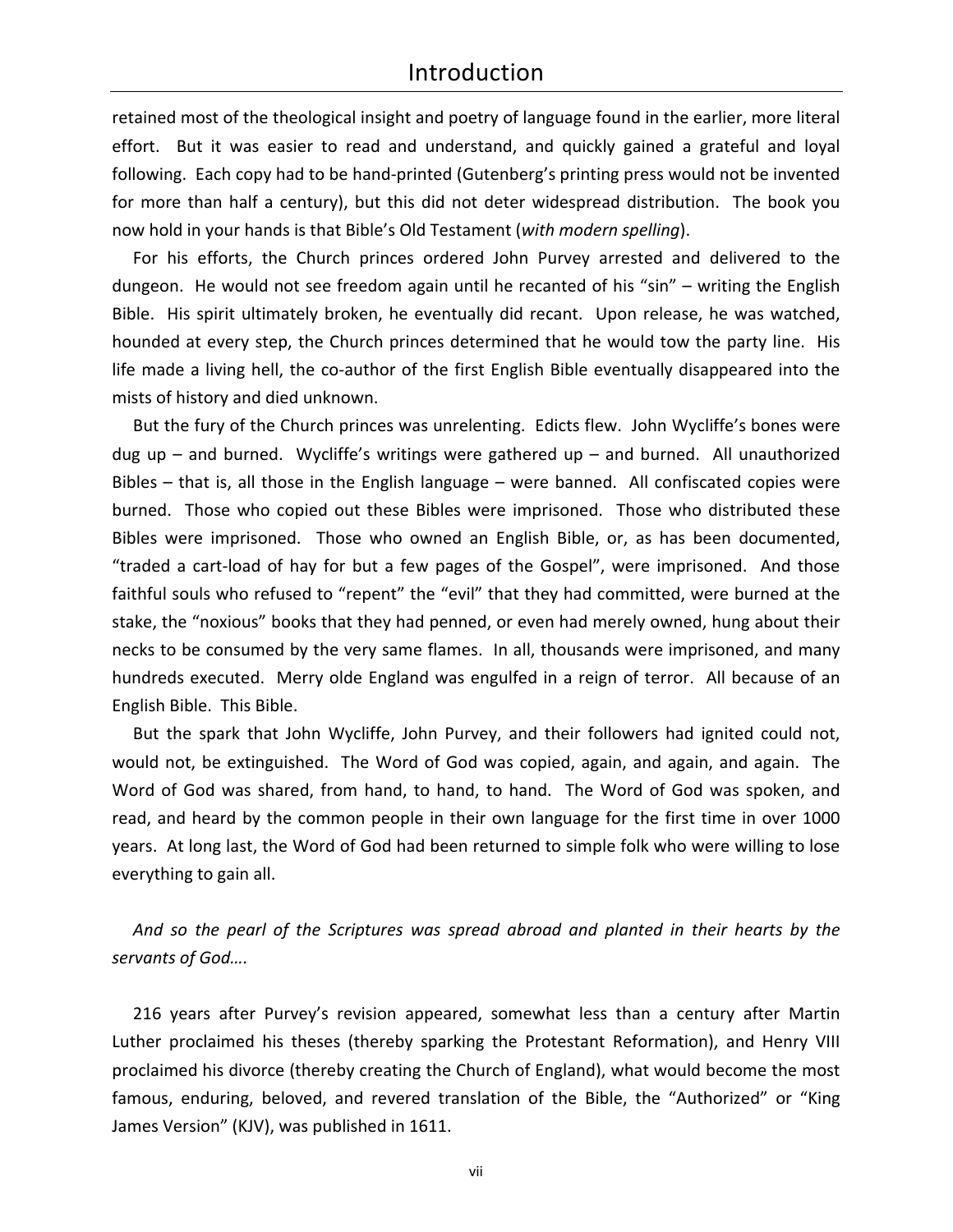retained most of the theological insight and poetry of language found in the earlier, more literal effort. But it was easier to read and understand, and quickly gained a grateful and loyal following. Each copy had to be hand-printed (Gutenberg's printing press would not be invented for more than half a century), but this did not deter widespread distribution. The book you now hold in your hands is that Bible's Old Testament (*with modern spelling*).

For his efforts, the Church princes ordered John Purvey arrested and delivered to the dungeon. He would not see freedom again until he recanted of his "sin" – writing the English Bible. His spirit ultimately broken, he eventually did recant. Upon release, he was watched, hounded at every step, the Church princes determined that he would tow the party line. His life made a living hell, the co-author of the first English Bible eventually disappeared into the mists of history and died unknown.

But the fury of the Church princes was unrelenting. Edicts flew. John Wycliffe's bones were dug up – and burned. Wycliffe's writings were gathered up – and burned. All unauthorized Bibles – that is, all those in the English language – were banned. All confiscated copies were burned. Those who copied out these Bibles were imprisoned. Those who distributed these Bibles were imprisoned. Those who owned an English Bible, or, as has been documented, "traded a cart-load of hay for but a few pages of the Gospel", were imprisoned. And those faithful souls who refused to "repent" the "evil" that they had committed, were burned at the stake, the "noxious" books that they had penned, or even had merely owned, hung about their necks to be consumed by the very same flames. In all, thousands were imprisoned, and many hundreds executed. Merry olde England was engulfed in a reign of terror. All because of an English Bible. This Bible.

But the spark that John Wycliffe, John Purvey, and their followers had ignited could not, would not, be extinguished. The Word of God was copied, again, and again, and again. The Word of God was shared, from hand, to hand, to hand. The Word of God was spoken, and read, and heard by the common people in their own language for the first time in over 1000 years. At long last, the Word of God had been returned to simple folk who were willing to lose everything to gain all.

*And so the pearl of the Scriptures was spread abroad and planted in their hearts by the servants of God….*

216 years after Purvey's revision appeared, somewhat less than a century after Martin Luther proclaimed his theses (thereby sparking the Protestant Reformation), and Henry VIII proclaimed his divorce (thereby creating the Church of England), what would become the most famous, enduring, beloved, and revered translation of the Bible, the "Authorized" or "King James Version" (KJV), was published in 1611.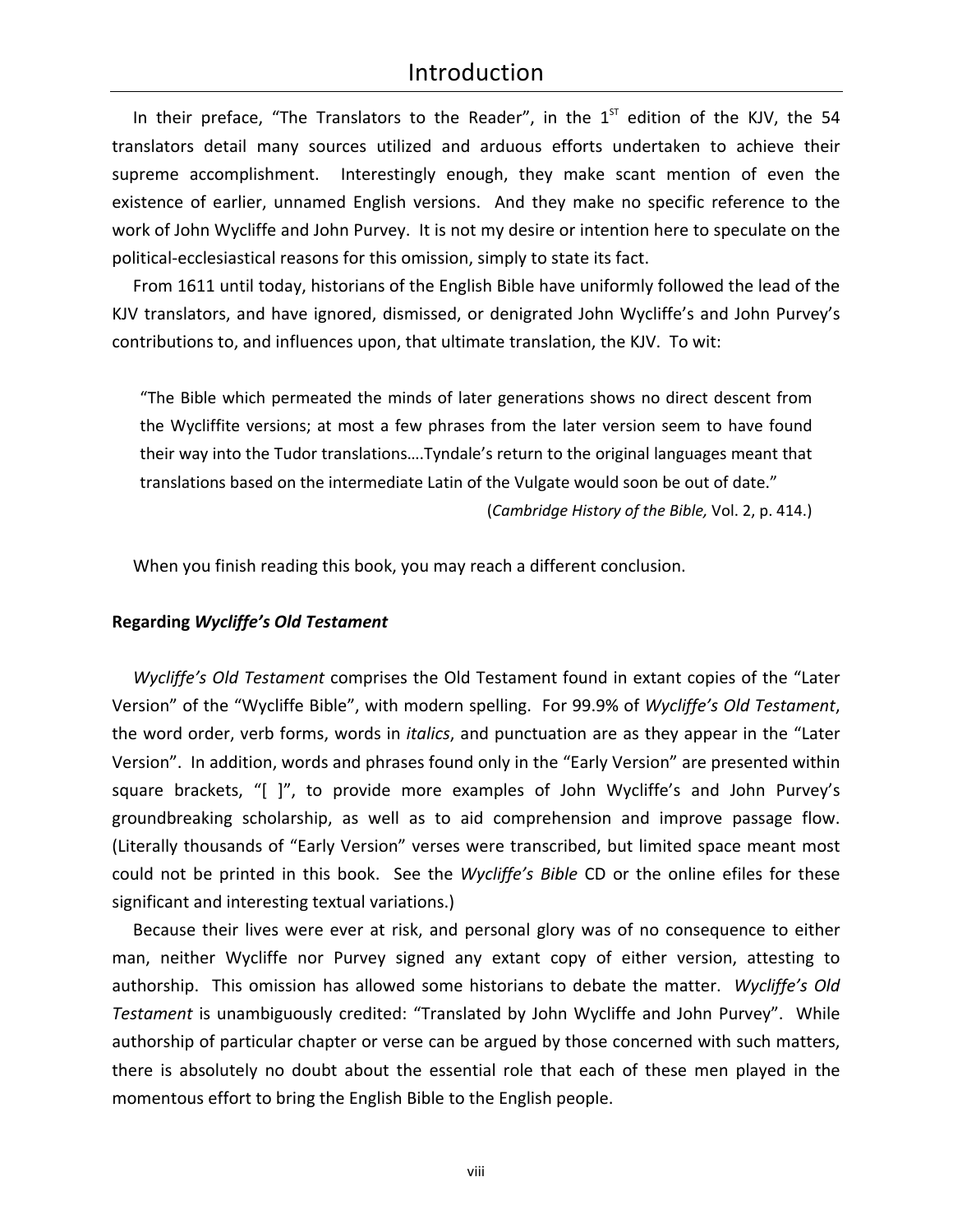# Introduction

In their preface, "The Translators to the Reader", in the 1[ST] edition of the KJV, the 54 translators detail many sources utilized and arduous efforts undertaken to achieve their supreme accomplishment. Interestingly enough, they make scant mention of even the existence of earlier, unnamed English versions. And they make no specific reference to the work of John Wycliffe and John Purvey. It is not my desire or intention here to speculate on the political-ecclesiastical reasons for this omission, simply to state its fact.

From 1611 until today, historians of the English Bible have uniformly followed the lead of the KJV translators, and have ignored, dismissed, or denigrated John Wycliffe's and John Purvey's contributions to, and influences upon, that ultimate translation, the KJV. To wit:

> "The Bible which permeated the minds of later generations shows no direct descent from the Wycliffite versions; at most a few phrases from the later version seem to have found their way into the Tudor translations….Tyndale's return to the original languages meant that translations based on the intermediate Latin of the Vulgate would soon be out of date."
>
> (*Cambridge History of the Bible,* Vol. 2, p. 414.)

When you finish reading this book, you may reach a different conclusion.

**Regarding *Wycliffe's Old Testament***

*Wycliffe's Old Testament* comprises the Old Testament found in extant copies of the "Later Version" of the "Wycliffe Bible", with modern spelling. For 99.9% of *Wycliffe's Old Testament*, the word order, verb forms, words in *italics*, and punctuation are as they appear in the "Later Version". In addition, words and phrases found only in the "Early Version" are presented within square brackets, "[ ]", to provide more examples of John Wycliffe's and John Purvey's groundbreaking scholarship, as well as to aid comprehension and improve passage flow. (Literally thousands of "Early Version" verses were transcribed, but limited space meant most could not be printed in this book. See the *Wycliffe's Bible* CD or the online efiles for these significant and interesting textual variations.)

Because their lives were ever at risk, and personal glory was of no consequence to either man, neither Wycliffe nor Purvey signed any extant copy of either version, attesting to authorship. This omission has allowed some historians to debate the matter. *Wycliffe's Old Testament* is unambiguously credited: "Translated by John Wycliffe and John Purvey". While authorship of particular chapter or verse can be argued by those concerned with such matters, there is absolutely no doubt about the essential role that each of these men played in the momentous effort to bring the English Bible to the English people.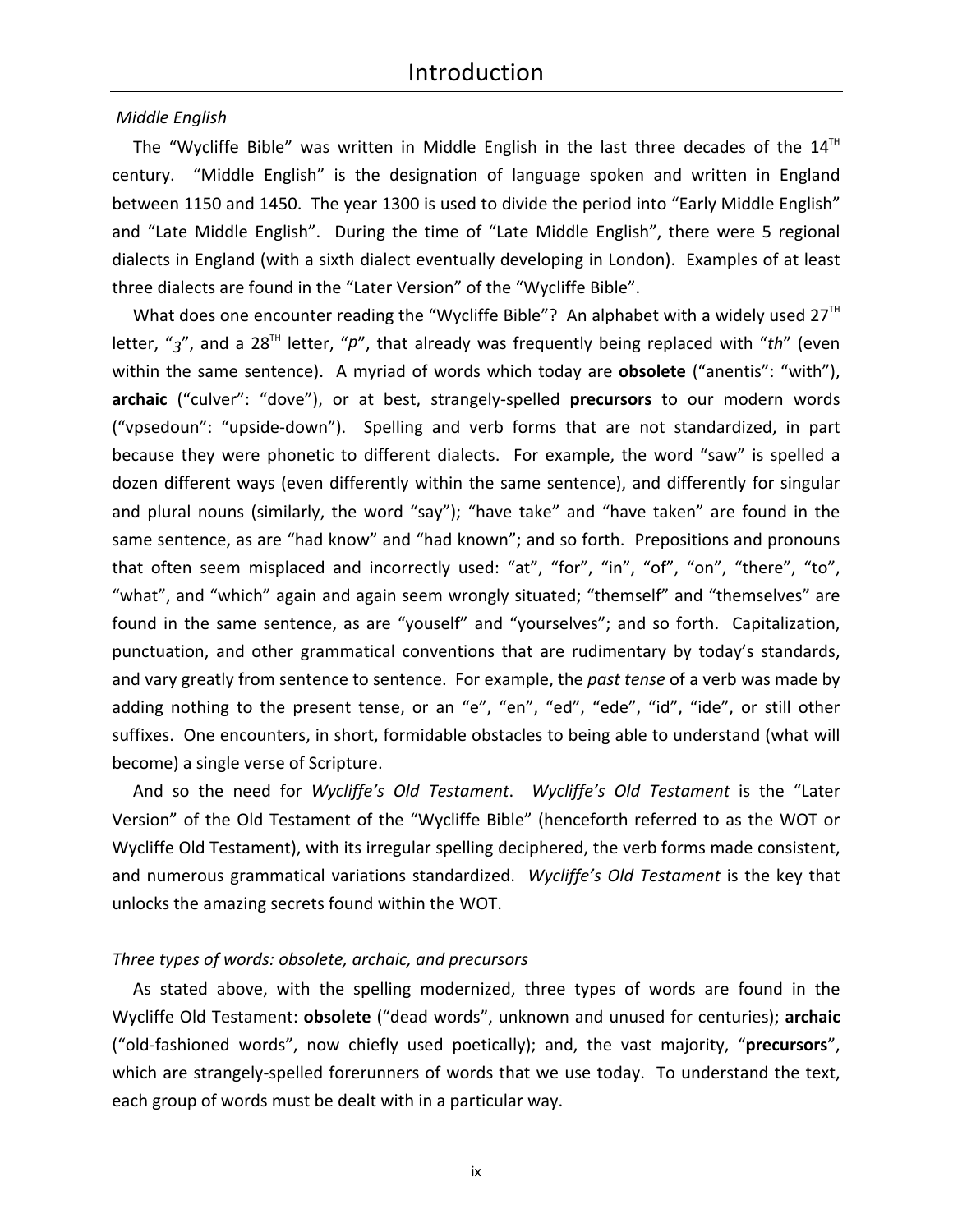# Introduction

*Middle English*

The "Wycliffe Bible" was written in Middle English in the last three decades of the 14TH century. "Middle English" is the designation of language spoken and written in England between 1150 and 1450. The year 1300 is used to divide the period into "Early Middle English" and "Late Middle English". During the time of "Late Middle English", there were 5 regional dialects in England (with a sixth dialect eventually developing in London). Examples of at least three dialects are found in the "Later Version" of the "Wycliffe Bible".

What does one encounter reading the "Wycliffe Bible"? An alphabet with a widely used 27TH letter, "ȝ", and a 28TH letter, "þ", that already was frequently being replaced with "*th*" (even within the same sentence). A myriad of words which today are **obsolete** ("anentis": "with"), **archaic** ("culver": "dove"), or at best, strangely-spelled **precursors** to our modern words ("vpsedoun": "upside-down"). Spelling and verb forms that are not standardized, in part because they were phonetic to different dialects. For example, the word "saw" is spelled a dozen different ways (even differently within the same sentence), and differently for singular and plural nouns (similarly, the word "say"); "have take" and "have taken" are found in the same sentence, as are "had know" and "had known"; and so forth. Prepositions and pronouns that often seem misplaced and incorrectly used: "at", "for", "in", "of", "on", "there", "to", "what", and "which" again and again seem wrongly situated; "themself" and "themselves" are found in the same sentence, as are "youself" and "yourselves"; and so forth. Capitalization, punctuation, and other grammatical conventions that are rudimentary by today's standards, and vary greatly from sentence to sentence. For example, the *past tense* of a verb was made by adding nothing to the present tense, or an "e", "en", "ed", "ede", "id", "ide", or still other suffixes. One encounters, in short, formidable obstacles to being able to understand (what will become) a single verse of Scripture.

And so the need for *Wycliffe's Old Testament*. *Wycliffe's Old Testament* is the "Later Version" of the Old Testament of the "Wycliffe Bible" (henceforth referred to as the WOT or Wycliffe Old Testament), with its irregular spelling deciphered, the verb forms made consistent, and numerous grammatical variations standardized. *Wycliffe's Old Testament* is the key that unlocks the amazing secrets found within the WOT.

*Three types of words: obsolete, archaic, and precursors*

As stated above, with the spelling modernized, three types of words are found in the Wycliffe Old Testament: **obsolete** ("dead words", unknown and unused for centuries); **archaic** ("old-fashioned words", now chiefly used poetically); and, the vast majority, "**precursors**", which are strangely-spelled forerunners of words that we use today. To understand the text, each group of words must be dealt with in a particular way.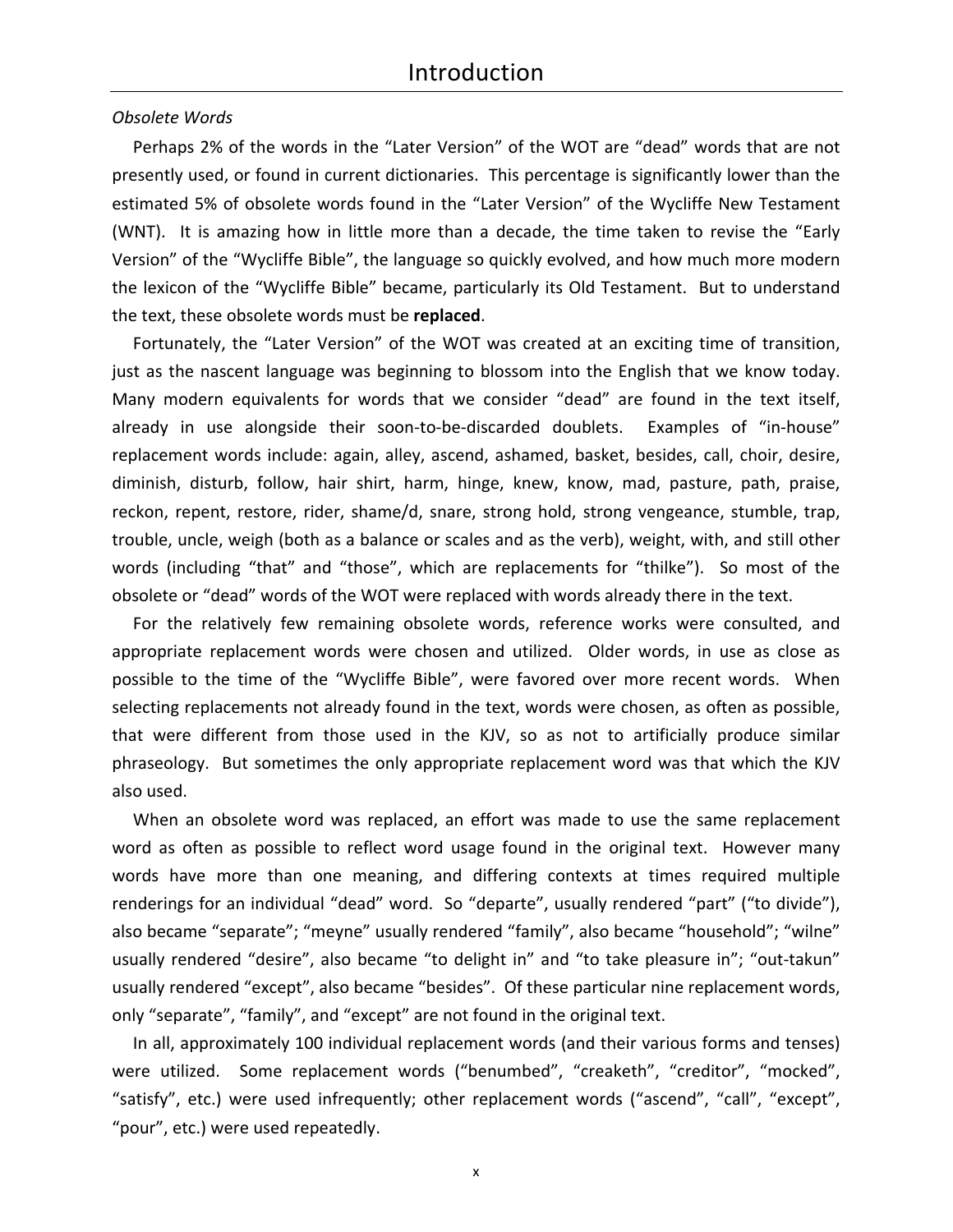# Introduction

*Obsolete Words*

Perhaps 2% of the words in the "Later Version" of the WOT are "dead" words that are not presently used, or found in current dictionaries. This percentage is significantly lower than the estimated 5% of obsolete words found in the "Later Version" of the Wycliffe New Testament (WNT). It is amazing how in little more than a decade, the time taken to revise the "Early Version" of the "Wycliffe Bible", the language so quickly evolved, and how much more modern the lexicon of the "Wycliffe Bible" became, particularly its Old Testament. But to understand the text, these obsolete words must be **replaced**.

Fortunately, the "Later Version" of the WOT was created at an exciting time of transition, just as the nascent language was beginning to blossom into the English that we know today. Many modern equivalents for words that we consider "dead" are found in the text itself, already in use alongside their soon-to-be-discarded doublets. Examples of "in-house" replacement words include: again, alley, ascend, ashamed, basket, besides, call, choir, desire, diminish, disturb, follow, hair shirt, harm, hinge, knew, know, mad, pasture, path, praise, reckon, repent, restore, rider, shame/d, snare, strong hold, strong vengeance, stumble, trap, trouble, uncle, weigh (both as a balance or scales and as the verb), weight, with, and still other words (including "that" and "those", which are replacements for "thilke"). So most of the obsolete or "dead" words of the WOT were replaced with words already there in the text.

For the relatively few remaining obsolete words, reference works were consulted, and appropriate replacement words were chosen and utilized. Older words, in use as close as possible to the time of the "Wycliffe Bible", were favored over more recent words. When selecting replacements not already found in the text, words were chosen, as often as possible, that were different from those used in the KJV, so as not to artificially produce similar phraseology. But sometimes the only appropriate replacement word was that which the KJV also used.

When an obsolete word was replaced, an effort was made to use the same replacement word as often as possible to reflect word usage found in the original text. However many words have more than one meaning, and differing contexts at times required multiple renderings for an individual "dead" word. So "departe", usually rendered "part" ("to divide"), also became "separate"; "meyne" usually rendered "family", also became "household"; "wilne" usually rendered "desire", also became "to delight in" and "to take pleasure in"; "out-takun" usually rendered "except", also became "besides". Of these particular nine replacement words, only "separate", "family", and "except" are not found in the original text.

In all, approximately 100 individual replacement words (and their various forms and tenses) were utilized. Some replacement words ("benumbed", "creaketh", "creditor", "mocked", "satisfy", etc.) were used infrequently; other replacement words ("ascend", "call", "except", "pour", etc.) were used repeatedly.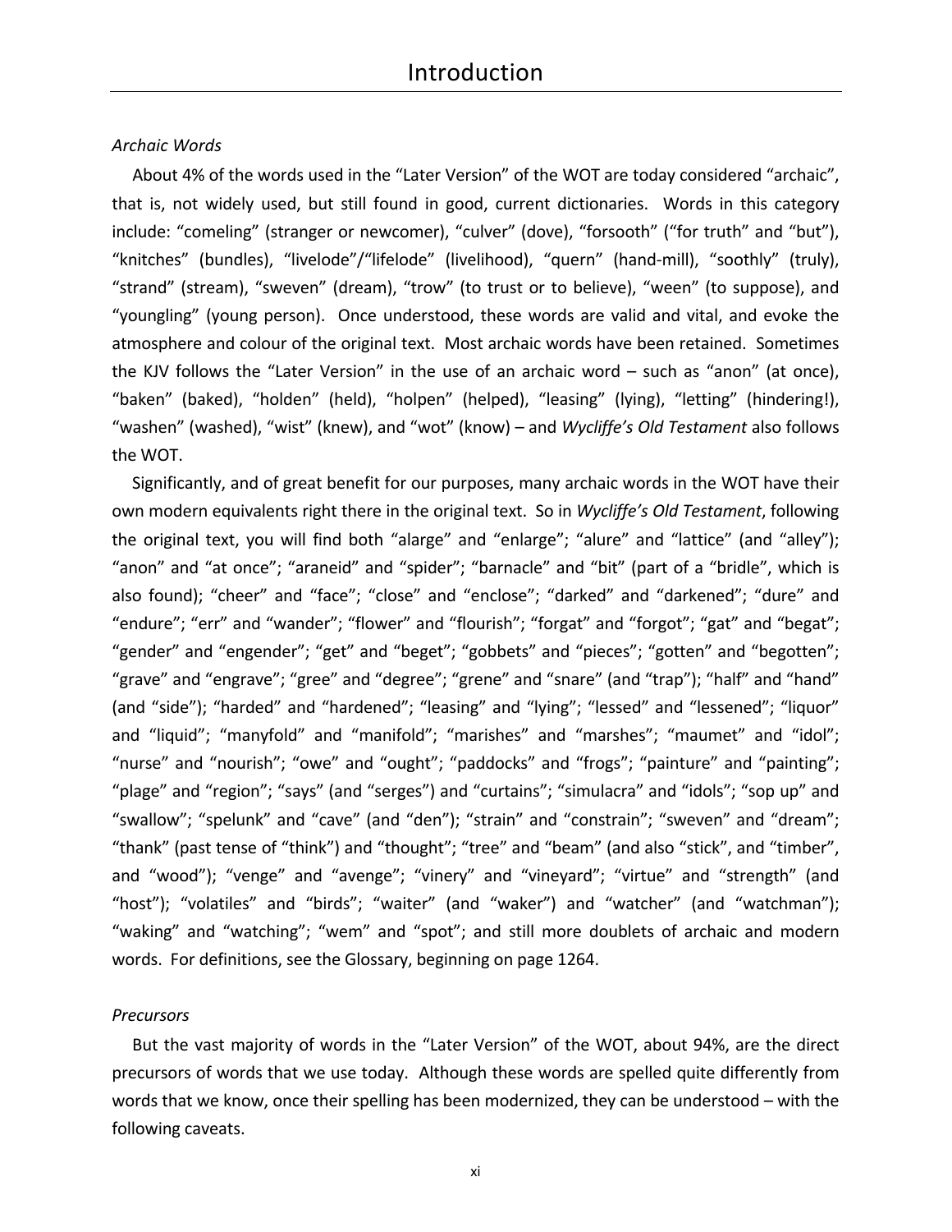# Introduction

*Archaic Words*

About 4% of the words used in the "Later Version" of the WOT are today considered "archaic", that is, not widely used, but still found in good, current dictionaries. Words in this category include: "comeling" (stranger or newcomer), "culver" (dove), "forsooth" ("for truth" and "but"), "knitches" (bundles), "livelode"/"lifelode" (livelihood), "quern" (hand-mill), "soothly" (truly), "strand" (stream), "sweven" (dream), "trow" (to trust or to believe), "ween" (to suppose), and "youngling" (young person). Once understood, these words are valid and vital, and evoke the atmosphere and colour of the original text. Most archaic words have been retained. Sometimes the KJV follows the "Later Version" in the use of an archaic word – such as "anon" (at once), "baken" (baked), "holden" (held), "holpen" (helped), "leasing" (lying), "letting" (hindering!), "washen" (washed), "wist" (knew), and "wot" (know) – and *Wycliffe's Old Testament* also follows the WOT.

Significantly, and of great benefit for our purposes, many archaic words in the WOT have their own modern equivalents right there in the original text. So in *Wycliffe's Old Testament*, following the original text, you will find both "alarge" and "enlarge"; "alure" and "lattice" (and "alley"); "anon" and "at once"; "araneid" and "spider"; "barnacle" and "bit" (part of a "bridle", which is also found); "cheer" and "face"; "close" and "enclose"; "darked" and "darkened"; "dure" and "endure"; "err" and "wander"; "flower" and "flourish"; "forgat" and "forgot"; "gat" and "begat"; "gender" and "engender"; "get" and "beget"; "gobbets" and "pieces"; "gotten" and "begotten"; "grave" and "engrave"; "gree" and "degree"; "grene" and "snare" (and "trap"); "half" and "hand" (and "side"); "harded" and "hardened"; "leasing" and "lying"; "lessed" and "lessened"; "liquor" and "liquid"; "manyfold" and "manifold"; "marishes" and "marshes"; "maumet" and "idol"; "nurse" and "nourish"; "owe" and "ought"; "paddocks" and "frogs"; "painture" and "painting"; "plage" and "region"; "says" (and "serges") and "curtains"; "simulacra" and "idols"; "sop up" and "swallow"; "spelunk" and "cave" (and "den"); "strain" and "constrain"; "sweven" and "dream"; "thank" (past tense of "think") and "thought"; "tree" and "beam" (and also "stick", and "timber", and "wood"); "venge" and "avenge"; "vinery" and "vineyard"; "virtue" and "strength" (and "host"); "volatiles" and "birds"; "waiter" (and "waker") and "watcher" (and "watchman"); "waking" and "watching"; "wem" and "spot"; and still more doublets of archaic and modern words. For definitions, see the Glossary, beginning on page 1264.

*Precursors*

But the vast majority of words in the "Later Version" of the WOT, about 94%, are the direct precursors of words that we use today. Although these words are spelled quite differently from words that we know, once their spelling has been modernized, they can be understood – with the following caveats.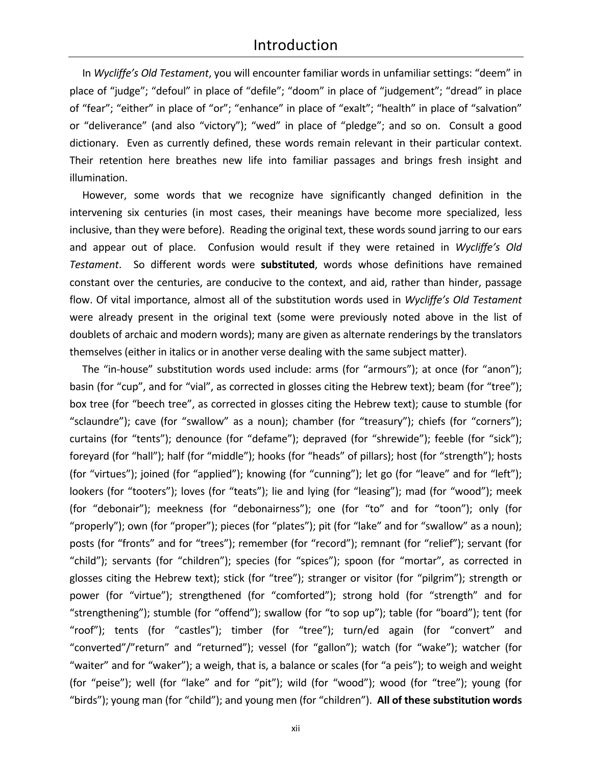# Introduction

In *Wycliffe's Old Testament*, you will encounter familiar words in unfamiliar settings: "deem" in place of "judge"; "defoul" in place of "defile"; "doom" in place of "judgement"; "dread" in place of "fear"; "either" in place of "or"; "enhance" in place of "exalt"; "health" in place of "salvation" or "deliverance" (and also "victory"); "wed" in place of "pledge"; and so on. Consult a good dictionary. Even as currently defined, these words remain relevant in their particular context. Their retention here breathes new life into familiar passages and brings fresh insight and illumination.

However, some words that we recognize have significantly changed definition in the intervening six centuries (in most cases, their meanings have become more specialized, less inclusive, than they were before). Reading the original text, these words sound jarring to our ears and appear out of place. Confusion would result if they were retained in *Wycliffe's Old Testament*. So different words were **substituted**, words whose definitions have remained constant over the centuries, are conducive to the context, and aid, rather than hinder, passage flow. Of vital importance, almost all of the substitution words used in *Wycliffe's Old Testament* were already present in the original text (some were previously noted above in the list of doublets of archaic and modern words); many are given as alternate renderings by the translators themselves (either in italics or in another verse dealing with the same subject matter).

The "in-house" substitution words used include: arms (for "armours"); at once (for "anon"); basin (for "cup", and for "vial", as corrected in glosses citing the Hebrew text); beam (for "tree"); box tree (for "beech tree", as corrected in glosses citing the Hebrew text); cause to stumble (for "sclaundre"); cave (for "swallow" as a noun); chamber (for "treasury"); chiefs (for "corners"); curtains (for "tents"); denounce (for "defame"); depraved (for "shrewide"); feeble (for "sick"); foreyard (for "hall"); half (for "middle"); hooks (for "heads" of pillars); host (for "strength"); hosts (for "virtues"); joined (for "applied"); knowing (for "cunning"); let go (for "leave" and for "left"); lookers (for "tooters"); loves (for "teats"); lie and lying (for "leasing"); mad (for "wood"); meek (for "debonair"); meekness (for "debonairness"); one (for "to" and for "toon"); only (for "properly"); own (for "proper"); pieces (for "plates"); pit (for "lake" and for "swallow" as a noun); posts (for "fronts" and for "trees"); remember (for "record"); remnant (for "relief"); servant (for "child"); servants (for "children"); species (for "spices"); spoon (for "mortar", as corrected in glosses citing the Hebrew text); stick (for "tree"); stranger or visitor (for "pilgrim"); strength or power (for "virtue"); strengthened (for "comforted"); strong hold (for "strength" and for "strengthening"); stumble (for "offend"); swallow (for "to sop up"); table (for "board"); tent (for "roof"); tents (for "castles"); timber (for "tree"); turn/ed again (for "convert" and "converted"/"return" and "returned"); vessel (for "gallon"); watch (for "wake"); watcher (for "waiter" and for "waker"); a weigh, that is, a balance or scales (for "a peis"); to weigh and weight (for "peise"); well (for "lake" and for "pit"); wild (for "wood"); wood (for "tree"); young (for "birds"); young man (for "child"); and young men (for "children"). **All of these substitution words**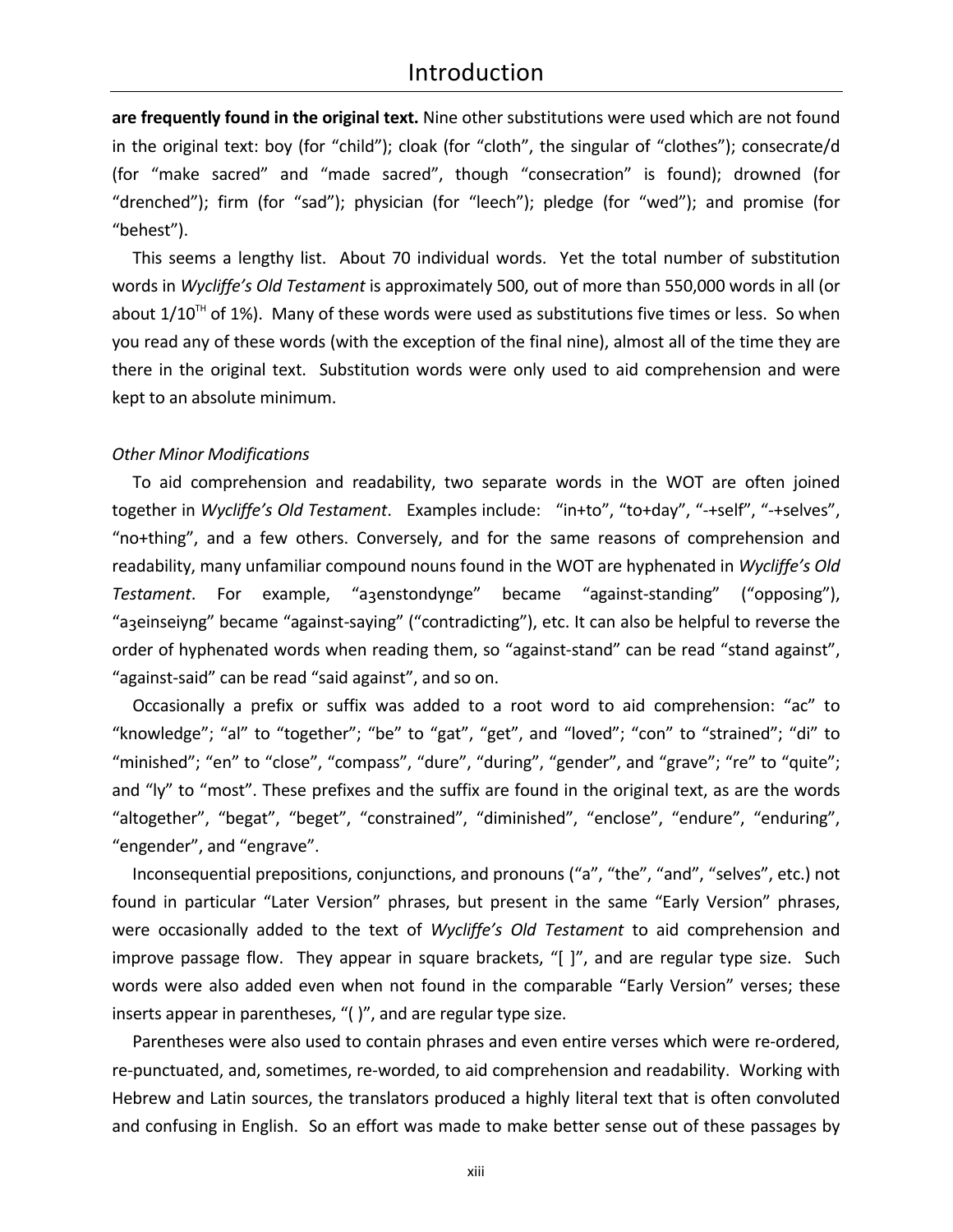**are frequently found in the original text.** Nine other substitutions were used which are not found in the original text: boy (for “child”); cloak (for “cloth”, the singular of “clothes”); consecrate/d (for “make sacred” and “made sacred”, though “consecration” is found); drowned (for “drenched”); firm (for “sad”); physician (for “leech”); pledge (for “wed”); and promise (for “behest”).

This seems a lengthy list. About 70 individual words. Yet the total number of substitution words in *Wycliffe’s Old Testament* is approximately 500, out of more than 550,000 words in all (or about 1/10[TH] of 1%). Many of these words were used as substitutions five times or less. So when you read any of these words (with the exception of the final nine), almost all of the time they are there in the original text. Substitution words were only used to aid comprehension and were kept to an absolute minimum.

*Other Minor Modifications*

To aid comprehension and readability, two separate words in the WOT are often joined together in *Wycliffe’s Old Testament*. Examples include: “in+to”, “to+day”, “-+self”, “-+selves”, “no+thing”, and a few others. Conversely, and for the same reasons of comprehension and readability, many unfamiliar compound nouns found in the WOT are hyphenated in *Wycliffe’s Old Testament*. For example, “aȝenstondynge” became “against-standing” (“opposing”), “aȝeinseiyng” became “against-saying” (“contradicting”), etc. It can also be helpful to reverse the order of hyphenated words when reading them, so “against-stand” can be read “stand against”, “against-said” can be read “said against”, and so on.

Occasionally a prefix or suffix was added to a root word to aid comprehension: “ac” to “knowledge”; “al” to “together”; “be” to “gat”, “get”, and “loved”; “con” to “strained”; “di” to “minished”; “en” to “close”, “compass”, “dure”, “during”, “gender”, and “grave”; “re” to “quite”; and “ly” to “most”. These prefixes and the suffix are found in the original text, as are the words “altogether”, “begat”, “beget”, “constrained”, “diminished”, “enclose”, “endure”, “enduring”, “engender”, and “engrave”.

Inconsequential prepositions, conjunctions, and pronouns (“a”, “the”, “and”, “selves”, etc.) not found in particular “Later Version” phrases, but present in the same “Early Version” phrases, were occasionally added to the text of *Wycliffe’s Old Testament* to aid comprehension and improve passage flow. They appear in square brackets, “[ ]”, and are regular type size. Such words were also added even when not found in the comparable “Early Version” verses; these inserts appear in parentheses, “( )”, and are regular type size.

Parentheses were also used to contain phrases and even entire verses which were re-ordered, re-punctuated, and, sometimes, re-worded, to aid comprehension and readability. Working with Hebrew and Latin sources, the translators produced a highly literal text that is often convoluted and confusing in English. So an effort was made to make better sense out of these passages by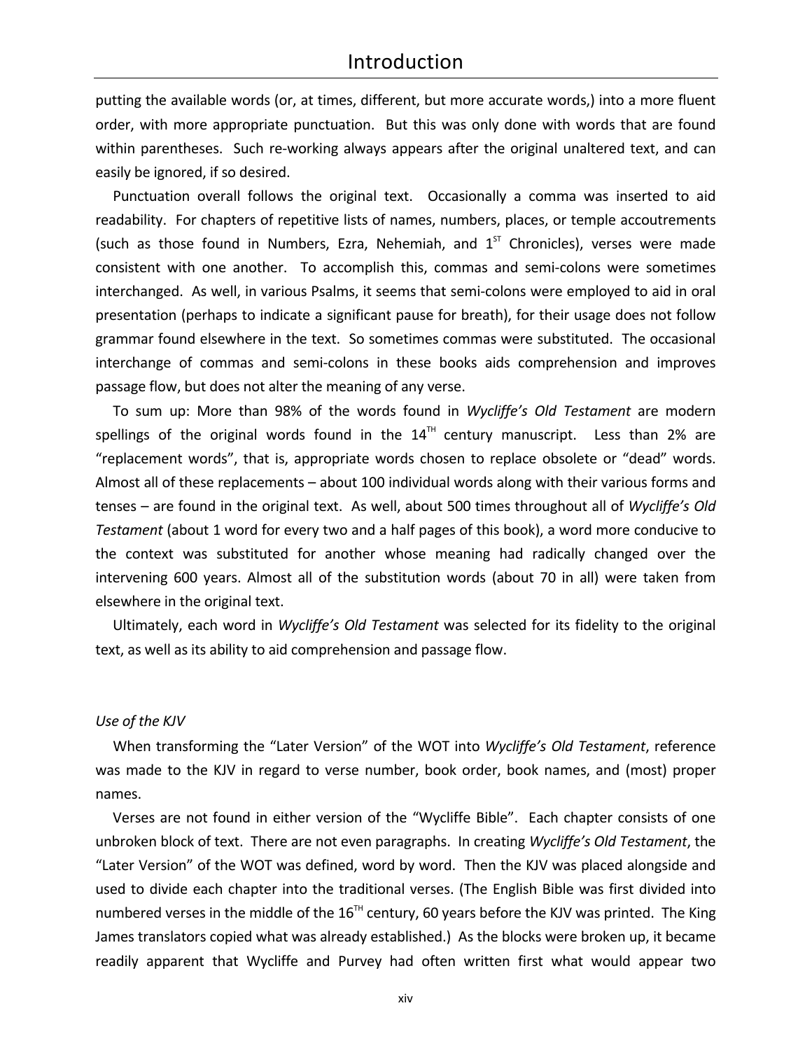putting the available words (or, at times, different, but more accurate words,) into a more fluent order, with more appropriate punctuation. But this was only done with words that are found within parentheses. Such re-working always appears after the original unaltered text, and can easily be ignored, if so desired.

Punctuation overall follows the original text. Occasionally a comma was inserted to aid readability. For chapters of repetitive lists of names, numbers, places, or temple accoutrements (such as those found in Numbers, Ezra, Nehemiah, and 1ST Chronicles), verses were made consistent with one another. To accomplish this, commas and semi-colons were sometimes interchanged. As well, in various Psalms, it seems that semi-colons were employed to aid in oral presentation (perhaps to indicate a significant pause for breath), for their usage does not follow grammar found elsewhere in the text. So sometimes commas were substituted. The occasional interchange of commas and semi-colons in these books aids comprehension and improves passage flow, but does not alter the meaning of any verse.

To sum up: More than 98% of the words found in *Wycliffe's Old Testament* are modern spellings of the original words found in the 14TH century manuscript. Less than 2% are "replacement words", that is, appropriate words chosen to replace obsolete or "dead" words. Almost all of these replacements – about 100 individual words along with their various forms and tenses – are found in the original text. As well, about 500 times throughout all of *Wycliffe's Old Testament* (about 1 word for every two and a half pages of this book), a word more conducive to the context was substituted for another whose meaning had radically changed over the intervening 600 years. Almost all of the substitution words (about 70 in all) were taken from elsewhere in the original text.

Ultimately, each word in *Wycliffe's Old Testament* was selected for its fidelity to the original text, as well as its ability to aid comprehension and passage flow.

*Use of the KJV*

When transforming the "Later Version" of the WOT into *Wycliffe's Old Testament*, reference was made to the KJV in regard to verse number, book order, book names, and (most) proper names.

Verses are not found in either version of the "Wycliffe Bible". Each chapter consists of one unbroken block of text. There are not even paragraphs. In creating *Wycliffe's Old Testament*, the "Later Version" of the WOT was defined, word by word. Then the KJV was placed alongside and used to divide each chapter into the traditional verses. (The English Bible was first divided into numbered verses in the middle of the 16TH century, 60 years before the KJV was printed. The King James translators copied what was already established.) As the blocks were broken up, it became readily apparent that Wycliffe and Purvey had often written first what would appear two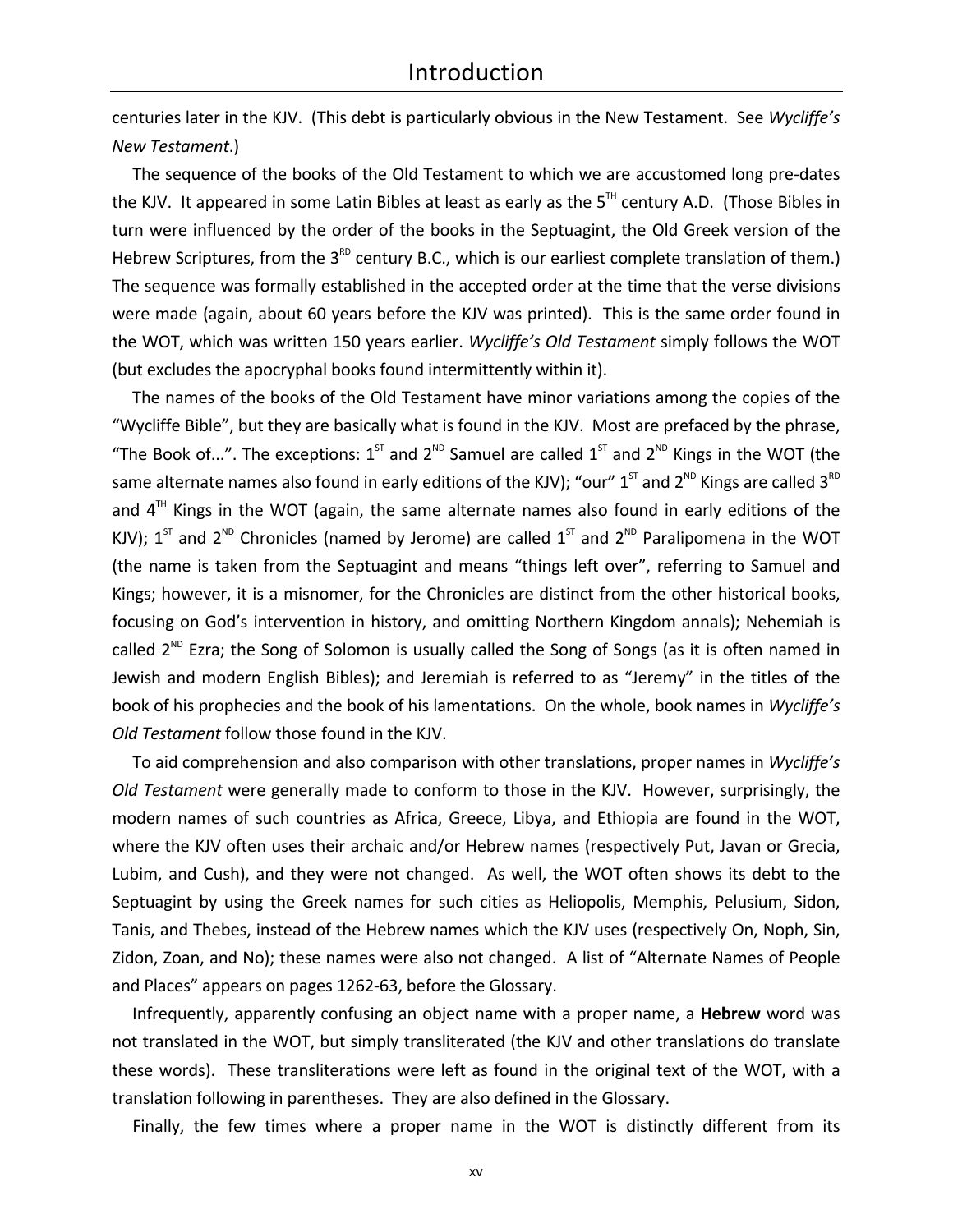centuries later in the KJV. (This debt is particularly obvious in the New Testament. See *Wycliffe's New Testament*.)

The sequence of the books of the Old Testament to which we are accustomed long pre-dates the KJV. It appeared in some Latin Bibles at least as early as the 5TH century A.D. (Those Bibles in turn were influenced by the order of the books in the Septuagint, the Old Greek version of the Hebrew Scriptures, from the 3RD century B.C., which is our earliest complete translation of them.) The sequence was formally established in the accepted order at the time that the verse divisions were made (again, about 60 years before the KJV was printed). This is the same order found in the WOT, which was written 150 years earlier. *Wycliffe's Old Testament* simply follows the WOT (but excludes the apocryphal books found intermittently within it).

The names of the books of the Old Testament have minor variations among the copies of the "Wycliffe Bible", but they are basically what is found in the KJV. Most are prefaced by the phrase, "The Book of...". The exceptions: 1ST and 2ND Samuel are called 1ST and 2ND Kings in the WOT (the same alternate names also found in early editions of the KJV); "our" 1ST and 2ND Kings are called 3RD and 4TH Kings in the WOT (again, the same alternate names also found in early editions of the KJV); 1ST and 2ND Chronicles (named by Jerome) are called 1ST and 2ND Paralipomena in the WOT (the name is taken from the Septuagint and means "things left over", referring to Samuel and Kings; however, it is a misnomer, for the Chronicles are distinct from the other historical books, focusing on God's intervention in history, and omitting Northern Kingdom annals); Nehemiah is called 2ND Ezra; the Song of Solomon is usually called the Song of Songs (as it is often named in Jewish and modern English Bibles); and Jeremiah is referred to as "Jeremy" in the titles of the book of his prophecies and the book of his lamentations. On the whole, book names in *Wycliffe's Old Testament* follow those found in the KJV.

To aid comprehension and also comparison with other translations, proper names in *Wycliffe's Old Testament* were generally made to conform to those in the KJV. However, surprisingly, the modern names of such countries as Africa, Greece, Libya, and Ethiopia are found in the WOT, where the KJV often uses their archaic and/or Hebrew names (respectively Put, Javan or Grecia, Lubim, and Cush), and they were not changed. As well, the WOT often shows its debt to the Septuagint by using the Greek names for such cities as Heliopolis, Memphis, Pelusium, Sidon, Tanis, and Thebes, instead of the Hebrew names which the KJV uses (respectively On, Noph, Sin, Zidon, Zoan, and No); these names were also not changed. A list of "Alternate Names of People and Places" appears on pages 1262-63, before the Glossary.

Infrequently, apparently confusing an object name with a proper name, a **Hebrew** word was not translated in the WOT, but simply transliterated (the KJV and other translations do translate these words). These transliterations were left as found in the original text of the WOT, with a translation following in parentheses. They are also defined in the Glossary.

Finally, the few times where a proper name in the WOT is distinctly different from its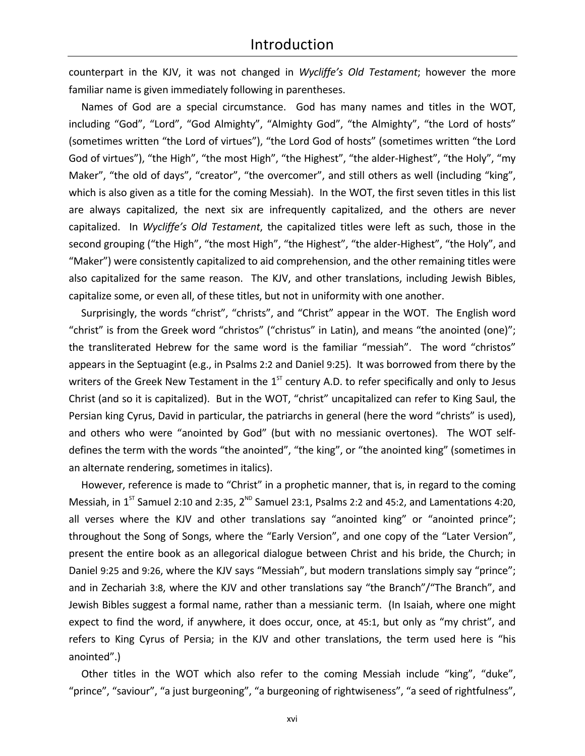counterpart in the KJV, it was not changed in *Wycliffe's Old Testament*; however the more familiar name is given immediately following in parentheses.

Names of God are a special circumstance. God has many names and titles in the WOT, including "God", "Lord", "God Almighty", "Almighty God", "the Almighty", "the Lord of hosts" (sometimes written "the Lord of virtues"), "the Lord God of hosts" (sometimes written "the Lord God of virtues"), "the High", "the most High", "the Highest", "the alder-Highest", "the Holy", "my Maker", "the old of days", "creator", "the overcomer", and still others as well (including "king", which is also given as a title for the coming Messiah). In the WOT, the first seven titles in this list are always capitalized, the next six are infrequently capitalized, and the others are never capitalized. In *Wycliffe's Old Testament*, the capitalized titles were left as such, those in the second grouping ("the High", "the most High", "the Highest", "the alder-Highest", "the Holy", and "Maker") were consistently capitalized to aid comprehension, and the other remaining titles were also capitalized for the same reason. The KJV, and other translations, including Jewish Bibles, capitalize some, or even all, of these titles, but not in uniformity with one another.

Surprisingly, the words "christ", "christs", and "Christ" appear in the WOT. The English word "christ" is from the Greek word "christos" ("christus" in Latin), and means "the anointed (one)"; the transliterated Hebrew for the same word is the familiar "messiah". The word "christos" appears in the Septuagint (e.g., in Psalms 2:2 and Daniel 9:25). It was borrowed from there by the writers of the Greek New Testament in the 1ST century A.D. to refer specifically and only to Jesus Christ (and so it is capitalized). But in the WOT, "christ" uncapitalized can refer to King Saul, the Persian king Cyrus, David in particular, the patriarchs in general (here the word "christs" is used), and others who were "anointed by God" (but with no messianic overtones). The WOT self-defines the term with the words "the anointed", "the king", or "the anointed king" (sometimes in an alternate rendering, sometimes in italics).

However, reference is made to "Christ" in a prophetic manner, that is, in regard to the coming Messiah, in 1ST Samuel 2:10 and 2:35, 2ND Samuel 23:1, Psalms 2:2 and 45:2, and Lamentations 4:20, all verses where the KJV and other translations say "anointed king" or "anointed prince"; throughout the Song of Songs, where the "Early Version", and one copy of the "Later Version", present the entire book as an allegorical dialogue between Christ and his bride, the Church; in Daniel 9:25 and 9:26, where the KJV says "Messiah", but modern translations simply say "prince"; and in Zechariah 3:8, where the KJV and other translations say "the Branch"/"The Branch", and Jewish Bibles suggest a formal name, rather than a messianic term. (In Isaiah, where one might expect to find the word, if anywhere, it does occur, once, at 45:1, but only as "my christ", and refers to King Cyrus of Persia; in the KJV and other translations, the term used here is "his anointed".)

Other titles in the WOT which also refer to the coming Messiah include "king", "duke", "prince", "saviour", "a just burgeoning", "a burgeoning of rightwiseness", "a seed of rightfulness",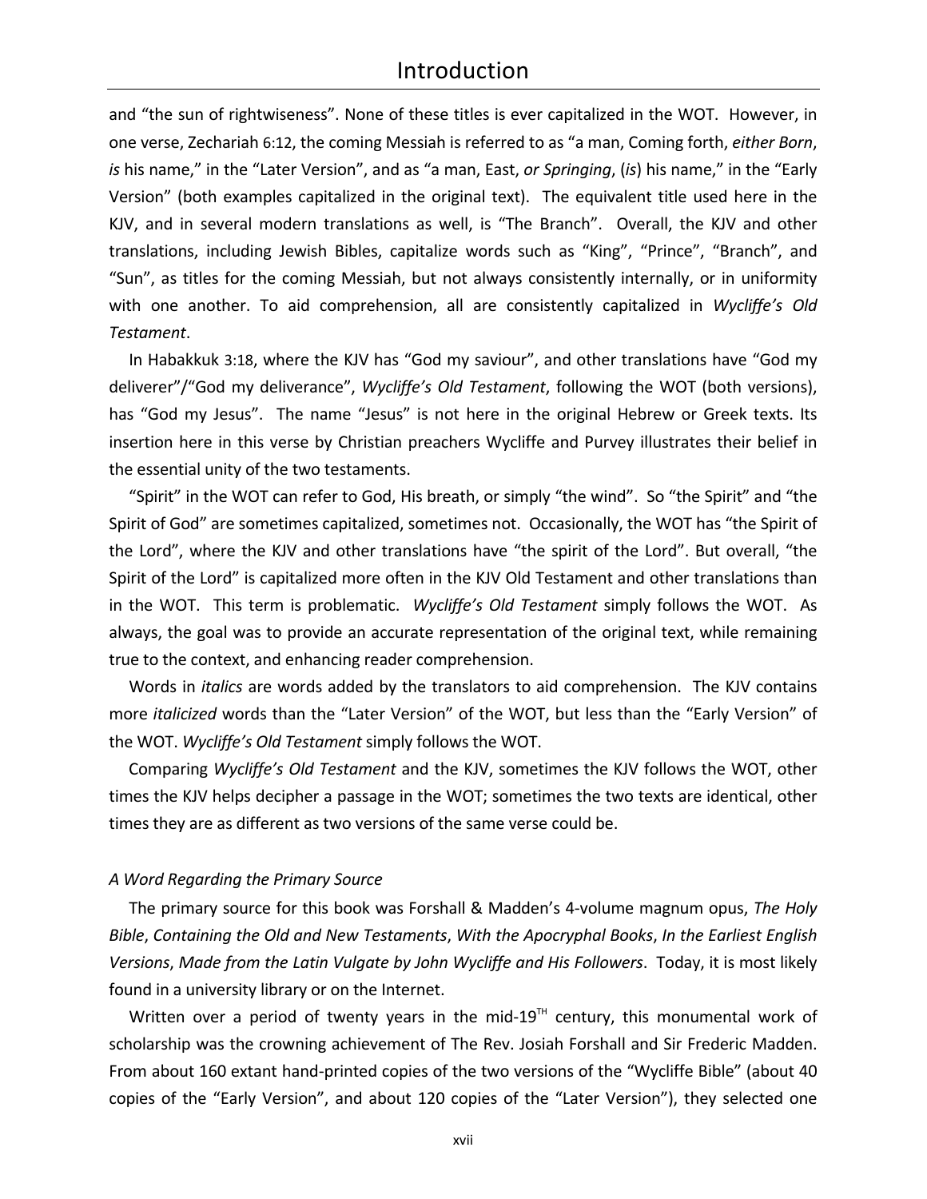and "the sun of rightwiseness". None of these titles is ever capitalized in the WOT. However, in one verse, Zechariah 6:12, the coming Messiah is referred to as "a man, Coming forth, *either Born*, *is* his name," in the "Later Version", and as "a man, East, *or Springing*, (*is*) his name," in the "Early Version" (both examples capitalized in the original text). The equivalent title used here in the KJV, and in several modern translations as well, is "The Branch". Overall, the KJV and other translations, including Jewish Bibles, capitalize words such as "King", "Prince", "Branch", and "Sun", as titles for the coming Messiah, but not always consistently internally, or in uniformity with one another. To aid comprehension, all are consistently capitalized in *Wycliffe's Old Testament*.

In Habakkuk 3:18, where the KJV has "God my saviour", and other translations have "God my deliverer"/"God my deliverance", *Wycliffe's Old Testament*, following the WOT (both versions), has "God my Jesus". The name "Jesus" is not here in the original Hebrew or Greek texts. Its insertion here in this verse by Christian preachers Wycliffe and Purvey illustrates their belief in the essential unity of the two testaments.

"Spirit" in the WOT can refer to God, His breath, or simply "the wind". So "the Spirit" and "the Spirit of God" are sometimes capitalized, sometimes not. Occasionally, the WOT has "the Spirit of the Lord", where the KJV and other translations have "the spirit of the Lord". But overall, "the Spirit of the Lord" is capitalized more often in the KJV Old Testament and other translations than in the WOT. This term is problematic. *Wycliffe's Old Testament* simply follows the WOT. As always, the goal was to provide an accurate representation of the original text, while remaining true to the context, and enhancing reader comprehension.

Words in *italics* are words added by the translators to aid comprehension. The KJV contains more *italicized* words than the "Later Version" of the WOT, but less than the "Early Version" of the WOT. *Wycliffe's Old Testament* simply follows the WOT.

Comparing *Wycliffe's Old Testament* and the KJV, sometimes the KJV follows the WOT, other times the KJV helps decipher a passage in the WOT; sometimes the two texts are identical, other times they are as different as two versions of the same verse could be.

*A Word Regarding the Primary Source*

The primary source for this book was Forshall & Madden's 4-volume magnum opus, *The Holy Bible*, *Containing the Old and New Testaments*, *With the Apocryphal Books*, *In the Earliest English Versions*, *Made from the Latin Vulgate by John Wycliffe and His Followers*. Today, it is most likely found in a university library or on the Internet.

Written over a period of twenty years in the mid-19TH century, this monumental work of scholarship was the crowning achievement of The Rev. Josiah Forshall and Sir Frederic Madden. From about 160 extant hand-printed copies of the two versions of the "Wycliffe Bible" (about 40 copies of the "Early Version", and about 120 copies of the "Later Version"), they selected one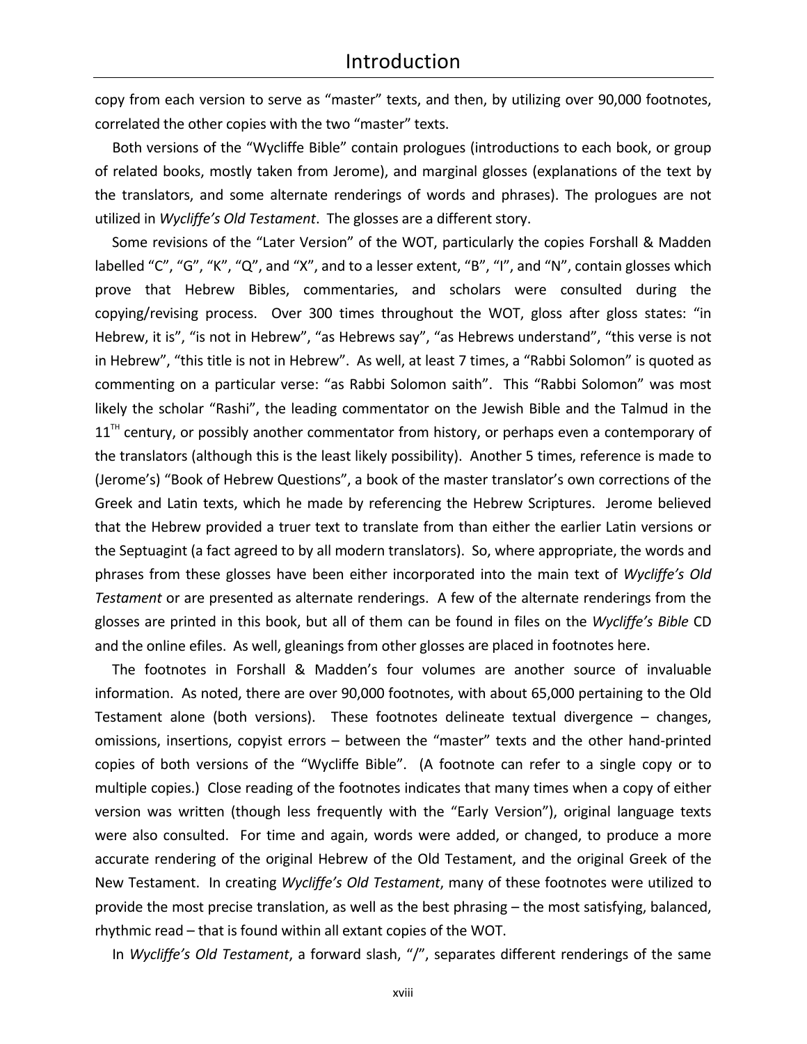copy from each version to serve as "master" texts, and then, by utilizing over 90,000 footnotes, correlated the other copies with the two "master" texts.

Both versions of the "Wycliffe Bible" contain prologues (introductions to each book, or group of related books, mostly taken from Jerome), and marginal glosses (explanations of the text by the translators, and some alternate renderings of words and phrases). The prologues are not utilized in *Wycliffe's Old Testament*. The glosses are a different story.

Some revisions of the "Later Version" of the WOT, particularly the copies Forshall & Madden labelled "C", "G", "K", "Q", and "X", and to a lesser extent, "B", "I", and "N", contain glosses which prove that Hebrew Bibles, commentaries, and scholars were consulted during the copying/revising process. Over 300 times throughout the WOT, gloss after gloss states: "in Hebrew, it is", "is not in Hebrew", "as Hebrews say", "as Hebrews understand", "this verse is not in Hebrew", "this title is not in Hebrew". As well, at least 7 times, a "Rabbi Solomon" is quoted as commenting on a particular verse: "as Rabbi Solomon saith". This "Rabbi Solomon" was most likely the scholar "Rashi", the leading commentator on the Jewish Bible and the Talmud in the 11^TH^ century, or possibly another commentator from history, or perhaps even a contemporary of the translators (although this is the least likely possibility). Another 5 times, reference is made to (Jerome's) "Book of Hebrew Questions", a book of the master translator's own corrections of the Greek and Latin texts, which he made by referencing the Hebrew Scriptures. Jerome believed that the Hebrew provided a truer text to translate from than either the earlier Latin versions or the Septuagint (a fact agreed to by all modern translators). So, where appropriate, the words and phrases from these glosses have been either incorporated into the main text of *Wycliffe's Old Testament* or are presented as alternate renderings. A few of the alternate renderings from the glosses are printed in this book, but all of them can be found in files on the *Wycliffe's Bible* CD and the online efiles. As well, gleanings from other glosses are placed in footnotes here.

The footnotes in Forshall & Madden's four volumes are another source of invaluable information. As noted, there are over 90,000 footnotes, with about 65,000 pertaining to the Old Testament alone (both versions). These footnotes delineate textual divergence – changes, omissions, insertions, copyist errors – between the "master" texts and the other hand-printed copies of both versions of the "Wycliffe Bible". (A footnote can refer to a single copy or to multiple copies.) Close reading of the footnotes indicates that many times when a copy of either version was written (though less frequently with the "Early Version"), original language texts were also consulted. For time and again, words were added, or changed, to produce a more accurate rendering of the original Hebrew of the Old Testament, and the original Greek of the New Testament. In creating *Wycliffe's Old Testament*, many of these footnotes were utilized to provide the most precise translation, as well as the best phrasing – the most satisfying, balanced, rhythmic read – that is found within all extant copies of the WOT.

In *Wycliffe's Old Testament*, a forward slash, "/", separates different renderings of the same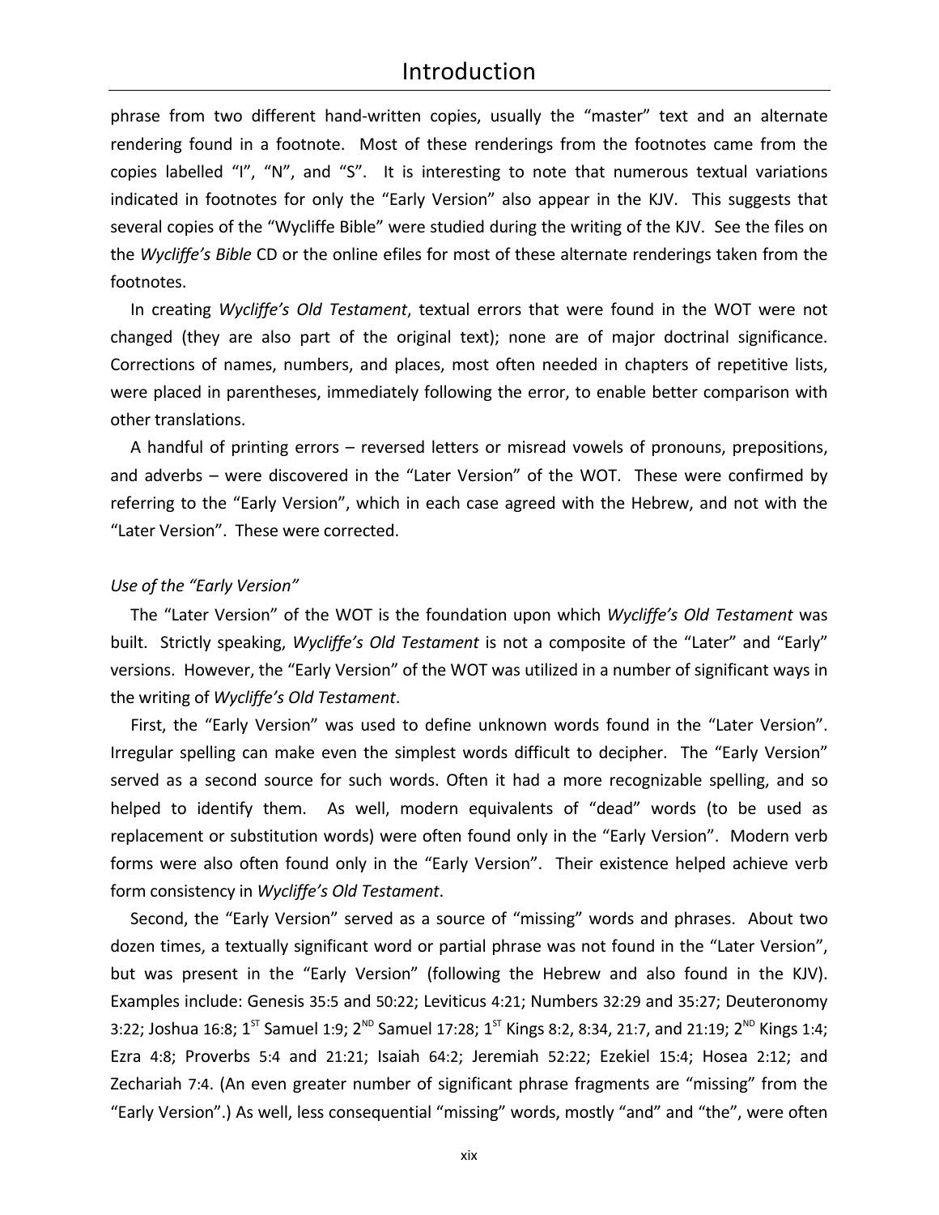phrase from two different hand-written copies, usually the "master" text and an alternate rendering found in a footnote. Most of these renderings from the footnotes came from the copies labelled "I", "N", and "S". It is interesting to note that numerous textual variations indicated in footnotes for only the "Early Version" also appear in the KJV. This suggests that several copies of the "Wycliffe Bible" were studied during the writing of the KJV. See the files on the *Wycliffe's Bible* CD or the online efiles for most of these alternate renderings taken from the footnotes.

In creating *Wycliffe's Old Testament*, textual errors that were found in the WOT were not changed (they are also part of the original text); none are of major doctrinal significance. Corrections of names, numbers, and places, most often needed in chapters of repetitive lists, were placed in parentheses, immediately following the error, to enable better comparison with other translations.

A handful of printing errors – reversed letters or misread vowels of pronouns, prepositions, and adverbs – were discovered in the "Later Version" of the WOT. These were confirmed by referring to the "Early Version", which in each case agreed with the Hebrew, and not with the "Later Version". These were corrected.

*Use of the "Early Version"*

The "Later Version" of the WOT is the foundation upon which *Wycliffe's Old Testament* was built. Strictly speaking, *Wycliffe's Old Testament* is not a composite of the "Later" and "Early" versions. However, the "Early Version" of the WOT was utilized in a number of significant ways in the writing of *Wycliffe's Old Testament*.

First, the "Early Version" was used to define unknown words found in the "Later Version". Irregular spelling can make even the simplest words difficult to decipher. The "Early Version" served as a second source for such words. Often it had a more recognizable spelling, and so helped to identify them. As well, modern equivalents of "dead" words (to be used as replacement or substitution words) were often found only in the "Early Version". Modern verb forms were also often found only in the "Early Version". Their existence helped achieve verb form consistency in *Wycliffe's Old Testament*.

Second, the "Early Version" served as a source of "missing" words and phrases. About two dozen times, a textually significant word or partial phrase was not found in the "Later Version", but was present in the "Early Version" (following the Hebrew and also found in the KJV). Examples include: Genesis 35:5 and 50:22; Leviticus 4:21; Numbers 32:29 and 35:27; Deuteronomy 3:22; Joshua 16:8; 1ST Samuel 1:9; 2ND Samuel 17:28; 1ST Kings 8:2, 8:34, 21:7, and 21:19; 2ND Kings 1:4; Ezra 4:8; Proverbs 5:4 and 21:21; Isaiah 64:2; Jeremiah 52:22; Ezekiel 15:4; Hosea 2:12; and Zechariah 7:4. (An even greater number of significant phrase fragments are "missing" from the "Early Version".) As well, less consequential "missing" words, mostly "and" and "the", were often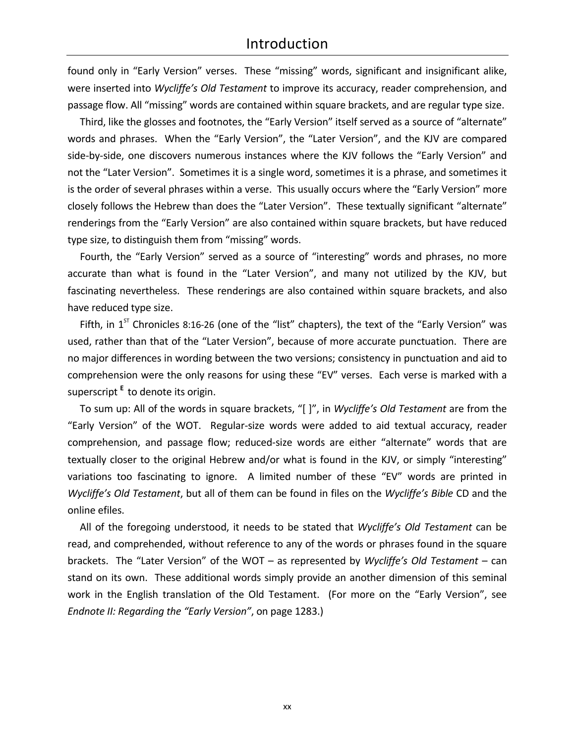found only in "Early Version" verses. These "missing" words, significant and insignificant alike, were inserted into *Wycliffe's Old Testament* to improve its accuracy, reader comprehension, and passage flow. All "missing" words are contained within square brackets, and are regular type size.

Third, like the glosses and footnotes, the "Early Version" itself served as a source of "alternate" words and phrases. When the "Early Version", the "Later Version", and the KJV are compared side-by-side, one discovers numerous instances where the KJV follows the "Early Version" and not the "Later Version". Sometimes it is a single word, sometimes it is a phrase, and sometimes it is the order of several phrases within a verse. This usually occurs where the "Early Version" more closely follows the Hebrew than does the "Later Version". These textually significant "alternate" renderings from the "Early Version" are also contained within square brackets, but have reduced type size, to distinguish them from "missing" words.

Fourth, the "Early Version" served as a source of "interesting" words and phrases, no more accurate than what is found in the "Later Version", and many not utilized by the KJV, but fascinating nevertheless. These renderings are also contained within square brackets, and also have reduced type size.

Fifth, in 1ST Chronicles 8:16-26 (one of the "list" chapters), the text of the "Early Version" was used, rather than that of the "Later Version", because of more accurate punctuation. There are no major differences in wording between the two versions; consistency in punctuation and aid to comprehension were the only reasons for using these "EV" verses. Each verse is marked with a superscript **E** to denote its origin.

To sum up: All of the words in square brackets, "[ ]", in *Wycliffe's Old Testament* are from the "Early Version" of the WOT. Regular-size words were added to aid textual accuracy, reader comprehension, and passage flow; reduced-size words are either "alternate" words that are textually closer to the original Hebrew and/or what is found in the KJV, or simply "interesting" variations too fascinating to ignore. A limited number of these "EV" words are printed in *Wycliffe's Old Testament*, but all of them can be found in files on the *Wycliffe's Bible* CD and the online efiles.

All of the foregoing understood, it needs to be stated that *Wycliffe's Old Testament* can be read, and comprehended, without reference to any of the words or phrases found in the square brackets. The "Later Version" of the WOT – as represented by *Wycliffe's Old Testament* – can stand on its own. These additional words simply provide an another dimension of this seminal work in the English translation of the Old Testament. (For more on the "Early Version", see *Endnote II: Regarding the "Early Version"*, on page 1283.)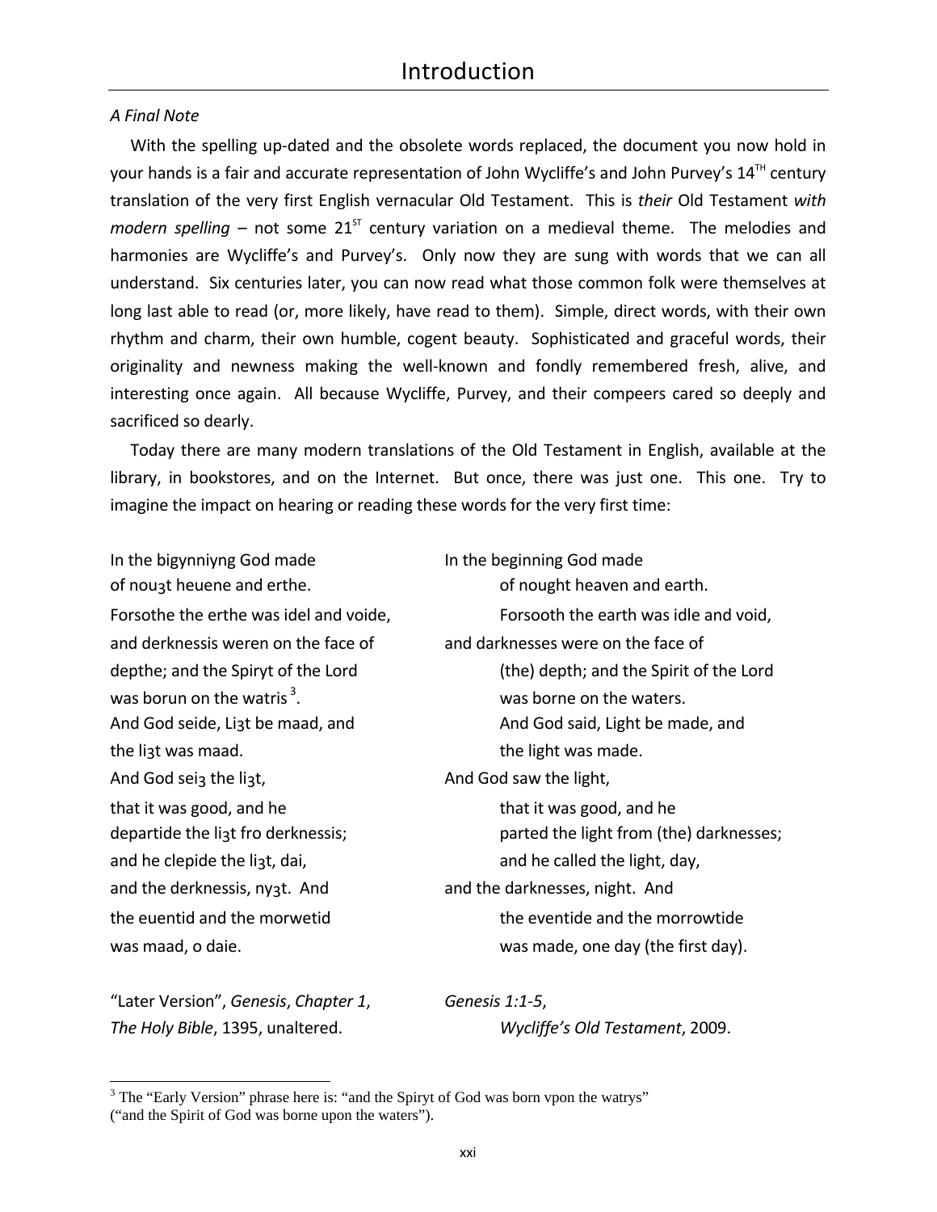*A Final Note*

With the spelling up-dated and the obsolete words replaced, the document you now hold in your hands is a fair and accurate representation of John Wycliffe's and John Purvey's 14TH century translation of the very first English vernacular Old Testament. This is *their* Old Testament *with modern spelling* – not some 21ST century variation on a medieval theme. The melodies and harmonies are Wycliffe's and Purvey's. Only now they are sung with words that we can all understand. Six centuries later, you can now read what those common folk were themselves at long last able to read (or, more likely, have read to them). Simple, direct words, with their own rhythm and charm, their own humble, cogent beauty. Sophisticated and graceful words, their originality and newness making the well-known and fondly remembered fresh, alive, and interesting once again. All because Wycliffe, Purvey, and their compeers cared so deeply and sacrificed so dearly.

Today there are many modern translations of the Old Testament in English, available at the library, in bookstores, and on the Internet. But once, there was just one. This one. Try to imagine the impact on hearing or reading these words for the very first time:

In the bigynniyng God made
of nouȝt heuene and erthe.
Forsothe the erthe was idel and voide,
and derknessis weren on the face of
depthe; and the Spiryt of the Lord
was borun on the watris[3].
And God seide, Liȝt be maad, and
the liȝt was maad.
And God seiȝ the liȝt,
that it was good, and he
departide the liȝt fro derknessis;
and he clepide the liȝt, dai,
and the derknessis, nyȝt. And
the euentid and the morwetid
was maad, o daie.

"Later Version", *Genesis*, *Chapter 1*,
*The Holy Bible*, 1395, unaltered.

In the beginning God made
of nought heaven and earth.
Forsooth the earth was idle and void,
and darknesses were on the face of
(the) depth; and the Spirit of the Lord
was borne on the waters.
And God said, Light be made, and
the light was made.
And God saw the light,
that it was good, and he
parted the light from (the) darknesses;
and he called the light, day,
and the darknesses, night. And
the eventide and the morrowtide
was made, one day (the first day).

*Genesis 1:1-5*,
*Wycliffe's Old Testament*, 2009.

[3] The "Early Version" phrase here is: "and the Spiryt of God was born vpon the watrys" ("and the Spirit of God was borne upon the waters").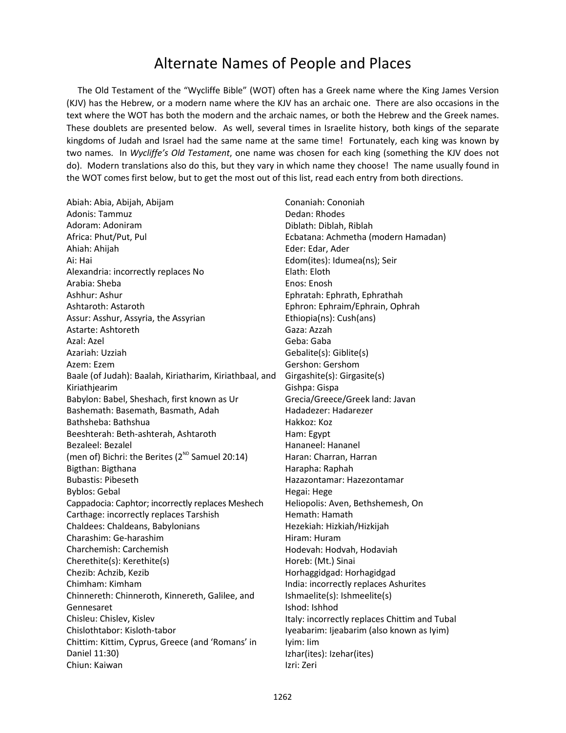# Alternate Names of People and Places

The Old Testament of the "Wycliffe Bible" (WOT) often has a Greek name where the King James Version (KJV) has the Hebrew, or a modern name where the KJV has an archaic one. There are also occasions in the text where the WOT has both the modern and the archaic names, or both the Hebrew and the Greek names. These doublets are presented below. As well, several times in Israelite history, both kings of the separate kingdoms of Judah and Israel had the same name at the same time! Fortunately, each king was known by two names. In *Wycliffe's Old Testament*, one name was chosen for each king (something the KJV does not do). Modern translations also do this, but they vary in which name they choose! The name usually found in the WOT comes first below, but to get the most out of this list, read each entry from both directions.

Abiah: Abia, Abijah, Abijam
Adonis: Tammuz
Adoram: Adoniram
Africa: Phut/Put, Pul
Ahiah: Ahijah
Ai: Hai
Alexandria: incorrectly replaces No
Arabia: Sheba
Ashhur: Ashur
Ashtaroth: Astaroth
Assur: Asshur, Assyria, the Assyrian
Astarte: Ashtoreth
Azal: Azel
Azariah: Uzziah
Azem: Ezem
Baale (of Judah): Baalah, Kiriatharim, Kiriathbaal, and Kiriathjearim
Babylon: Babel, Sheshach, first known as Ur
Bashemath: Basemath, Basmath, Adah
Bathsheba: Bathshua
Beeshterah: Beth-ashterah, Ashtaroth
Bezaleel: Bezalel
(men of) Bichri: the Berites (2[ND] Samuel 20:14)
Bigthan: Bigthana
Bubastis: Pibeseth
Byblos: Gebal
Cappadocia: Caphtor; incorrectly replaces Meshech
Carthage: incorrectly replaces Tarshish
Chaldees: Chaldeans, Babylonians
Charashim: Ge-harashim
Charchemish: Carchemish
Cherethite(s): Kerethite(s)
Chezib: Achzib, Kezib
Chimham: Kimham
Chinnereth: Chinneroth, Kinnereth, Galilee, and Gennesaret
Chisleu: Chislev, Kislev
Chislothtabor: Kisloth-tabor
Chittim: Kittim, Cyprus, Greece (and 'Romans' in Daniel 11:30)
Chiun: Kaiwan
Conaniah: Cononiah
Dedan: Rhodes
Diblath: Diblah, Riblah
Ecbatana: Achmetha (modern Hamadan)
Eder: Edar, Ader
Edom(ites): Idumea(ns); Seir
Elath: Eloth
Enos: Enosh
Ephratah: Ephrath, Ephrathah
Ephron: Ephraim/Ephrain, Ophrah
Ethiopia(ns): Cush(ans)
Gaza: Azzah
Geba: Gaba
Gebalite(s): Giblite(s)
Gershon: Gershom
Girgashite(s): Girgasite(s)
Gishpa: Gispa
Grecia/Greece/Greek land: Javan
Hadadezer: Hadarezer
Hakkoz: Koz
Ham: Egypt
Hananeel: Hananel
Haran: Charran, Harran
Harapha: Raphah
Hazazontamar: Hazezontamar
Hegai: Hege
Heliopolis: Aven, Bethshemesh, On
Hemath: Hamath
Hezekiah: Hizkiah/Hizkijah
Hiram: Huram
Hodevah: Hodvah, Hodaviah
Horeb: (Mt.) Sinai
Horhaggidgad: Horhagidgad
India: incorrectly replaces Ashurites
Ishmaelite(s): Ishmeelite(s)
Ishod: Ishhod
Italy: incorrectly replaces Chittim and Tubal
Iyeabarim: Ijeabarim (also known as Iyim)
Iyim: Iim
Izhar(ites): Izehar(ites)
Izri: Zeri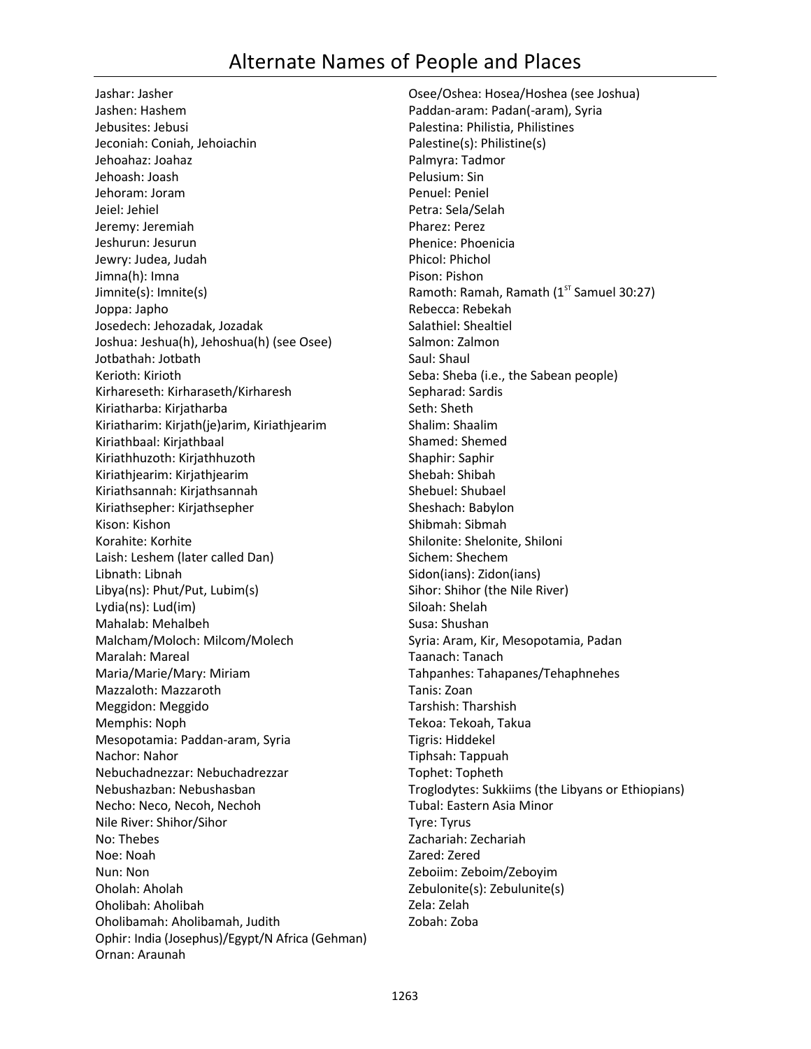# Alternate Names of People and Places

Jashar: Jasher
Jashen: Hashem
Jebusites: Jebusi
Jeconiah: Coniah, Jehoiachin
Jehoahaz: Joahaz
Jehoash: Joash
Jehoram: Joram
Jeiel: Jehiel
Jeremy: Jeremiah
Jeshurun: Jesurun
Jewry: Judea, Judah
Jimna(h): Imna
Jimnite(s): Imnite(s)
Joppa: Japho
Josedech: Jehozadak, Jozadak
Joshua: Jeshua(h), Jehoshua(h) (see Osee)
Jotbathah: Jotbath
Kerioth: Kirioth
Kirhareseth: Kirharaseth/Kirharesh
Kiriatharba: Kirjatharba
Kiriatharim: Kirjath(je)arim, Kiriathjearim
Kiriathbaal: Kirjathbaal
Kiriathhuzoth: Kirjathhuzoth
Kiriathjearim: Kirjathjearim
Kiriathsannah: Kirjathsannah
Kiriathsepher: Kirjathsepher
Kison: Kishon
Korahite: Korhite
Laish: Leshem (later called Dan)
Libnath: Libnah
Libya(ns): Phut/Put, Lubim(s)
Lydia(ns): Lud(im)
Mahalab: Mehalbeh
Malcham/Moloch: Milcom/Molech
Maralah: Mareal
Maria/Marie/Mary: Miriam
Mazzaloth: Mazzaroth
Meggidon: Meggido
Memphis: Noph
Mesopotamia: Paddan-aram, Syria
Nachor: Nahor
Nebuchadnezzar: Nebuchadrezzar
Nebushazban: Nebushasban
Necho: Neco, Necoh, Nechoh
Nile River: Shihor/Sihor
No: Thebes
Noe: Noah
Nun: Non
Oholah: Aholah
Oholibah: Aholibah
Oholibamah: Aholibamah, Judith
Ophir: India (Josephus)/Egypt/N Africa (Gehman)
Ornan: Araunah
Osee/Oshea: Hosea/Hoshea (see Joshua)
Paddan-aram: Padan(-aram), Syria
Palestina: Philistia, Philistines
Palestine(s): Philistine(s)
Palmyra: Tadmor
Pelusium: Sin
Penuel: Peniel
Petra: Sela/Selah
Pharez: Perez
Phenice: Phoenicia
Phicol: Phichol
Pison: Pishon
Ramoth: Ramah, Ramath (1st Samuel 30:27)
Rebecca: Rebekah
Salathiel: Shealtiel
Salmon: Zalmon
Saul: Shaul
Seba: Sheba (i.e., the Sabean people)
Sepharad: Sardis
Seth: Sheth
Shalim: Shaalim
Shamed: Shemed
Shaphir: Saphir
Shebah: Shibah
Shebuel: Shubael
Sheshach: Babylon
Shibmah: Sibmah
Shilonite: Shelonite, Shiloni
Sichem: Shechem
Sidon(ians): Zidon(ians)
Sihor: Shihor (the Nile River)
Siloah: Shelah
Susa: Shushan
Syria: Aram, Kir, Mesopotamia, Padan
Taanach: Tanach
Tahpanhes: Tahapanes/Tehaphnehes
Tanis: Zoan
Tarshish: Tharshish
Tekoa: Tekoah, Takua
Tigris: Hiddekel
Tiphsah: Tappuah
Tophet: Topheth
Troglodytes: Sukkiims (the Libyans or Ethiopians)
Tubal: Eastern Asia Minor
Tyre: Tyrus
Zachariah: Zechariah
Zared: Zered
Zeboiim: Zeboim/Zeboyim
Zebulonite(s): Zebulunite(s)
Zela: Zelah
Zobah: Zoba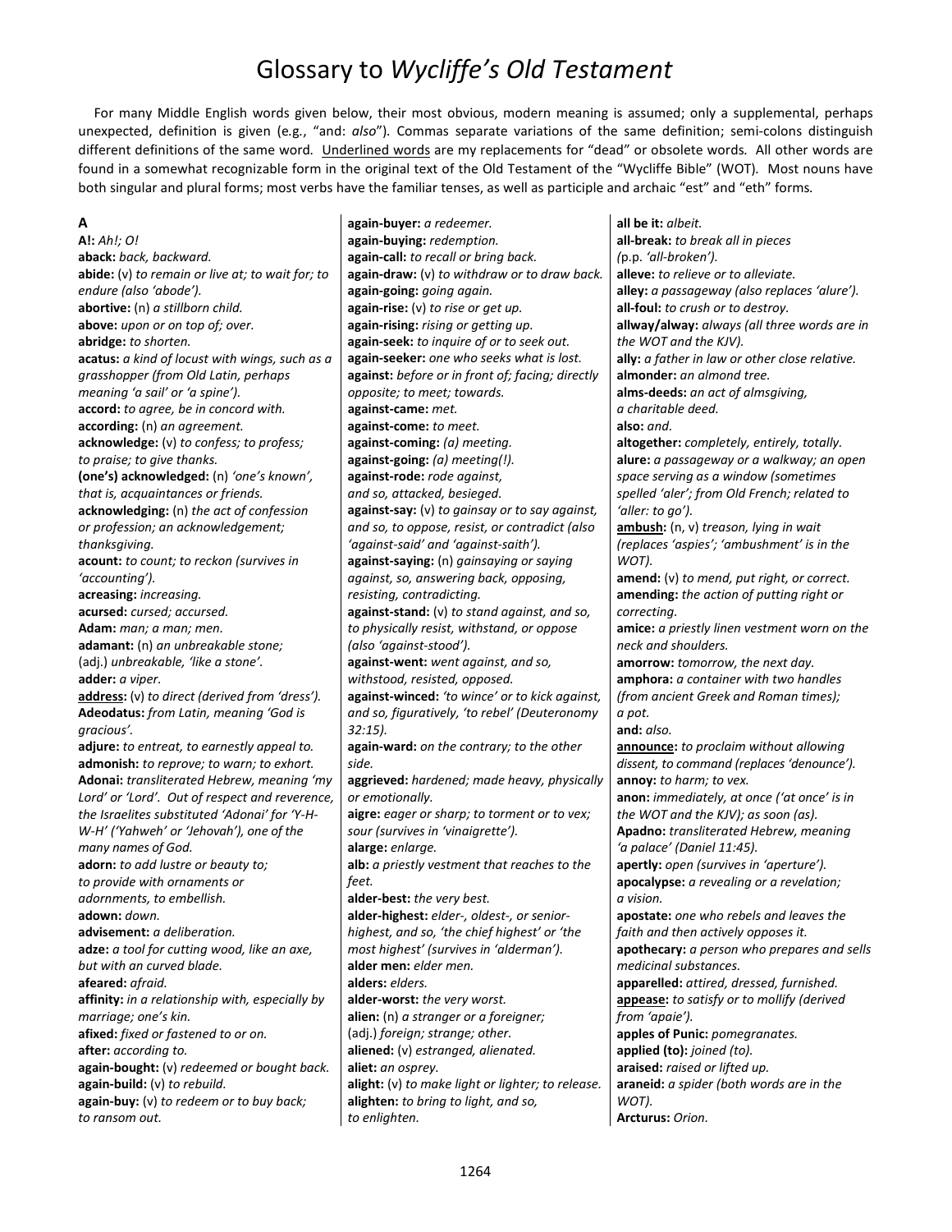# Glossary to *Wycliffe's Old Testament*

For many Middle English words given below, their most obvious, modern meaning is assumed; only a supplemental, perhaps unexpected, definition is given (e.g., "and: *also*"). Commas separate variations of the same definition; semi-colons distinguish different definitions of the same word. Underlined words are my replacements for "dead" or obsolete words. All other words are found in a somewhat recognizable form in the original text of the Old Testament of the "Wycliffe Bible" (WOT). Most nouns have both singular and plural forms; most verbs have the familiar tenses, as well as participle and archaic "est" and "eth" forms.

## A

**A!:** *Ah!; O!*
**aback:** *back, backward.*
**abide:** (v) *to remain or live at; to wait for; to endure (also 'abode').*
**abortive:** (n) *a stillborn child.*
**above:** *upon or on top of; over.*
**abridge:** *to shorten.*
**acatus:** *a kind of locust with wings, such as a grasshopper (from Old Latin, perhaps meaning 'a sail' or 'a spine').*
**accord:** *to agree, be in concord with.*
**according:** (n) *an agreement.*
**acknowledge:** (v) *to confess; to profess; to praise; to give thanks.*
**(one's) acknowledged:** (n) *'one's known', that is, acquaintances or friends.*
**acknowledging:** (n) *the act of confession or profession; an acknowledgement; thanksgiving.*
**acount:** *to count; to reckon (survives in 'accounting').*
**acreasing:** *increasing.*
**acursed:** *cursed; accursed.*
**Adam:** *man; a man; men.*
**adamant:** (n) *an unbreakable stone;* (adj.) *unbreakable, 'like a stone'.*
**adder:** *a viper.*
**address:** (v) *to direct (derived from 'dress').*
**Adeodatus:** *from Latin, meaning 'God is gracious'.*
**adjure:** *to entreat, to earnestly appeal to.*
**admonish:** *to reprove; to warn; to exhort.*
**Adonai:** *transliterated Hebrew, meaning 'my Lord' or 'Lord'. Out of respect and reverence, the Israelites substituted 'Adonai' for 'Y-H-W-H' ('Yahweh' or 'Jehovah'), one of the many names of God.*
**adorn:** *to add lustre or beauty to; to provide with ornaments or adornments, to embellish.*
**adown:** *down.*
**advisement:** *a deliberation.*
**adze:** *a tool for cutting wood, like an axe, but with an curved blade.*
**afeared:** *afraid.*
**affinity:** *in a relationship with, especially by marriage; one's kin.*
**afixed:** *fixed or fastened to or on.*
**after:** *according to.*
**again-bought:** (v) *redeemed or bought back.*
**again-build:** (v) *to rebuild.*
**again-buy:** (v) *to redeem or to buy back; to ransom out.*
**again-buyer:** *a redeemer.*
**again-buying:** *redemption.*
**again-call:** *to recall or bring back.*
**again-draw:** (v) *to withdraw or to draw back.*
**again-going:** *going again.*
**again-rise:** (v) *to rise or get up.*
**again-rising:** *rising or getting up.*
**again-seek:** *to inquire of or to seek out.*
**again-seeker:** *one who seeks what is lost.*
**against:** *before or in front of; facing; directly opposite; to meet; towards.*
**against-came:** *met.*
**against-come:** *to meet.*
**against-coming:** *(a) meeting.*
**against-going:** *(a) meeting(!).*
**against-rode:** *rode against, and so, attacked, besieged.*
**against-say:** (v) *to gainsay or to say against, and so, to oppose, resist, or contradict (also 'against-said' and 'against-saith').*
**against-saying:** (n) *gainsaying or saying against, and so, answering back, opposing, resisting, contradicting.*
**against-stand:** (v) *to stand against, and so, to physically resist, withstand, or oppose (also 'against-stood').*
**against-went:** *went against, and so, withstood, resisted, opposed.*
**against-winced:** *'to wince' or to kick against, and so, figuratively, 'to rebel' (Deuteronomy 32:15).*
**again-ward:** *on the contrary; to the other side.*
**aggrieved:** *hardened; made heavy, physically or emotionally.*
**aigre:** *eager or sharp; to torment or to vex; sour (survives in 'vinaigrette').*
**alarge:** *enlarge.*
**alb:** *a priestly vestment that reaches to the feet.*
**alder-best:** *the very best.*
**alder-highest:** *elder-, oldest-, or senior-highest, and so, 'the chief highest' or 'the most highest' (survives in 'alderman').*
**alder men:** *elder men.*
**alders:** *elders.*
**alder-worst:** *the very worst.*
**alien:** (n) *a stranger or a foreigner;* (adj.) *foreign; strange; other.*
**aliened:** (v) *estranged, alienated.*
**aliet:** *an osprey.*
**alight:** (v) *to make light or lighter; to release.*
**alighten:** *to bring to light, and so, to enlighten.*
**all be it:** *albeit.*
**all-break:** *to break all in pieces (p.p. 'all-broken').*
**alleve:** *to relieve or to alleviate.*
**alley:** *a passageway (also replaces 'alure').*
**all-foul:** *to crush or to destroy.*
**allway/alway:** *always (all three words are in the WOT and the KJV).*
**ally:** *a father in law or other close relative.*
**almonder:** *an almond tree.*
**alms-deeds:** *an act of almsgiving, a charitable deed.*
**also:** *and.*
**altogether:** *completely, entirely, totally.*
**alure:** *a passageway or a walkway; an open space serving as a window (sometimes spelled 'aler'; from Old French; related to 'aller: to go').*
**ambush:** (n, v) *treason, lying in wait (replaces 'aspies'; 'ambushment' is in the WOT).*
**amend:** (v) *to mend, put right, or correct.*
**amending:** *the action of putting right or correcting.*
**amice:** *a priestly linen vestment worn on the neck and shoulders.*
**amorrow:** *tomorrow, the next day.*
**amphora:** *a container with two handles (from ancient Greek and Roman times); a pot.*
**and:** *also.*
**announce:** *to proclaim without allowing dissent, to command (replaces 'denounce').*
**annoy:** *to harm; to vex.*
**anon:** *immediately, at once ('at once' is in the WOT and the KJV); as soon (as).*
**Apadno:** *transliterated Hebrew, meaning 'a palace' (Daniel 11:45).*
**apertly:** *open (survives in 'aperture').*
**apocalypse:** *a revealing or a revelation; a vision.*
**apostate:** *one who rebels and leaves the faith and then actively opposes it.*
**apothecary:** *a person who prepares and sells medicinal substances.*
**apparelled:** *attired, dressed, furnished.*
**appease:** *to satisfy or to mollify (derived from 'apaie').*
**apples of Punic:** *pomegranates.*
**applied (to):** *joined (to).*
**araised:** *raised or lifted up.*
**araneid:** *a spider (both words are in the WOT).*
**Arcturus:** *Orion.*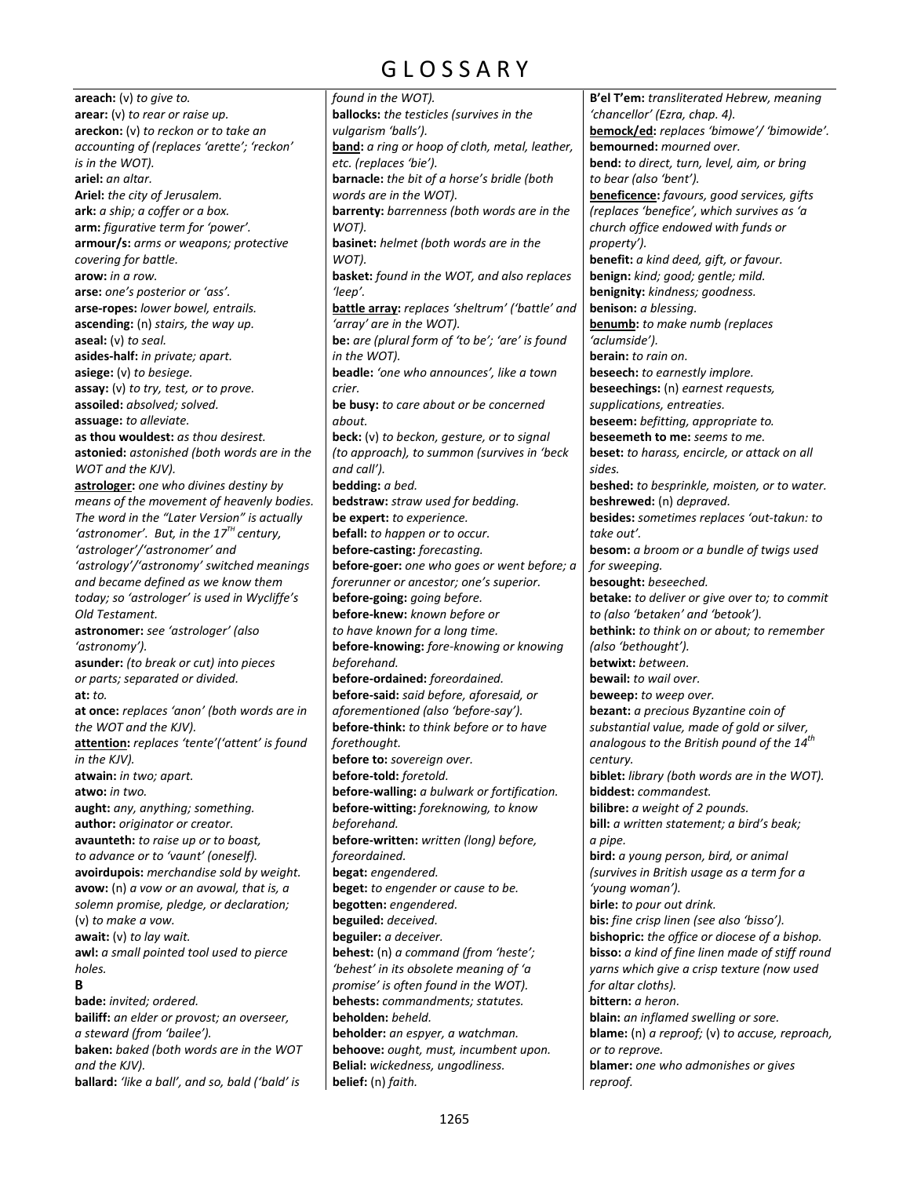／# GLOSSARY

**areach:** (v) *to give to.*
**arear:** (v) *to rear or raise up.*
**areckon:** (v) *to reckon or to take an accounting of (replaces 'arette'; 'reckon' is in the WOT).*
**ariel:** *an altar.*
**Ariel:** *the city of Jerusalem.*
**ark:** *a ship; a coffer or a box.*
**arm:** *figurative term for 'power'.*
**armour/s:** *arms or weapons; protective covering for battle.*
**arow:** *in a row.*
**arse:** *one's posterior or 'ass'.*
**arse-ropes:** *lower bowel, entrails.*
**ascending:** (n) *stairs, the way up.*
**aseal:** (v) *to seal.*
**asides-half:** *in private; apart.*
**asiege:** (v) *to besiege.*
**assay:** (v) *to try, test, or to prove.*
**assoiled:** *absolved; solved.*
**assuage:** *to alleviate.*
**as thou wouldest:** *as thou desirest.*
**astonied:** *astonished (both words are in the WOT and the KJV).*
**astrologer:** *one who divines destiny by means of the movement of heavenly bodies. The word in the "Later Version" is actually 'astronomer'. But, in the 17th century, 'astrologer'/'astronomer' and 'astrology'/'astronomy' switched meanings and became defined as we know them today; so 'astrologer' is used in Wycliffe's Old Testament.*
**astronomer:** *see 'astrologer' (also 'astronomy').*
**asunder:** *(to break or cut) into pieces or parts; separated or divided.*
**at:** *to.*
**at once:** *replaces 'anon' (both words are in the WOT and the KJV).*
**attention:** *replaces 'tente'('attent' is found in the KJV).*
**atwain:** *in two; apart.*
**atwo:** *in two.*
**aught:** *any, anything; something.*
**author:** *originator or creator.*
**avaunteth:** *to raise up or to boast, to advance or to 'vaunt' (oneself).*
**avoirdupois:** *merchandise sold by weight.*
**avow:** (n) *a vow or an avowal, that is, a solemn promise, pledge, or declaration;* (v) *to make a vow.*
**await:** (v) *to lay wait.*
**awl:** *a small pointed tool used to pierce holes.*

**B**

**bade:** *invited; ordered.*
**bailiff:** *an elder or provost; an overseer, a steward (from 'bailee').*
**baken:** *baked (both words are in the WOT and the KJV).*
**ballard:** *'like a ball', and so, bald ('bald' is found in the WOT).*
**ballocks:** *the testicles (survives in the vulgarism 'balls').*
**band:** *a ring or hoop of cloth, metal, leather, etc. (replaces 'bie').*
**barnacle:** *the bit of a horse's bridle (both words are in the WOT).*
**barrenty:** *barrenness (both words are in the WOT).*
**basinet:** *helmet (both words are in the WOT).*
**basket:** *found in the WOT, and also replaces 'leep'.*
**battle array:** *replaces 'sheltrum' ('battle' and 'array' are in the WOT).*
**be:** *are (plural form of 'to be'; 'are' is found in the WOT).*
**beadle:** *'one who announces', like a town crier.*
**be busy:** *to care about or be concerned about.*
**beck:** (v) *to beckon, gesture, or to signal (to approach), to summon (survives in 'beck and call').*
**bedding:** *a bed.*
**bedstraw:** *straw used for bedding.*
**be expert:** *to experience.*
**befall:** *to happen or to occur.*
**before-casting:** *forecasting.*
**before-goer:** *one who goes or went before; a forerunner or ancestor; one's superior.*
**before-going:** *going before.*
**before-knew:** *known before or to have known for a long time.*
**before-knowing:** *fore-knowing or knowing beforehand.*
**before-ordained:** *foreordained.*
**before-said:** *said before, aforesaid, or aforementioned (also 'before-say').*
**before-think:** *to think before or to have forethought.*
**before to:** *sovereign over.*
**before-told:** *foretold.*
**before-walling:** *a bulwark or fortification.*
**before-witting:** *foreknowing, to know beforehand.*
**before-written:** *written (long) before, foreordained.*
**begat:** *engendered.*
**beget:** *to engender or cause to be.*
**begotten:** *engendered.*
**beguiled:** *deceived.*
**beguiler:** *a deceiver.*
**behest:** (n) *a command (from 'heste'; 'behest' in its obsolete meaning of 'a promise' is often found in the WOT).*
**behests:** *commandments; statutes.*
**beholden:** *beheld.*
**beholder:** *an espyer, a watchman.*
**behoove:** *ought, must, incumbent upon.*
**Belial:** *wickedness, ungodliness.*
**belief:** (n) *faith.*
**B'el T'em:** *transliterated Hebrew, meaning 'chancellor' (Ezra, chap. 4).*
**bemock/ed:** *replaces 'bimowe'/ 'bimowide'.*
**bemourned:** *mourned over.*
**bend:** *to direct, turn, level, aim, or bring to bear (also 'bent').*
**beneficence:** *favours, good services, gifts (replaces 'benefice', which survives as 'a church office endowed with funds or property').*
**benefit:** *a kind deed, gift, or favour.*
**benign:** *kind; good; gentle; mild.*
**benignity:** *kindness; goodness.*
**benison:** *a blessing.*
**benumb:** *to make numb (replaces 'aclumside').*
**berain:** *to rain on.*
**beseech:** *to earnestly implore.*
**beseechings:** (n) *earnest requests, supplications, entreaties.*
**beseem:** *befitting, appropriate to.*
**beseemeth to me:** *seems to me.*
**beset:** *to harass, encircle, or attack on all sides.*
**beshed:** *to besprinkle, moisten, or to water.*
**beshrewed:** (n) *depraved.*
**besides:** *sometimes replaces 'out-takun: to take out'.*
**besom:** *a broom or a bundle of twigs used for sweeping.*
**besought:** *beseeched.*
**betake:** *to deliver or give over to; to commit to (also 'betaken' and 'betook').*
**bethink:** *to think on or about; to remember (also 'bethought').*
**betwixt:** *between.*
**bewail:** *to wail over.*
**beweep:** *to weep over.*
**bezant:** *a precious Byzantine coin of substantial value, made of gold or silver, analogous to the British pound of the 14th century.*
**biblet:** *library (both words are in the WOT).*
**biddest:** *commandest.*
**bilibre:** *a weight of 2 pounds.*
**bill:** *a written statement; a bird's beak; a pipe.*
**bird:** *a young person, bird, or animal (survives in British usage as a term for a 'young woman').*
**birle:** *to pour out drink.*
**bis:** *fine crisp linen (see also 'bisso').*
**bishopric:** *the office or diocese of a bishop.*
**bisso:** *a kind of fine linen made of stiff round yarns which give a crisp texture (now used for altar cloths).*
**bittern:** *a heron.*
**blain:** *an inflamed swelling or sore.*
**blame:** (n) *a reproof;* (v) *to accuse, reproach, or to reprove.*
**blamer:** *one who admonishes or gives reproof.*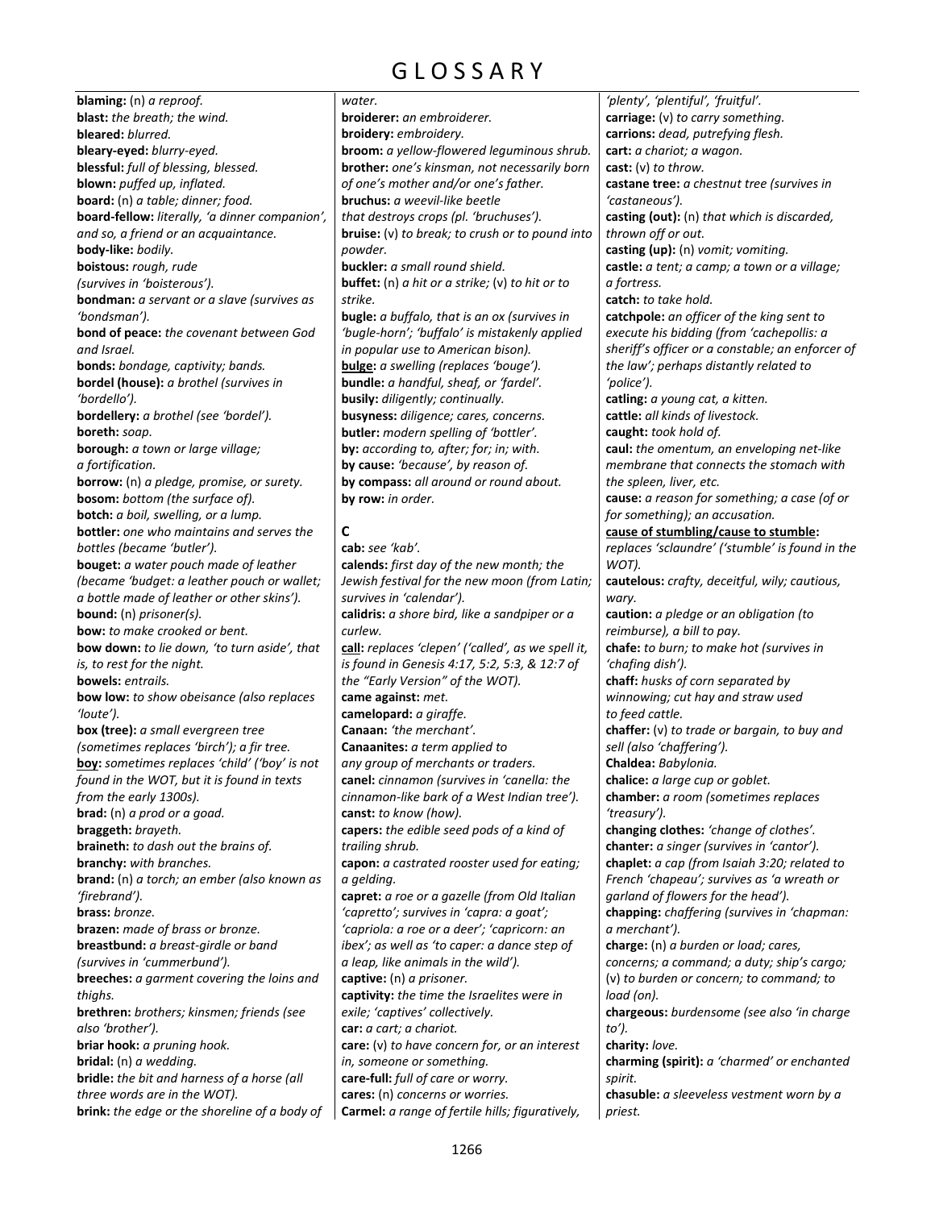# GLOSSARY

**blaming:** (n) *a reproof.*
**blast:** *the breath; the wind.*
**bleared:** *blurred.*
**bleary-eyed:** *blurry-eyed.*
**blessful:** *full of blessing, blessed.*
**blown:** *puffed up, inflated.*
**board:** (n) *a table; dinner; food.*
**board-fellow:** *literally, 'a dinner companion', and so, a friend or an acquaintance.*
**body-like:** *bodily.*
**boistous:** *rough, rude (survives in 'boisterous').*
**bondman:** *a servant or a slave (survives as 'bondsman').*
**bond of peace:** *the covenant between God and Israel.*
**bonds:** *bondage, captivity; bands.*
**bordel (house):** *a brothel (survives in 'bordello').*
**bordellery:** *a brothel (see 'bordel').*
**boreth:** *soap.*
**borough:** *a town or large village; a fortification.*
**borrow:** (n) *a pledge, promise, or surety.*
**bosom:** *bottom (the surface of).*
**botch:** *a boil, swelling, or a lump.*
**bottler:** *one who maintains and serves the bottles (became 'butler').*
**bouget:** *a water pouch made of leather (became 'budget: a leather pouch or wallet; a bottle made of leather or other skins').*
**bound:** (n) *prisoner(s).*
**bow:** *to make crooked or bent.*
**bow down:** *to lie down, 'to turn aside', that is, to rest for the night.*
**bowels:** *entrails.*
**bow low:** *to show obeisance (also replaces 'loute').*
**box (tree):** *a small evergreen tree (sometimes replaces 'birch'); a fir tree.*
**boy:** *sometimes replaces 'child' ('boy' is not found in the WOT, but it is found in texts from the early 1300s).*
**brad:** (n) *a prod or a goad.*
**braggeth:** *brayeth.*
**braineth:** *to dash out the brains of.*
**branchy:** *with branches.*
**brand:** (n) *a torch; an ember (also known as 'firebrand').*
**brass:** *bronze.*
**brazen:** *made of brass or bronze.*
**breastbund:** *a breast-girdle or band (survives in 'cummerbund').*
**breeches:** *a garment covering the loins and thighs.*
**brethren:** *brothers; kinsmen; friends (see also 'brother').*
**briar hook:** *a pruning hook.*
**bridal:** (n) *a wedding.*
**bridle:** *the bit and harness of a horse (all three words are in the WOT).*
**brink:** *the edge or the shoreline of a body of water.*
**broiderer:** *an embroiderer.*
**broidery:** *embroidery.*
**broom:** *a yellow-flowered leguminous shrub.*
**brother:** *one's kinsman, not necessarily born of one's mother and/or one's father.*
**bruchus:** *a weevil-like beetle that destroys crops (pl. 'bruchuses').*
**bruise:** (v) *to break; to crush or to pound into powder.*
**buckler:** *a small round shield.*
**buffet:** (n) *a hit or a strike;* (v) *to hit or to strike.*
**bugle:** *a buffalo, that is an ox (survives in 'bugle-horn'; 'buffalo' is mistakenly applied in popular use to American bison).*
**bulge:** *a swelling (replaces 'bouge').*
**bundle:** *a handful, sheaf, or 'fardel'.*
**busily:** *diligently; continually.*
**busyness:** *diligence; cares, concerns.*
**butler:** *modern spelling of 'bottler'.*
**by:** *according to, after; for; in; with.*
**by cause:** *'because', by reason of.*
**by compass:** *all around or round about.*
**by row:** *in order.*

## C

**cab:** *see 'kab'.*
**calends:** *first day of the new month; the Jewish festival for the new moon (from Latin; survives in 'calendar').*
**calidris:** *a shore bird, like a sandpiper or a curlew.*
**call:** *replaces 'clepen' ('called', as we spell it, is found in Genesis 4:17, 5:2, 5:3, & 12:7 of the "Early Version" of the WOT).*
**came against:** *met.*
**camelopard:** *a giraffe.*
**Canaan:** *'the merchant'.*
**Canaanites:** *a term applied to any group of merchants or traders.*
**canel:** *cinnamon (survives in 'canella: the cinnamon-like bark of a West Indian tree').*
**canst:** *to know (how).*
**capers:** *the edible seed pods of a kind of trailing shrub.*
**capon:** *a castrated rooster used for eating; a gelding.*
**capret:** *a roe or a gazelle (from Old Italian 'capretto'; survives in 'capra: a goat'; 'capriola: a roe or a deer'; 'capricorn: an ibex'; as well as 'to caper: a dance step of a leap, like animals in the wild').*
**captive:** (n) *a prisoner.*
**captivity:** *the time the Israelites were in exile; 'captives' collectively.*
**car:** *a cart; a chariot.*
**care:** (v) *to have concern for, or an interest in, someone or something.*
**care-full:** *full of care or worry.*
**cares:** (n) *concerns or worries.*
**Carmel:** *a range of fertile hills; figuratively, 'plenty', 'plentiful', 'fruitful'.*
**carriage:** (v) *to carry something.*
**carrions:** *dead, putrefying flesh.*
**cart:** *a chariot; a wagon.*
**cast:** (v) *to throw.*
**castane tree:** *a chestnut tree (survives in 'castaneous').*
**casting (out):** (n) *that which is discarded, thrown off or out.*
**casting (up):** (n) *vomit; vomiting.*
**castle:** *a tent; a camp; a town or a village; a fortress.*
**catch:** *to take hold.*
**catchpole:** *an officer of the king sent to execute his bidding (from 'cachepollis: a sheriff's officer or a constable; an enforcer of the law'; perhaps distantly related to 'police').*
**catling:** *a young cat, a kitten.*
**cattle:** *all kinds of livestock.*
**caught:** *took hold of.*
**caul:** *the omentum, an enveloping net-like membrane that connects the stomach with the spleen, liver, etc.*
**cause:** *a reason for something; a case (of or for something); an accusation.*
**cause of stumbling/cause to stumble:** *replaces 'sclaundre' ('stumble' is found in the WOT).*
**cautelous:** *crafty, deceitful, wily; cautious, wary.*
**caution:** *a pledge or an obligation (to reimburse), a bill to pay.*
**chafe:** *to burn; to make hot (survives in 'chafing dish').*
**chaff:** *husks of corn separated by winnowing; cut hay and straw used to feed cattle.*
**chaffer:** (v) *to trade or bargain, to buy and sell (also 'chaffering').*
**Chaldea:** *Babylonia.*
**chalice:** *a large cup or goblet.*
**chamber:** *a room (sometimes replaces 'treasury').*
**changing clothes:** *'change of clothes'.*
**chanter:** *a singer (survives in 'cantor').*
**chaplet:** *a cap (from Isaiah 3:20; related to French 'chapeau'; survives as 'a wreath or garland of flowers for the head').*
**chapping:** *chaffering (survives in 'chapman: a merchant').*
**charge:** (n) *a burden or load; cares, concerns; a command; a duty; ship's cargo;* (v) *to burden or concern; to command; to load (on).*
**chargeous:** *burdensome (see also 'in charge to').*
**charity:** *love.*
**charming (spirit):** *a 'charmed' or enchanted spirit.*
**chasuble:** *a sleeveless vestment worn by a priest.*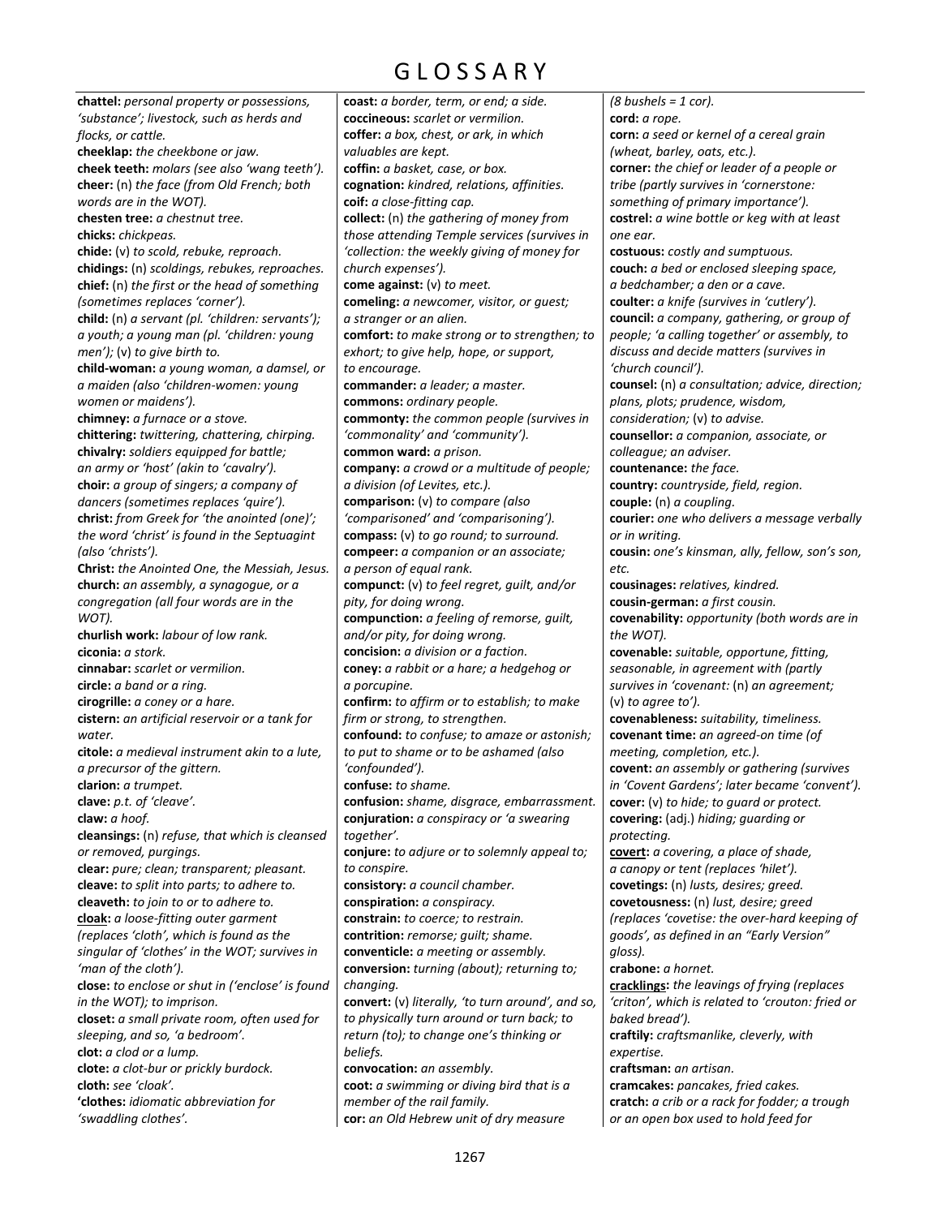# GLOSSARY

**chattel:** *personal property or possessions, 'substance'; livestock, such as herds and flocks, or cattle.*
**cheeklap:** *the cheekbone or jaw.*
**cheek teeth:** *molars (see also 'wang teeth').*
**cheer:** (n) *the face (from Old French; both words are in the WOT).*
**chesten tree:** *a chestnut tree.*
**chicks:** *chickpeas.*
**chide:** (v) *to scold, rebuke, reproach.*
**chidings:** (n) *scoldings, rebukes, reproaches.*
**chief:** (n) *the first or the head of something (sometimes replaces 'corner').*
**child:** (n) *a servant (pl. 'children: servants'); a youth; a young man (pl. 'children: young men');* (v) *to give birth to.*
**child-woman:** *a young woman, a damsel, or a maiden (also 'children-women: young women or maidens').*
**chimney:** *a furnace or a stove.*
**chittering:** *twittering, chattering, chirping.*
**chivalry:** *soldiers equipped for battle; an army or 'host' (akin to 'cavalry').*
**choir:** *a group of singers; a company of dancers (sometimes replaces 'quire').*
**christ:** *from Greek for 'the anointed (one)'; the word 'christ' is found in the Septuagint (also 'christs').*
**Christ:** *the Anointed One, the Messiah, Jesus.*
**church:** *an assembly, a synagogue, or a congregation (all four words are in the WOT).*
**churlish work:** *labour of low rank.*
**ciconia:** *a stork.*
**cinnabar:** *scarlet or vermilion.*
**circle:** *a band or a ring.*
**cirogrille:** *a coney or a hare.*
**cistern:** *an artificial reservoir or a tank for water.*
**citole:** *a medieval instrument akin to a lute, a precursor of the gittern.*
**clarion:** *a trumpet.*
**clave:** *p.t. of 'cleave'.*
**claw:** *a hoof.*
**cleansings:** (n) *refuse, that which is cleansed or removed, purgings.*
**clear:** *pure; clean; transparent; pleasant.*
**cleave:** *to split into parts; to adhere to.*
**cleaveth:** *to join to or to adhere to.*
**cloak:** *a loose-fitting outer garment (replaces 'cloth', which is found as the singular of 'clothes' in the WOT; survives in 'man of the cloth').*
**close:** *to enclose or shut in ('enclose' is found in the WOT); to imprison.*
**closet:** *a small private room, often used for sleeping, and so, 'a bedroom'.*
**clot:** *a clod or a lump.*
**clote:** *a clot-bur or prickly burdock.*
**cloth:** *see 'cloak'.*
**'clothes:** *idiomatic abbreviation for 'swaddling clothes'.*
**coast:** *a border, term, or end; a side.*
**coccineous:** *scarlet or vermilion.*
**coffer:** *a box, chest, or ark, in which valuables are kept.*
**coffin:** *a basket, case, or box.*
**cognation:** *kindred, relations, affinities.*
**coif:** *a close-fitting cap.*
**collect:** (n) *the gathering of money from those attending Temple services (survives in 'collection: the weekly giving of money for church expenses').*
**come against:** (v) *to meet.*
**comeling:** *a newcomer, visitor, or guest; a stranger or an alien.*
**comfort:** *to make strong or to strengthen; to exhort; to give help, hope, or support, to encourage.*
**commander:** *a leader; a master.*
**commons:** *ordinary people.*
**commonty:** *the common people (survives in 'commonality' and 'community').*
**common ward:** *a prison.*
**company:** *a crowd or a multitude of people; a division (of Levites, etc.).*
**comparison:** (v) *to compare (also 'comparisoned' and 'comparisoning').*
**compass:** (v) *to go round; to surround.*
**compeer:** *a companion or an associate; a person of equal rank.*
**compunct:** (v) *to feel regret, guilt, and/or pity, for doing wrong.*
**compunction:** *a feeling of remorse, guilt, and/or pity, for doing wrong.*
**concision:** *a division or a faction.*
**coney:** *a rabbit or a hare; a hedgehog or a porcupine.*
**confirm:** *to affirm or to establish; to make firm or strong, to strengthen.*
**confound:** *to confuse; to amaze or astonish; to put to shame or to be ashamed (also 'confounded').*
**confuse:** *to shame.*
**confusion:** *shame, disgrace, embarrassment.*
**conjuration:** *a conspiracy or 'a swearing together'.*
**conjure:** *to adjure or to solemnly appeal to; to conspire.*
**consistory:** *a council chamber.*
**conspiration:** *a conspiracy.*
**constrain:** *to coerce; to restrain.*
**contrition:** *remorse; guilt; shame.*
**conventicle:** *a meeting or assembly.*
**conversion:** *turning (about); returning to; changing.*
**convert:** (v) *literally, 'to turn around', and so, to physically turn around or turn back; to return (to); to change one's thinking or beliefs.*
**convocation:** *an assembly.*
**coot:** *a swimming or diving bird that is a member of the rail family.*
**cor:** *an Old Hebrew unit of dry measure (8 bushels = 1 cor).*
**cord:** *a rope.*
**corn:** *a seed or kernel of a cereal grain (wheat, barley, oats, etc.).*
**corner:** *the chief or leader of a people or tribe (partly survives in 'cornerstone: something of primary importance').*
**costrel:** *a wine bottle or keg with at least one ear.*
**costuous:** *costly and sumptuous.*
**couch:** *a bed or enclosed sleeping space, a bedchamber; a den or a cave.*
**coulter:** *a knife (survives in 'cutlery').*
**council:** *a company, gathering, or group of people; 'a calling together' or assembly, to discuss and decide matters (survives in 'church council').*
**counsel:** (n) *a consultation; advice, direction; plans, plots; prudence, wisdom, consideration;* (v) *to advise.*
**counsellor:** *a companion, associate, or colleague; an adviser.*
**countenance:** *the face.*
**country:** *countryside, field, region.*
**couple:** (n) *a coupling.*
**courier:** *one who delivers a message verbally or in writing.*
**cousin:** *one's kinsman, ally, fellow, son's son, etc.*
**cousinages:** *relatives, kindred.*
**cousin-german:** *a first cousin.*
**covenability:** *opportunity (both words are in the WOT).*
**covenable:** *suitable, opportune, fitting, seasonable, in agreement with (partly survives in 'covenant:* (n) *an agreement;* (v) *to agree to').*
**covenableness:** *suitability, timeliness.*
**covenant time:** *an agreed-on time (of meeting, completion, etc.).*
**covent:** *an assembly or gathering (survives in 'Covent Gardens'; later became 'convent').*
**cover:** (v) *to hide; to guard or protect.*
**covering:** (adj.) *hiding; guarding or protecting.*
**covert:** *a covering, a place of shade, a canopy or tent (replaces 'hilet').*
**covetings:** (n) *lusts, desires; greed.*
**covetousness:** (n) *lust, desire; greed (replaces 'covetise: the over-hard keeping of goods', as defined in an "Early Version" gloss).*
**crabone:** *a hornet.*
**cracklings:** *the leavings of frying (replaces 'criton', which is related to 'crouton: fried or baked bread').*
**craftily:** *craftsmanlike, cleverly, with expertise.*
**craftsman:** *an artisan.*
**cramcakes:** *pancakes, fried cakes.*
**cratch:** *a crib or a rack for fodder; a trough or an open box used to hold feed for*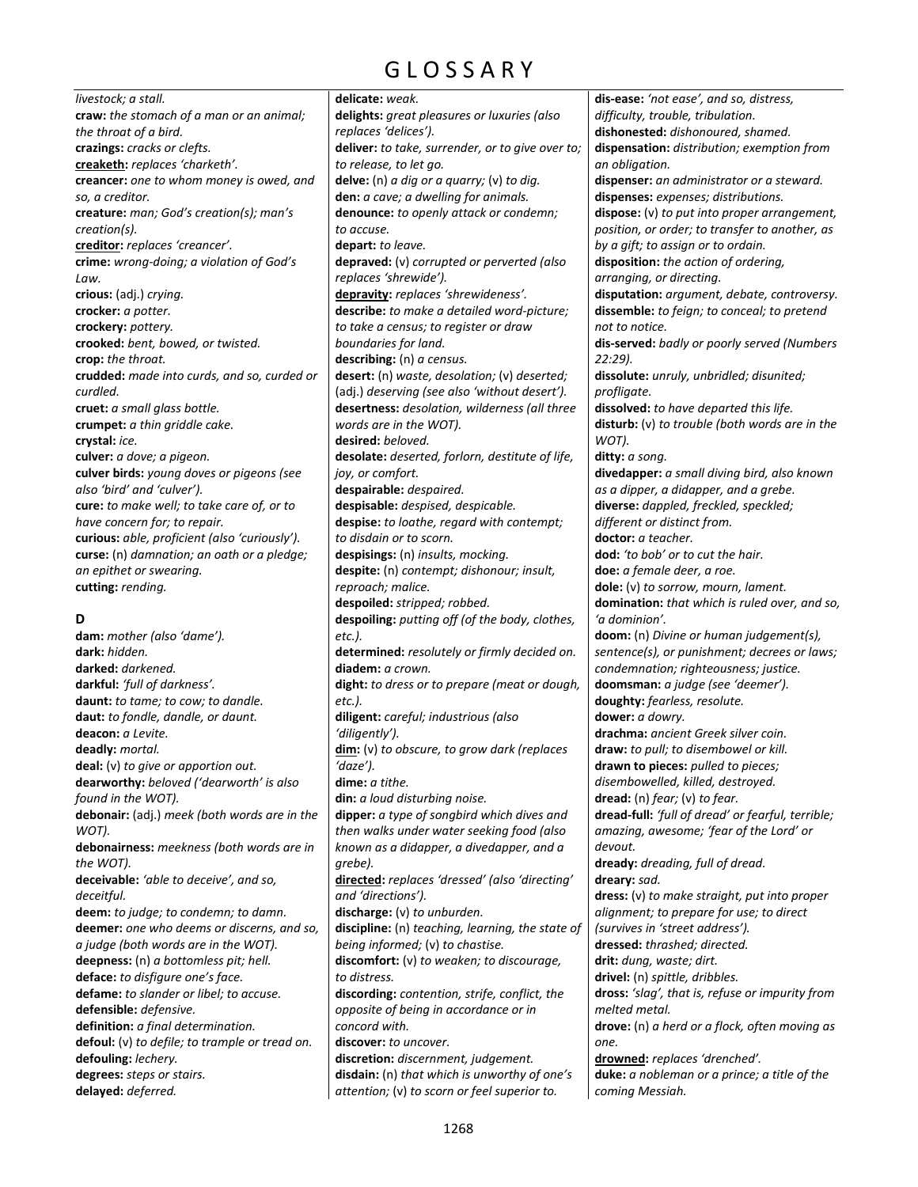# GLOSSARY

*livestock; a stall.*
**craw:** *the stomach of a man or an animal; the throat of a bird.*
**crazings:** *cracks or clefts.*
**creaketh:** *replaces 'charketh'.*
**creancer:** *one to whom money is owed, and so, a creditor.*
**creature:** *man; God's creation(s); man's creation(s).*
**creditor:** *replaces 'creancer'.*
**crime:** *wrong-doing; a violation of God's Law.*
**crious:** (adj.) *crying.*
**crocker:** *a potter.*
**crockery:** *pottery.*
**crooked:** *bent, bowed, or twisted.*
**crop:** *the throat.*
**crudded:** *made into curds, and so, curded or curdled.*
**cruet:** *a small glass bottle.*
**crumpet:** *a thin griddle cake.*
**crystal:** *ice.*
**culver:** *a dove; a pigeon.*
**culver birds:** *young doves or pigeons (see also 'bird' and 'culver').*
**cure:** *to make well; to take care of, or to have concern for; to repair.*
**curious:** *able, proficient (also 'curiously').*
**curse:** (n) *damnation; an oath or a pledge; an epithet or swearing.*
**cutting:** *rending.*

## D

**dam:** *mother (also 'dame').*
**dark:** *hidden.*
**darked:** *darkened.*
**darkful:** *'full of darkness'.*
**daunt:** *to tame; to cow; to dandle.*
**daut:** *to fondle, dandle, or daunt.*
**deacon:** *a Levite.*
**deadly:** *mortal.*
**deal:** (v) *to give or apportion out.*
**dearworthy:** *beloved ('dearworth' is also found in the WOT).*
**debonair:** (adj.) *meek (both words are in the WOT).*
**debonairness:** *meekness (both words are in the WOT).*
**deceivable:** *'able to deceive', and so, deceitful.*
**deem:** *to judge; to condemn; to damn.*
**deemer:** *one who deems or discerns, and so, a judge (both words are in the WOT).*
**deepness:** (n) *a bottomless pit; hell.*
**deface:** *to disfigure one's face.*
**defame:** *to slander or libel; to accuse.*
**defensible:** *defensive.*
**definition:** *a final determination.*
**defoul:** (v) *to defile; to trample or tread on.*
**defouling:** *lechery.*
**degrees:** *steps or stairs.*
**delayed:** *deferred.*
**delicate:** *weak.*
**delights:** *great pleasures or luxuries (also replaces 'delices').*
**deliver:** *to take, surrender, or to give over to; to release, to let go.*
**delve:** (n) *a dig or a quarry;* (v) *to dig.*
**den:** *a cave; a dwelling for animals.*
**denounce:** *to openly attack or condemn; to accuse.*
**depart:** *to leave.*
**depraved:** (v) *corrupted or perverted (also replaces 'shrewide').*
**depravity:** *replaces 'shrewideness'.*
**describe:** *to make a detailed word-picture; to take a census; to register or draw boundaries for land.*
**describing:** (n) *a census.*
**desert:** (n) *waste, desolation;* (v) *deserted;* (adj.) *deserving (see also 'without desert').*
**desertness:** *desolation, wilderness (all three words are in the WOT).*
**desired:** *beloved.*
**desolate:** *deserted, forlorn, destitute of life, joy, or comfort.*
**despairable:** *despaired.*
**despisable:** *despised, despicable.*
**despise:** *to loathe, regard with contempt; to disdain or to scorn.*
**despisings:** (n) *insults, mocking.*
**despite:** (n) *contempt; dishonour; insult, reproach; malice.*
**despoiled:** *stripped; robbed.*
**despoiling:** *putting off (of the body, clothes, etc.).*
**determined:** *resolutely or firmly decided on.*
**diadem:** *a crown.*
**dight:** *to dress or to prepare (meat or dough, etc.).*
**diligent:** *careful; industrious (also 'diligently').*
**dim:** (v) *to obscure, to grow dark (replaces 'daze').*
**dime:** *a tithe.*
**din:** *a loud disturbing noise.*
**dipper:** *a type of songbird which dives and then walks under water seeking food (also known as a didapper, a divedapper, and a grebe).*
**directed:** *replaces 'dressed' (also 'directing' and 'directions').*
**discharge:** (v) *to unburden.*
**discipline:** (n) *teaching, learning, the state of being informed;* (v) *to chastise.*
**discomfort:** (v) *to weaken; to discourage, to distress.*
**discording:** *contention, strife, conflict, the opposite of being in accordance or in concord with.*
**discover:** *to uncover.*
**discretion:** *discernment, judgement.*
**disdain:** (n) *that which is unworthy of one's attention;* (v) *to scorn or feel superior to.*
**dis-ease:** *'not ease', and so, distress, difficulty, trouble, tribulation.*
**dishonested:** *dishonoured, shamed.*
**dispensation:** *distribution; exemption from an obligation.*
**dispenser:** *an administrator or a steward.*
**dispenses:** *expenses; distributions.*
**dispose:** (v) *to put into proper arrangement, position, or order; to transfer to another, as by a gift; to assign or to ordain.*
**disposition:** *the action of ordering, arranging, or directing.*
**disputation:** *argument, debate, controversy.*
**dissemble:** *to feign; to conceal; to pretend not to notice.*
**dis-served:** *badly or poorly served (Numbers 22:29).*
**dissolute:** *unruly, unbridled; disunited; profligate.*
**dissolved:** *to have departed this life.*
**disturb:** (v) *to trouble (both words are in the WOT).*
**ditty:** *a song.*
**divedapper:** *a small diving bird, also known as a dipper, a didapper, and a grebe.*
**diverse:** *dappled, freckled, speckled; different or distinct from.*
**doctor:** *a teacher.*
**dod:** *'to bob' or to cut the hair.*
**doe:** *a female deer, a roe.*
**dole:** (v) *to sorrow, mourn, lament.*
**domination:** *that which is ruled over, and so, 'a dominion'.*
**doom:** (n) *Divine or human judgement(s), sentence(s), or punishment; decrees or laws; condemnation; righteousness; justice.*
**doomsman:** *a judge (see 'deemer').*
**doughty:** *fearless, resolute.*
**dower:** *a dowry.*
**drachma:** *ancient Greek silver coin.*
**draw:** *to pull; to disembowel or kill.*
**drawn to pieces:** *pulled to pieces; disembowelled, killed, destroyed.*
**dread:** (n) *fear;* (v) *to fear.*
**dread-full:** *'full of dread' or fearful, terrible; amazing, awesome; 'fear of the Lord' or devout.*
**dready:** *dreading, full of dread.*
**dreary:** *sad.*
**dress:** (v) *to make straight, put into proper alignment; to prepare for use; to direct (survives in 'street address').*
**dressed:** *thrashed; directed.*
**drit:** *dung, waste; dirt.*
**drivel:** (n) *spittle, dribbles.*
**dross:** *'slag', that is, refuse or impurity from melted metal.*
**drove:** (n) *a herd or a flock, often moving as one.*
**drowned:** *replaces 'drenched'.*
**duke:** *a nobleman or a prince; a title of the coming Messiah.*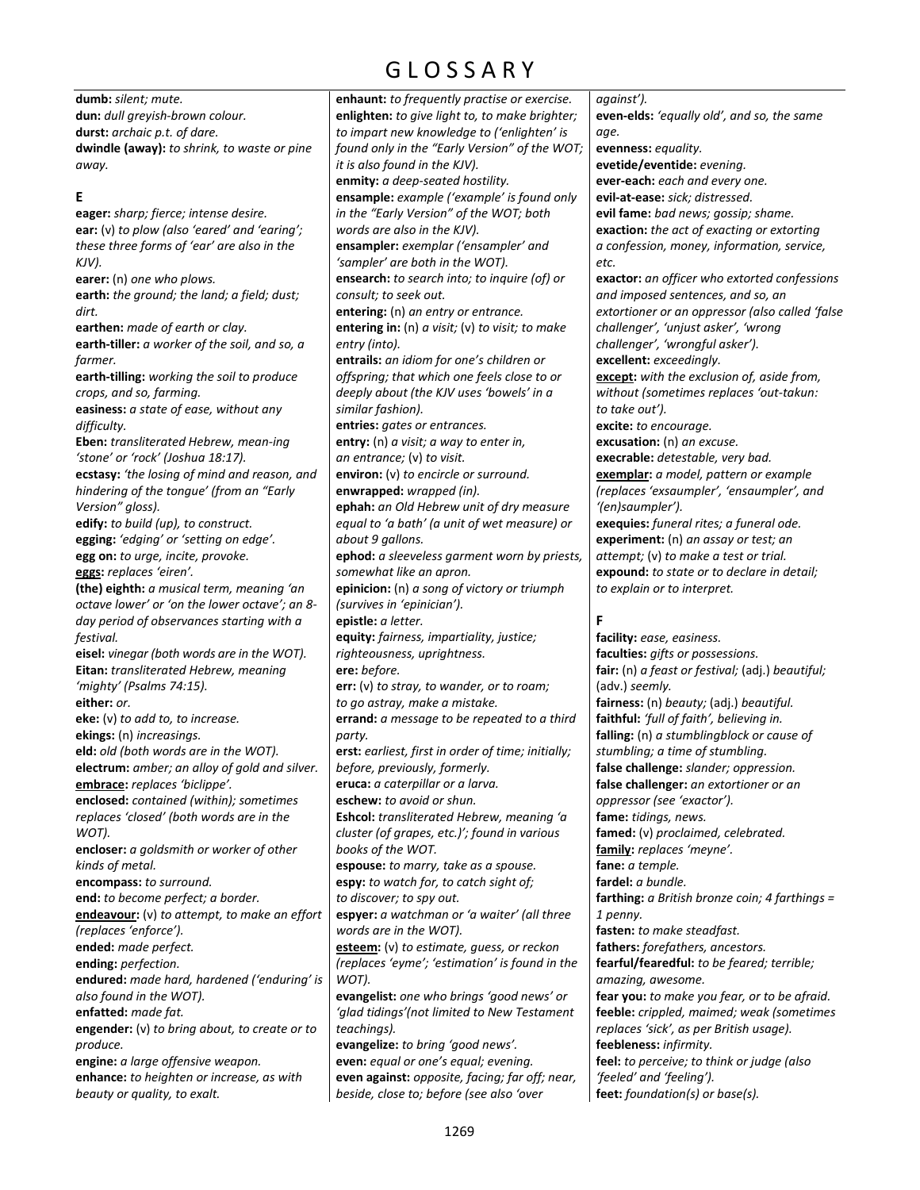# GLOSSARY

**dumb:** *silent; mute.*
**dun:** *dull greyish-brown colour.*
**durst:** *archaic p.t. of dare.*
**dwindle (away):** *to shrink, to waste or pine away.*

## E

**eager:** *sharp; fierce; intense desire.*
**ear:** (v) *to plow (also 'eared' and 'earing'; these three forms of 'ear' are also in the KJV).*
**earer:** (n) *one who plows.*
**earth:** *the ground; the land; a field; dust; dirt.*
**earthen:** *made of earth or clay.*
**earth-tiller:** *a worker of the soil, and so, a farmer.*
**earth-tilling:** *working the soil to produce crops, and so, farming.*
**easiness:** *a state of ease, without any difficulty.*
**Eben:** *transliterated Hebrew, mean-ing 'stone' or 'rock' (Joshua 18:17).*
**ecstasy:** *'the losing of mind and reason, and hindering of the tongue' (from an "Early Version" gloss).*
**edify:** *to build (up), to construct.*
**egging:** *'edging' or 'setting on edge'.*
**egg on:** *to urge, incite, provoke.*
**<u>eggs</u>:** *replaces 'eiren'.*
**(the) eighth:** *a musical term, meaning 'an octave lower' or 'on the lower octave'; an 8-day period of observances starting with a festival.*
**eisel:** *vinegar (both words are in the WOT).*
**Eitan:** *transliterated Hebrew, meaning 'mighty' (Psalms 74:15).*
**either:** *or.*
**eke:** (v) *to add to, to increase.*
**ekings:** (n) *increasings.*
**eld:** *old (both words are in the WOT).*
**electrum:** *amber; an alloy of gold and silver.*
**<u>embrace</u>:** *replaces 'biclippe'.*
**enclosed:** *contained (within); sometimes replaces 'closed' (both words are in the WOT).*
**encloser:** *a goldsmith or worker of other kinds of metal.*
**encompass:** *to surround.*
**end:** *to become perfect; a border.*
**<u>endeavour</u>:** (v) *to attempt, to make an effort (replaces 'enforce').*
**ended:** *made perfect.*
**ending:** *perfection.*
**endured:** *made hard, hardened ('enduring' is also found in the WOT).*
**enfatted:** *made fat.*
**engender:** (v) *to bring about, to create or to produce.*
**engine:** *a large offensive weapon.*
**enhance:** *to heighten or increase, as with beauty or quality, to exalt.*
**enhaunt:** *to frequently practise or exercise.*
**enlighten:** *to give light to, to make brighter; to impart new knowledge to ('enlighten' is found only in the "Early Version" of the WOT; it is also found in the KJV).*
**enmity:** *a deep-seated hostility.*
**ensample:** *example ('example' is found only in the "Early Version" of the WOT; both words are also in the KJV).*
**ensampler:** *exemplar ('ensampler' and 'sampler' are both in the WOT).*
**ensearch:** *to search into; to inquire (of) or consult; to seek out.*
**entering:** (n) *an entry or entrance.*
**entering in:** (n) *a visit;* (v) *to visit; to make entry (into).*
**entrails:** *an idiom for one's children or offspring; that which one feels close to or deeply about (the KJV uses 'bowels' in a similar fashion).*
**entries:** *gates or entrances.*
**entry:** (n) *a visit; a way to enter in, an entrance;* (v) *to visit.*
**environ:** (v) *to encircle or surround.*
**enwrapped:** *wrapped (in).*
**ephah:** *an Old Hebrew unit of dry measure equal to 'a bath' (a unit of wet measure) or about 9 gallons.*
**ephod:** *a sleeveless garment worn by priests, somewhat like an apron.*
**epinicion:** (n) *a song of victory or triumph (survives in 'epinician').*
**epistle:** *a letter.*
**equity:** *fairness, impartiality, justice; righteousness, uprightness.*
**ere:** *before.*
**err:** (v) *to stray, to wander, or to roam; to go astray, make a mistake.*
**errand:** *a message to be repeated to a third party.*
**erst:** *earliest, first in order of time; initially; before, previously, formerly.*
**eruca:** *a caterpillar or a larva.*
**eschew:** *to avoid or shun.*
**Eshcol:** *transliterated Hebrew, meaning 'a cluster (of grapes, etc.)'; found in various books of the WOT.*
**espouse:** *to marry, take as a spouse.*
**espy:** *to watch for, to catch sight of; to discover; to spy out.*
**espyer:** *a watchman or 'a waiter' (all three words are in the WOT).*
**<u>esteem</u>:** (v) *to estimate, guess, or reckon (replaces 'eyme'; 'estimation' is found in the WOT).*
**evangelist:** *one who brings 'good news' or 'glad tidings'(not limited to New Testament teachings).*
**evangelize:** *to bring 'good news'.*
**even:** *equal or one's equal; evening.*
**even against:** *opposite, facing; far off; near, beside, close to; before (see also 'over against').*
**even-elds:** *'equally old', and so, the same age.*
**evenness:** *equality.*
**evetide/eventide:** *evening.*
**ever-each:** *each and every one.*
**evil-at-ease:** *sick; distressed.*
**evil fame:** *bad news; gossip; shame.*
**exaction:** *the act of exacting or extorting a confession, money, information, service, etc.*
**exactor:** *an officer who extorted confessions and imposed sentences, and so, an extortioner or an oppressor (also called 'false challenger', 'unjust asker', 'wrong challenger', 'wrongful asker').*
**excellent:** *exceedingly.*
**<u>except</u>:** *with the exclusion of, aside from, without (sometimes replaces 'out-takun: to take out').*
**excite:** *to encourage.*
**excusation:** (n) *an excuse.*
**execrable:** *detestable, very bad.*
**<u>exemplar</u>:** *a model, pattern or example (replaces 'exsaumpler', 'ensaumpler', and '(en)saumpler').*
**exequies:** *funeral rites; a funeral ode.*
**experiment:** (n) *an assay or test; an attempt;* (v) *to make a test or trial.*
**expound:** *to state or to declare in detail; to explain or to interpret.*

## F

**facility:** *ease, easiness.*
**faculties:** *gifts or possessions.*
**fair:** (n) *a feast or festival;* (adj.) *beautiful;* (adv.) *seemly.*
**fairness:** (n) *beauty;* (adj.) *beautiful.*
**faithful:** *'full of faith', believing in.*
**falling:** (n) *a stumblingblock or cause of stumbling; a time of stumbling.*
**false challenge:** *slander; oppression.*
**false challenger:** *an extortioner or an oppressor (see 'exactor').*
**fame:** *tidings, news.*
**famed:** (v) *proclaimed, celebrated.*
**<u>family</u>:** *replaces 'meyne'.*
**fane:** *a temple.*
**fardel:** *a bundle.*
**farthing:** *a British bronze coin; 4 farthings = 1 penny.*
**fasten:** *to make steadfast.*
**fathers:** *forefathers, ancestors.*
**fearful/fearedful:** *to be feared; terrible; amazing, awesome.*
**fear you:** *to make you fear, or to be afraid.*
**feeble:** *crippled, maimed; weak (sometimes replaces 'sick', as per British usage).*
**feebleness:** *infirmity.*
**feel:** *to perceive; to think or judge (also 'feeled' and 'feeling').*
**feet:** *foundation(s) or base(s).*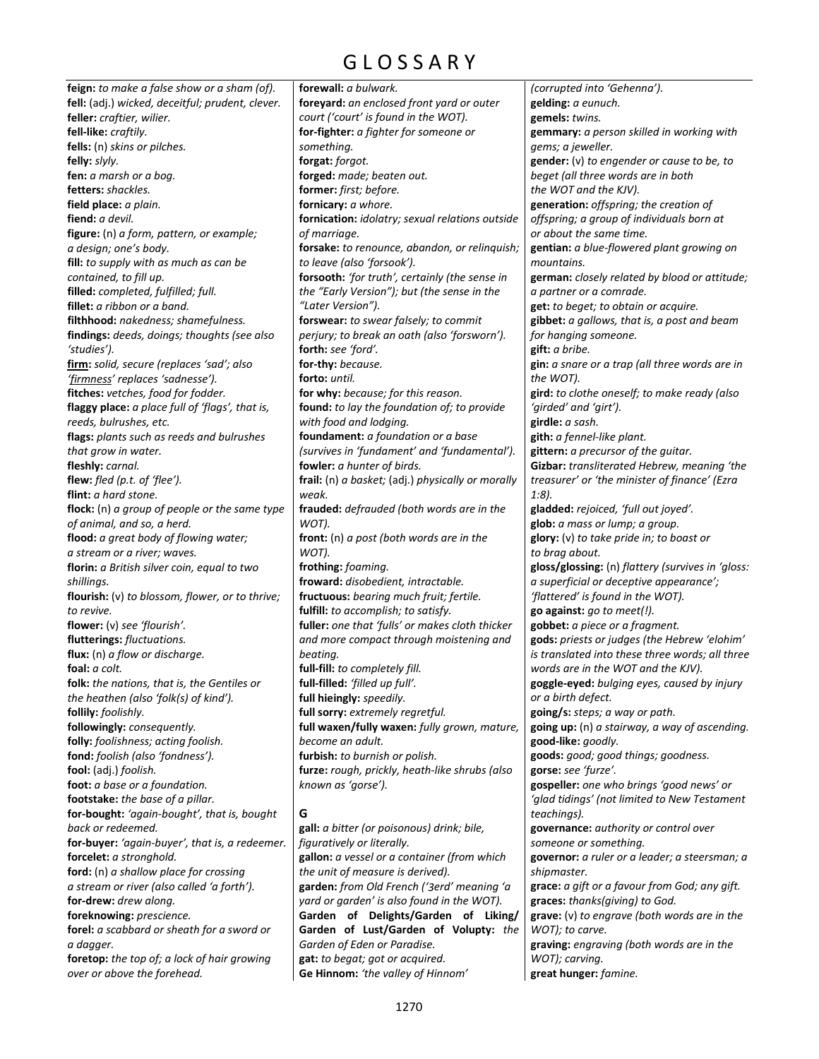# GLOSSARY

**feign:** *to make a false show or a sham (of).*
**fell:** (adj.) *wicked, deceitful; prudent, clever.*
**feller:** *craftier, wilier.*
**fell-like:** *craftily.*
**fells:** (n) *skins or pilches.*
**felly:** *slyly.*
**fen:** *a marsh or a bog.*
**fetters:** *shackles.*
**field place:** *a plain.*
**fiend:** *a devil.*
**figure:** (n) *a form, pattern, or example; a design; one's body.*
**fill:** *to supply with as much as can be contained, to fill up.*
**filled:** *completed, fulfilled; full.*
**fillet:** *a ribbon or a band.*
**filthhood:** *nakedness; shamefulness.*
**findings:** *deeds, doings; thoughts (see also 'studies').*
**firm:** *solid, secure (replaces 'sad'; also 'firmness' replaces 'sadnesse').*
**fitches:** *vetches, food for fodder.*
**flaggy place:** *a place full of 'flags', that is, reeds, bulrushes, etc.*
**flags:** *plants such as reeds and bulrushes that grow in water.*
**fleshly:** *carnal.*
**flew:** *fled (p.t. of 'flee').*
**flint:** *a hard stone.*
**flock:** (n) *a group of people or the same type of animal, and so, a herd.*
**flood:** *a great body of flowing water; a stream or a river; waves.*
**florin:** *a British silver coin, equal to two shillings.*
**flourish:** (v) *to blossom, flower, or to thrive; to revive.*
**flower:** (v) *see 'flourish'.*
**flutterings:** *fluctuations.*
**flux:** (n) *a flow or discharge.*
**foal:** *a colt.*
**folk:** *the nations, that is, the Gentiles or the heathen (also 'folk(s) of kind').*
**follily:** *foolishly.*
**followingly:** *consequently.*
**folly:** *foolishness; acting foolish.*
**fond:** *foolish (also 'fondness').*
**fool:** (adj.) *foolish.*
**foot:** *a base or a foundation.*
**footstake:** *the base of a pillar.*
**for-bought:** *'again-bought', that is, bought back or redeemed.*
**for-buyer:** *'again-buyer', that is, a redeemer.*
**forcelet:** *a stronghold.*
**ford:** (n) *a shallow place for crossing a stream or river (also called 'a forth').*
**for-drew:** *drew along.*
**foreknowing:** *prescience.*
**forel:** *a scabbard or sheath for a sword or a dagger.*
**foretop:** *the top of; a lock of hair growing over or above the forehead.*
**forewall:** *a bulwark.*
**foreyard:** *an enclosed front yard or outer court ('court' is found in the WOT).*
**for-fighter:** *a fighter for someone or something.*
**forgat:** *forgot.*
**forged:** *made; beaten out.*
**former:** *first; before.*
**fornicary:** *a whore.*
**fornication:** *idolatry; sexual relations outside of marriage.*
**forsake:** *to renounce, abandon, or relinquish; to leave (also 'forsook').*
**forsooth:** *'for truth', certainly (the sense in the "Early Version"); but (the sense in the "Later Version").*
**forswear:** *to swear falsely; to commit perjury; to break an oath (also 'forsworn').*
**forth:** *see 'ford'.*
**for-thy:** *because.*
**forto:** *until.*
**for why:** *because; for this reason.*
**found:** *to lay the foundation of; to provide with food and lodging.*
**foundament:** *a foundation or a base (survives in 'fundament' and 'fundamental').*
**fowler:** *a hunter of birds.*
**frail:** (n) *a basket;* (adj.) *physically or morally weak.*
**frauded:** *defrauded (both words are in the WOT).*
**front:** (n) *a post (both words are in the WOT).*
**frothing:** *foaming.*
**froward:** *disobedient, intractable.*
**fructuous:** *bearing much fruit; fertile.*
**fulfill:** *to accomplish; to satisfy.*
**fuller:** *one that 'fulls' or makes cloth thicker and more compact through moistening and beating.*
**full-fill:** *to completely fill.*
**full-filled:** *'filled up full'.*
**full hieingly:** *speedily.*
**full sorry:** *extremely regretful.*
**full waxen/fully waxen:** *fully grown, mature, become an adult.*
**furbish:** *to burnish or polish.*
**furze:** *rough, prickly, heath-like shrubs (also known as 'gorse').*

## G

**gall:** *a bitter (or poisonous) drink; bile, figuratively or literally.*
**gallon:** *a vessel or a container (from which the unit of measure is derived).*
**garden:** *from Old French ('ȝerd' meaning 'a yard or garden' is also found in the WOT).*
**Garden of Delights/Garden of Liking/ Garden of Lust/Garden of Volupty:** *the Garden of Eden or Paradise.*
**gat:** *to begat; got or acquired.*
**Ge Hinnom:** *'the valley of Hinnom' (corrupted into 'Gehenna').*
**gelding:** *a eunuch.*
**gemels:** *twins.*
**gemmary:** *a person skilled in working with gems; a jeweller.*
**gender:** (v) *to engender or cause to be, to beget (all three words are in both the WOT and the KJV).*
**generation:** *offspring; the creation of offspring; a group of individuals born at or about the same time.*
**gentian:** *a blue-flowered plant growing on mountains.*
**german:** *closely related by blood or attitude; a partner or a comrade.*
**get:** *to beget; to obtain or acquire.*
**gibbet:** *a gallows, that is, a post and beam for hanging someone.*
**gift:** *a bribe.*
**gin:** *a snare or a trap (all three words are in the WOT).*
**gird:** *to clothe oneself; to make ready (also 'girded' and 'girt').*
**girdle:** *a sash.*
**gith:** *a fennel-like plant.*
**gittern:** *a precursor of the guitar.*
**Gizbar:** *transliterated Hebrew, meaning 'the treasurer' or 'the minister of finance' (Ezra 1:8).*
**gladded:** *rejoiced, 'full out joyed'.*
**glob:** *a mass or lump; a group.*
**glory:** (v) *to take pride in; to boast or to brag about.*
**gloss/glossing:** (n) *flattery (survives in 'gloss: a superficial or deceptive appearance'; 'flattered' is found in the WOT).*
**go against:** *go to meet(!).*
**gobbet:** *a piece or a fragment.*
**gods:** *priests or judges (the Hebrew 'elohim' is translated into these three words; all three words are in the WOT and the KJV).*
**goggle-eyed:** *bulging eyes, caused by injury or a birth defect.*
**going/s:** *steps; a way or path.*
**going up:** (n) *a stairway, a way of ascending.*
**good-like:** *goodly.*
**goods:** *good; good things; goodness.*
**gorse:** *see 'furze'.*
**gospeller:** *one who brings 'good news' or 'glad tidings' (not limited to New Testament teachings).*
**governance:** *authority or control over someone or something.*
**governor:** *a ruler or a leader; a steersman; a shipmaster.*
**grace:** *a gift or a favour from God; any gift.*
**graces:** *thanks(giving) to God.*
**grave:** (v) *to engrave (both words are in the WOT); to carve.*
**graving:** *engraving (both words are in the WOT); carving.*
**great hunger:** *famine.*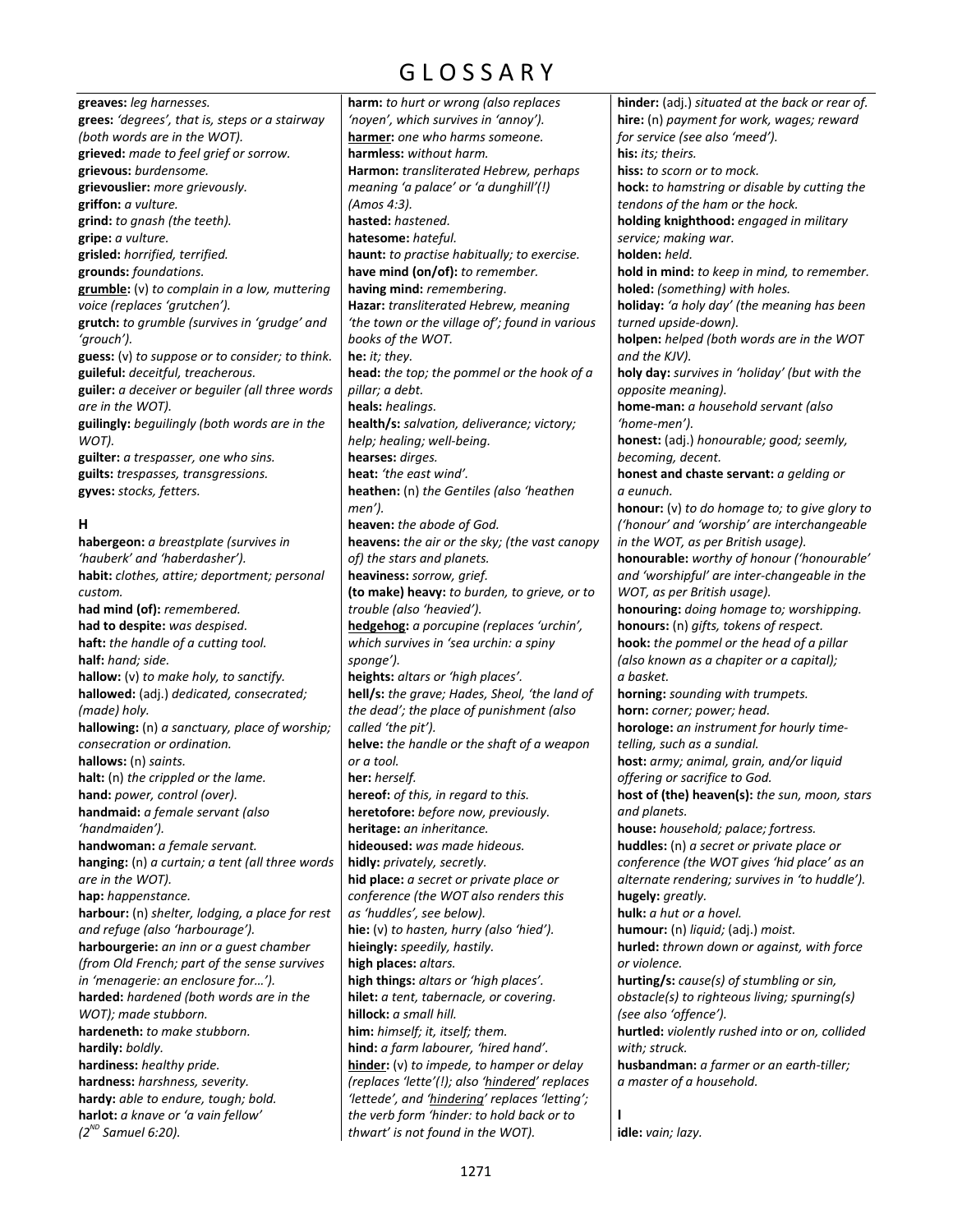# GLOSSARY

**greaves:** *leg harnesses.*
**grees:** *'degrees', that is, steps or a stairway (both words are in the WOT).*
**grieved:** *made to feel grief or sorrow.*
**grievous:** *burdensome.*
**grievouslier:** *more grievously.*
**griffon:** *a vulture.*
**grind:** *to gnash (the teeth).*
**gripe:** *a vulture.*
**grisled:** *horrified, terrified.*
**grounds:** *foundations.*
**grumble:** (v) *to complain in a low, muttering voice (replaces 'grutchen').*
**grutch:** *to grumble (survives in 'grudge' and 'grouch').*
**guess:** (v) *to suppose or to consider; to think.*
**guileful:** *deceitful, treacherous.*
**guiler:** *a deceiver or beguiler (all three words are in the WOT).*
**guilingly:** *beguilingly (both words are in the WOT).*
**guilter:** *a trespasser, one who sins.*
**guilts:** *trespasses, transgressions.*
**gyves:** *stocks, fetters.*

## H

**habergeon:** *a breastplate (survives in 'hauberk' and 'haberdasher').*
**habit:** *clothes, attire; deportment; personal custom.*
**had mind (of):** *remembered.*
**had to despite:** *was despised.*
**haft:** *the handle of a cutting tool.*
**half:** *hand; side.*
**hallow:** (v) *to make holy, to sanctify.*
**hallowed:** (adj.) *dedicated, consecrated; (made) holy.*
**hallowing:** (n) *a sanctuary, place of worship; consecration or ordination.*
**hallows:** (n) *saints.*
**halt:** (n) *the crippled or the lame.*
**hand:** *power, control (over).*
**handmaid:** *a female servant (also 'handmaiden').*
**handwoman:** *a female servant.*
**hanging:** (n) *a curtain; a tent (all three words are in the WOT).*
**hap:** *happenstance.*
**harbour:** (n) *shelter, lodging, a place for rest and refuge (also 'harbourage').*
**harbourgerie:** *an inn or a guest chamber (from Old French; part of the sense survives in 'menagerie: an enclosure for…').*
**harded:** *hardened (both words are in the WOT); made stubborn.*
**hardeneth:** *to make stubborn.*
**hardily:** *boldly.*
**hardiness:** *healthy pride.*
**hardness:** *harshness, severity.*
**hardy:** *able to endure, tough; bold.*
**harlot:** *a knave or 'a vain fellow' (2[ND] Samuel 6:20).*
**harm:** *to hurt or wrong (also replaces 'noyen', which survives in 'annoy').*
**harmer:** *one who harms someone.*
**harmless:** *without harm.*
**Harmon:** *transliterated Hebrew, perhaps meaning 'a palace' or 'a dunghill'(!) (Amos 4:3).*
**hasted:** *hastened.*
**hatesome:** *hateful.*
**haunt:** *to practise habitually; to exercise.*
**have mind (on/of):** *to remember.*
**having mind:** *remembering.*
**Hazar:** *transliterated Hebrew, meaning 'the town or the village of'; found in various books of the WOT.*
**he:** *it; they.*
**head:** *the top; the pommel or the hook of a pillar; a debt.*
**heals:** *healings.*
**health/s:** *salvation, deliverance; victory; help; healing; well-being.*
**hearses:** *dirges.*
**heat:** *'the east wind'.*
**heathen:** (n) *the Gentiles (also 'heathen men').*
**heaven:** *the abode of God.*
**heavens:** *the air or the sky; (the vast canopy of) the stars and planets.*
**heaviness:** *sorrow, grief.*
**(to make) heavy:** *to burden, to grieve, or to trouble (also 'heavied').*
**hedgehog:** *a porcupine (replaces 'urchin', which survives in 'sea urchin: a spiny sponge').*
**heights:** *altars or 'high places'.*
**hell/s:** *the grave; Hades, Sheol, 'the land of the dead'; the place of punishment (also called 'the pit').*
**helve:** *the handle or the shaft of a weapon or a tool.*
**her:** *herself.*
**hereof:** *of this, in regard to this.*
**heretofore:** *before now, previously.*
**heritage:** *an inheritance.*
**hideoused:** *was made hideous.*
**hidly:** *privately, secretly.*
**hid place:** *a secret or private place or conference (the WOT also renders this as 'huddles', see below).*
**hie:** (v) *to hasten, hurry (also 'hied').*
**hieingly:** *speedily, hastily.*
**high places:** *altars.*
**high things:** *altars or 'high places'.*
**hilet:** *a tent, tabernacle, or covering.*
**hillock:** *a small hill.*
**him:** *himself; it, itself; them.*
**hind:** *a farm labourer, 'hired hand'.*
**hinder:** (v) *to impede, to hamper or delay (replaces 'lette'(!); also 'hindered' replaces 'lettede', and 'hindering' replaces 'letting'; the verb form 'hinder: to hold back or to thwart' is not found in the WOT).*
**hinder:** (adj.) *situated at the back or rear of.*
**hire:** (n) *payment for work, wages; reward for service (see also 'meed').*
**his:** *its; theirs.*
**hiss:** *to scorn or to mock.*
**hock:** *to hamstring or disable by cutting the tendons of the ham or the hock.*
**holding knighthood:** *engaged in military service; making war.*
**holden:** *held.*
**hold in mind:** *to keep in mind, to remember.*
**holed:** *(something) with holes.*
**holiday:** *'a holy day' (the meaning has been turned upside-down).*
**holpen:** *helped (both words are in the WOT and the KJV).*
**holy day:** *survives in 'holiday' (but with the opposite meaning).*
**home-man:** *a household servant (also 'home-men').*
**honest:** (adj.) *honourable; good; seemly, becoming, decent.*
**honest and chaste servant:** *a gelding or a eunuch.*
**honour:** (v) *to do homage to; to give glory to ('honour' and 'worship' are interchangeable in the WOT, as per British usage).*
**honourable:** *worthy of honour ('honourable' and 'worshipful' are inter-changeable in the WOT, as per British usage).*
**honouring:** *doing homage to; worshipping.*
**honours:** (n) *gifts, tokens of respect.*
**hook:** *the pommel or the head of a pillar (also known as a chapiter or a capital); a basket.*
**horning:** *sounding with trumpets.*
**horn:** *corner; power; head.*
**horologe:** *an instrument for hourly time-telling, such as a sundial.*
**host:** *army; animal, grain, and/or liquid offering or sacrifice to God.*
**host of (the) heaven(s):** *the sun, moon, stars and planets.*
**house:** *household; palace; fortress.*
**huddles:** (n) *a secret or private place or conference (the WOT gives 'hid place' as an alternate rendering; survives in 'to huddle').*
**hugely:** *greatly.*
**hulk:** *a hut or a hovel.*
**humour:** (n) *liquid;* (adj.) *moist.*
**hurled:** *thrown down or against, with force or violence.*
**hurting/s:** *cause(s) of stumbling or sin, obstacle(s) to righteous living; spurning(s) (see also 'offence').*
**hurtled:** *violently rushed into or on, collided with; struck.*
**husbandman:** *a farmer or an earth-tiller; a master of a household.*

## I

**idle:** *vain; lazy.*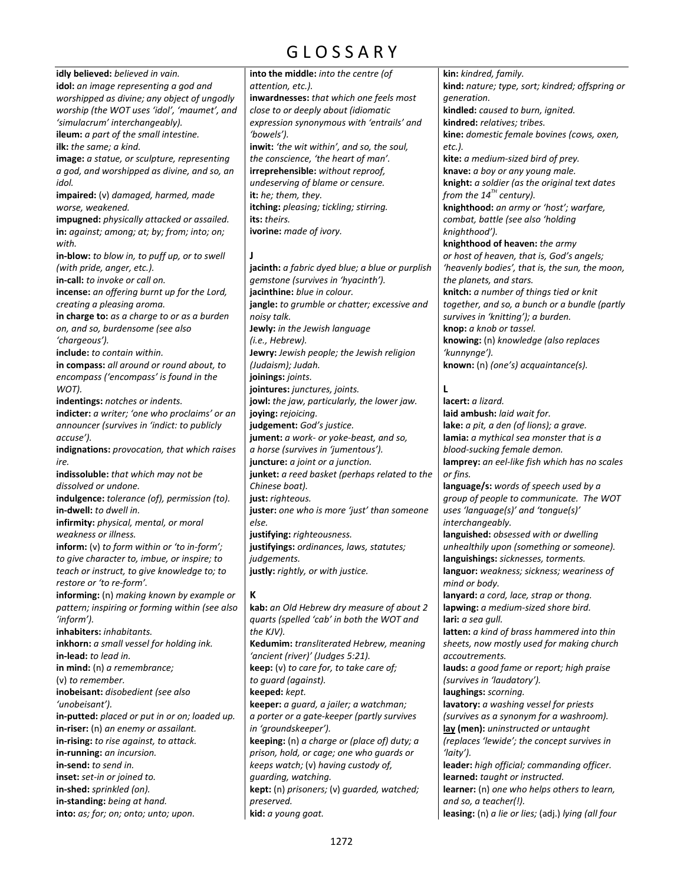# GLOSSARY

**idly believed:** *believed in vain.*
**idol:** *an image representing a god and worshipped as divine; any object of ungodly worship (the WOT uses 'idol', 'maumet', and 'simulacrum' interchangeably).*
**ileum:** *a part of the small intestine.*
**ilk:** *the same; a kind.*
**image:** *a statue, or sculpture, representing a god, and worshipped as divine, and so, an idol.*
**impaired:** (v) *damaged, harmed, made worse, weakened.*
**impugned:** *physically attacked or assailed.*
**in:** *against; among; at; by; from; into; on; with.*
**in-blow:** *to blow in, to puff up, or to swell (with pride, anger, etc.).*
**in-call:** *to invoke or call on.*
**incense:** *an offering burnt up for the Lord, creating a pleasing aroma.*
**in charge to:** *as a charge to or as a burden on, and so, burdensome (see also 'chargeous').*
**include:** *to contain within.*
**in compass:** *all around or round about, to encompass ('encompass' is found in the WOT).*
**indentings:** *notches or indents.*
**indicter:** *a writer; 'one who proclaims' or an announcer (survives in 'indict: to publicly accuse').*
**indignations:** *provocation, that which raises ire.*
**indissoluble:** *that which may not be dissolved or undone.*
**indulgence:** *tolerance (of), permission (to).*
**in-dwell:** *to dwell in.*
**infirmity:** *physical, mental, or moral weakness or illness.*
**inform:** (v) *to form within or 'to in-form'; to give character to, imbue, or inspire; to teach or instruct, to give knowledge to; to restore or 'to re-form'.*
**informing:** (n) *making known by example or pattern; inspiring or forming within (see also 'inform').*
**inhabiters:** *inhabitants.*
**inkhorn:** *a small vessel for holding ink.*
**in-lead:** *to lead in.*
**in mind:** (n) *a remembrance;* (v) *to remember.*
**inobeisant:** *disobedient (see also 'unobeisant').*
**in-putted:** *placed or put in or on; loaded up.*
**in-riser:** (n) *an enemy or assailant.*
**in-rising:** *to rise against, to attack.*
**in-running:** *an incursion.*
**in-send:** *to send in.*
**inset:** *set-in or joined to.*
**in-shed:** *sprinkled (on).*
**in-standing:** *being at hand.*
**into:** *as; for; on; onto; unto; upon.*
**into the middle:** *into the centre (of attention, etc.).*
**inwardnesses:** *that which one feels most close to or deeply about (idiomatic expression synonymous with 'entrails' and 'bowels').*
**inwit:** *'the wit within', and so, the soul, the conscience, 'the heart of man'.*
**irreprehensible:** *without reproof, undeserving of blame or censure.*
**it:** *he; them, they.*
**itching:** *pleasing; tickling; stirring.*
**its:** *theirs.*
**ivorine:** *made of ivory.*

**J**

**jacinth:** *a fabric dyed blue; a blue or purplish gemstone (survives in 'hyacinth').*
**jacinthine:** *blue in colour.*
**jangle:** *to grumble or chatter; excessive and noisy talk.*
**Jewly:** *in the Jewish language (i.e., Hebrew).*
**Jewry:** *Jewish people; the Jewish religion (Judaism); Judah.*
**joinings:** *joints.*
**jointures:** *junctures, joints.*
**jowl:** *the jaw, particularly, the lower jaw.*
**joying:** *rejoicing.*
**judgement:** *God's justice.*
**jument:** *a work- or yoke-beast, and so, a horse (survives in 'jumentous').*
**juncture:** *a joint or a junction.*
**junket:** *a reed basket (perhaps related to the Chinese boat).*
**just:** *righteous.*
**juster:** *one who is more 'just' than someone else.*
**justifying:** *righteousness.*
**justifyings:** *ordinances, laws, statutes; judgements.*
**justly:** *rightly, or with justice.*

**K**

**kab:** *an Old Hebrew dry measure of about 2 quarts (spelled 'cab' in both the WOT and the KJV).*
**Kedumim:** *transliterated Hebrew, meaning 'ancient (river)' (Judges 5:21).*
**keep:** (v) *to care for, to take care of; to guard (against).*
**keeped:** *kept.*
**keeper:** *a guard, a jailer; a watchman; a porter or a gate-keeper (partly survives in 'groundskeeper').*
**keeping:** (n) *a charge or (place of) duty; a prison, hold, or cage; one who guards or keeps watch;* (v) *having custody of, guarding, watching.*
**kept:** (n) *prisoners;* (v) *guarded, watched; preserved.*
**kid:** *a young goat.*
**kin:** *kindred, family.*
**kind:** *nature; type, sort; kindred; offspring or generation.*
**kindled:** *caused to burn, ignited.*
**kindred:** *relatives; tribes.*
**kine:** *domestic female bovines (cows, oxen, etc.).*
**kite:** *a medium-sized bird of prey.*
**knave:** *a boy or any young male.*
**knight:** *a soldier (as the original text dates from the 14TH century).*
**knighthood:** *an army or 'host'; warfare, combat, battle (see also 'holding knighthood').*
**knighthood of heaven:** *the army or host of heaven, that is, God's angels; 'heavenly bodies', that is, the sun, the moon, the planets, and stars.*
**knitch:** *a number of things tied or knit together, and so, a bunch or a bundle (partly survives in 'knitting'); a burden.*
**knop:** *a knob or tassel.*
**knowing:** (n) *knowledge (also replaces 'kunnynge').*
**known:** (n) *(one's) acquaintance(s).*

**L**

**lacert:** *a lizard.*
**laid ambush:** *laid wait for.*
**lake:** *a pit, a den (of lions); a grave.*
**lamia:** *a mythical sea monster that is a blood-sucking female demon.*
**lamprey:** *an eel-like fish which has no scales or fins.*
**language/s:** *words of speech used by a group of people to communicate. The WOT uses 'language(s)' and 'tongue(s)' interchangeably.*
**languished:** *obsessed with or dwelling unhealthily upon (something or someone).*
**languishings:** *sicknesses, torments.*
**languor:** *weakness; sickness; weariness of mind or body.*
**lanyard:** *a cord, lace, strap or thong.*
**lapwing:** *a medium-sized shore bird.*
**lari:** *a sea gull.*
**latten:** *a kind of brass hammered into thin sheets, now mostly used for making church accoutrements.*
**lauds:** *a good fame or report; high praise (survives in 'laudatory').*
**laughings:** *scorning.*
**lavatory:** *a washing vessel for priests (survives as a synonym for a washroom).*
**lay (men):** *uninstructed or untaught (replaces 'lewide'; the concept survives in 'laity').*
**leader:** *high official; commanding officer.*
**learned:** *taught or instructed.*
**learner:** (n) *one who helps others to learn, and so, a teacher(!).*
**leasing:** (n) *a lie or lies;* (adj.) *lying (all four*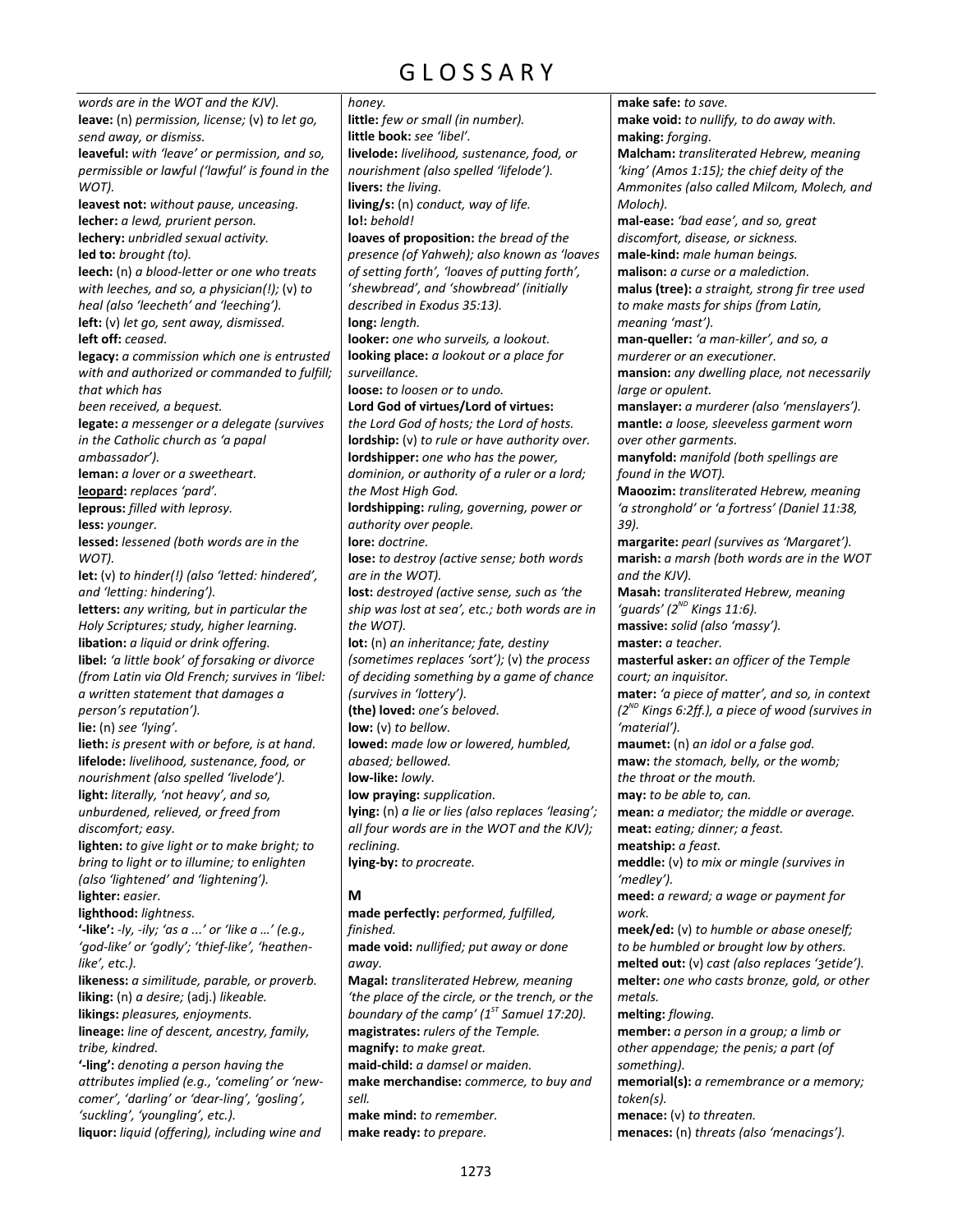# GLOSSARY

*words are in the WOT and the KJV).*

**leave:** (n) *permission, license;* (v) *to let go, send away, or dismiss.*

**leaveful:** *with 'leave' or permission, and so, permissible or lawful ('lawful' is found in the WOT).*

**leavest not:** *without pause, unceasing.*

**lecher:** *a lewd, prurient person.*

**lechery:** *unbridled sexual activity.*

**led to:** *brought (to).*

**leech:** (n) *a blood-letter or one who treats with leeches, and so, a physician(!);* (v) *to heal (also 'leecheth' and 'leeching').*

**left:** (v) *let go, sent away, dismissed.*

**left off:** *ceased.*

**legacy:** *a commission which one is entrusted with and authorized or commanded to fulfill; that which has been received, a bequest.*

**legate:** *a messenger or a delegate (survives in the Catholic church as 'a papal ambassador').*

**leman:** *a lover or a sweetheart.*

**leopard:** *replaces 'pard'.*

**leprous:** *filled with leprosy.*

**less:** *younger.*

**lessed:** *lessened (both words are in the WOT).*

**let:** (v) *to hinder(!) (also 'letted: hindered', and 'letting: hindering').*

**letters:** *any writing, but in particular the Holy Scriptures; study, higher learning.*

**libation:** *a liquid or drink offering.*

**libel:** *'a little book' of forsaking or divorce (from Latin via Old French; survives in 'libel: a written statement that damages a person's reputation').*

**lie:** (n) *see 'lying'.*

**lieth:** *is present with or before, is at hand.*

**lifelode:** *livelihood, sustenance, food, or nourishment (also spelled 'livelode').*

**light:** *literally, 'not heavy', and so, unburdened, relieved, or freed from discomfort; easy.*

**lighten:** *to give light or to make bright; to bring to light or to illumine; to enlighten (also 'lightened' and 'lightening').*

**lighter:** *easier.*

**lighthood:** *lightness.*

**'-like':** *-ly, -ily; 'as a ...' or 'like a ...' (e.g., 'god-like' or 'godly'; 'thief-like', 'heathen-like', etc.).*

**likeness:** *a similitude, parable, or proverb.*

**liking:** (n) *a desire;* (adj.) *likeable.*

**likings:** *pleasures, enjoyments.*

**lineage:** *line of descent, ancestry, family, tribe, kindred.*

**'-ling':** *denoting a person having the attributes implied (e.g., 'comeling' or 'new-comer', 'darling' or 'dear-ling', 'gosling', 'suckling', 'youngling', etc.).*

**liquor:** *liquid (offering), including wine and honey.*

**little:** *few or small (in number).*

**little book:** *see 'libel'.*

**livelode:** *livelihood, sustenance, food, or nourishment (also spelled 'lifelode').*

**livers:** *the living.*

**living/s:** (n) *conduct, way of life.*

**lo!:** *behold!*

**loaves of proposition:** *the bread of the presence (of Yahweh); also known as 'loaves of setting forth', 'loaves of putting forth', 'shewbread', and 'showbread' (initially described in Exodus 35:13).*

**long:** *length.*

**looker:** *one who surveils, a lookout.*

**looking place:** *a lookout or a place for surveillance.*

**loose:** *to loosen or to undo.*

**Lord God of virtues/Lord of virtues:** *the Lord God of hosts; the Lord of hosts.*

**lordship:** (v) *to rule or have authority over.*

**lordshipper:** *one who has the power, dominion, or authority of a ruler or a lord; the Most High God.*

**lordshipping:** *ruling, governing, power or authority over people.*

**lore:** *doctrine.*

**lose:** *to destroy (active sense; both words are in the WOT).*

**lost:** *destroyed (active sense, such as 'the ship was lost at sea', etc.; both words are in the WOT).*

**lot:** (n) *an inheritance; fate, destiny (sometimes replaces 'sort');* (v) *the process of deciding something by a game of chance (survives in 'lottery').*

**(the) loved:** *one's beloved.*

**low:** (v) *to bellow.*

**lowed:** *made low or lowered, humbled, abased; bellowed.*

**low-like:** *lowly.*

**low praying:** *supplication.*

**lying:** (n) *a lie or lies (also replaces 'leasing'; all four words are in the WOT and the KJV); reclining.*

**lying-by:** *to procreate.*

## M

**made perfectly:** *performed, fulfilled, finished.*

**made void:** *nullified; put away or done away.*

**Magal:** *transliterated Hebrew, meaning 'the place of the circle, or the trench, or the boundary of the camp' (1ST Samuel 17:20).*

**magistrates:** *rulers of the Temple.*

**magnify:** *to make great.*

**maid-child:** *a damsel or maiden.*

**make merchandise:** *commerce, to buy and sell.*

**make mind:** *to remember.*

**make ready:** *to prepare.*

**make safe:** *to save.*

**make void:** *to nullify, to do away with.*

**making:** *forging.*

**Malcham:** *transliterated Hebrew, meaning 'king' (Amos 1:15); the chief deity of the Ammonites (also called Milcom, Molech, and Moloch).*

**mal-ease:** *'bad ease', and so, great discomfort, disease, or sickness.*

**male-kind:** *male human beings.*

**malison:** *a curse or a malediction.*

**malus (tree):** *a straight, strong fir tree used to make masts for ships (from Latin, meaning 'mast').*

**man-queller:** *'a man-killer', and so, a murderer or an executioner.*

**mansion:** *any dwelling place, not necessarily large or opulent.*

**manslayer:** *a murderer (also 'menslayers').*

**mantle:** *a loose, sleeveless garment worn over other garments.*

**manyfold:** *manifold (both spellings are found in the WOT).*

**Maoozim:** *transliterated Hebrew, meaning 'a stronghold' or 'a fortress' (Daniel 11:38, 39).*

**margarite:** *pearl (survives as 'Margaret').*

**marish:** *a marsh (both words are in the WOT and the KJV).*

**Masah:** *transliterated Hebrew, meaning 'guards' (2ND Kings 11:6).*

**massive:** *solid (also 'massy').*

**master:** *a teacher.*

**masterful asker:** *an officer of the Temple court; an inquisitor.*

**mater:** *'a piece of matter', and so, in context (2ND Kings 6:2ff.), a piece of wood (survives in 'material').*

**maumet:** (n) *an idol or a false god.*

**maw:** *the stomach, belly, or the womb; the throat or the mouth.*

**may:** *to be able to, can.*

**mean:** *a mediator; the middle or average.*

**meat:** *eating; dinner; a feast.*

**meatship:** *a feast.*

**meddle:** (v) *to mix or mingle (survives in 'medley').*

**meed:** *a reward; a wage or payment for work.*

**meek/ed:** (v) *to humble or abase oneself; to be humbled or brought low by others.*

**melted out:** (v) *cast (also replaces 'ȝetide').*

**melter:** *one who casts bronze, gold, or other metals.*

**melting:** *flowing.*

**member:** *a person in a group; a limb or other appendage; the penis; a part (of something).*

**memorial(s):** *a remembrance or a memory; token(s).*

**menace:** (v) *to threaten.*

**menaces:** (n) *threats (also 'menacings').*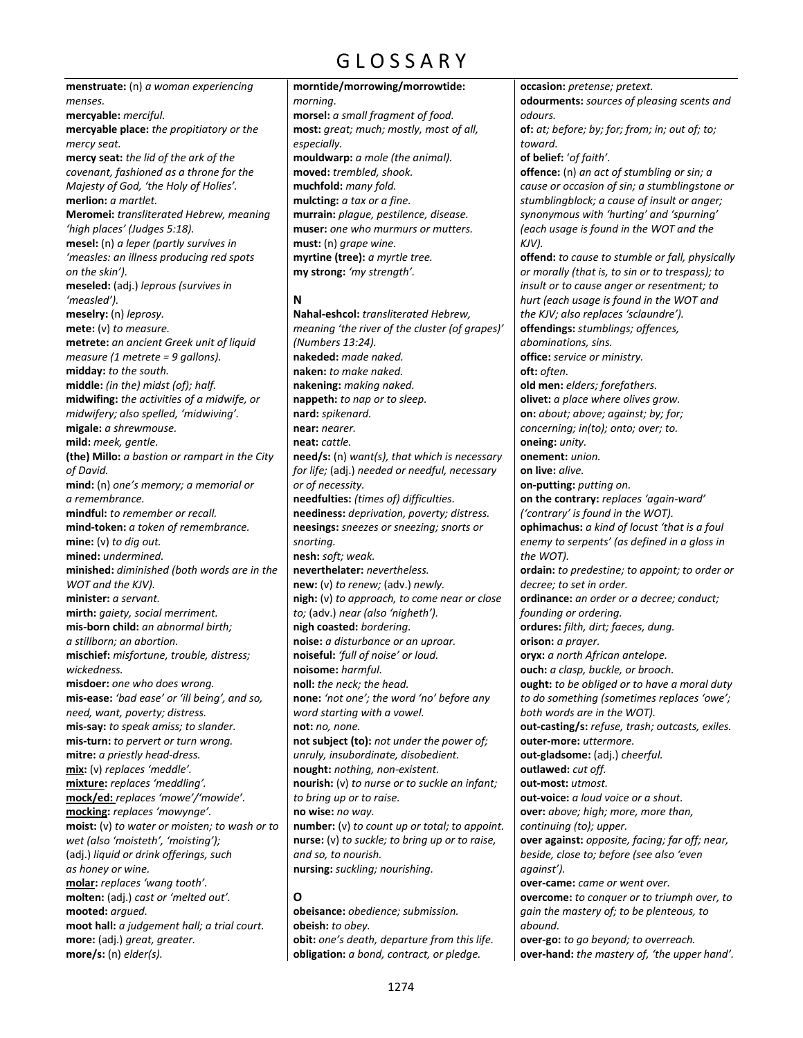# GLOSSARY

**menstruate:** (n) *a woman experiencing menses.*
**mercyable:** *merciful.*
**mercyable place:** *the propitiatory or the mercy seat.*
**mercy seat:** *the lid of the ark of the covenant, fashioned as a throne for the Majesty of God, 'the Holy of Holies'.*
**merlion:** *a martlet.*
**Meromei:** *transliterated Hebrew, meaning 'high places' (Judges 5:18).*
**mesel:** (n) *a leper (partly survives in 'measles: an illness producing red spots on the skin').*
**meseled:** (adj.) *leprous (survives in 'measled').*
**meselry:** (n) *leprosy.*
**mete:** (v) *to measure.*
**metrete:** *an ancient Greek unit of liquid measure (1 metrete = 9 gallons).*
**midday:** *to the south.*
**middle:** *(in the) midst (of); half.*
**midwifing:** *the activities of a midwife, or midwifery; also spelled, 'midwiving'.*
**migale:** *a shrewmouse.*
**mild:** *meek, gentle.*
**(the) Millo:** *a bastion or rampart in the City of David.*
**mind:** (n) *one's memory; a memorial or a remembrance.*
**mindful:** *to remember or recall.*
**mind-token:** *a token of remembrance.*
**mine:** (v) *to dig out.*
**mined:** *undermined.*
**minished:** *diminished (both words are in the WOT and the KJV).*
**minister:** *a servant.*
**mirth:** *gaiety, social merriment.*
**mis-born child:** *an abnormal birth; a stillborn; an abortion.*
**mischief:** *misfortune, trouble, distress; wickedness.*
**misdoer:** *one who does wrong.*
**mis-ease:** *'bad ease' or 'ill being', and so, need, want, poverty; distress.*
**mis-say:** *to speak amiss; to slander.*
**mis-turn:** *to pervert or turn wrong.*
**mitre:** *a priestly head-dress.*
**mix:** (v) *replaces 'meddle'.*
**mixture:** *replaces 'meddling'.*
**mock/ed:** *replaces 'mowe'/'mowide'.*
**mocking:** *replaces 'mowynge'.*
**moist:** (v) *to water or moisten; to wash or to wet (also 'moisteth', 'moisting');* (adj.) *liquid or drink offerings, such as honey or wine.*
**molar:** *replaces 'wang tooth'.*
**molten:** (adj.) *cast or 'melted out'.*
**mooted:** *argued.*
**moot hall:** *a judgement hall; a trial court.*
**more:** (adj.) *great, greater.*
**more/s:** (n) *elder(s).*
**morntide/morrowing/morrowtide:** *morning.*
**morsel:** *a small fragment of food.*
**most:** *great; much; mostly, most of all, especially.*
**mouldwarp:** *a mole (the animal).*
**moved:** *trembled, shook.*
**muchfold:** *many fold.*
**mulcting:** *a tax or a fine.*
**murrain:** *plague, pestilence, disease.*
**muser:** *one who murmurs or mutters.*
**must:** (n) *grape wine.*
**myrtine (tree):** *a myrtle tree.*
**my strong:** *'my strength'.*

## N

**Nahal-eshcol:** *transliterated Hebrew, meaning 'the river of the cluster (of grapes)' (Numbers 13:24).*
**nakeded:** *made naked.*
**naken:** *to make naked.*
**nakening:** *making naked.*
**nappeth:** *to nap or to sleep.*
**nard:** *spikenard.*
**near:** *nearer.*
**neat:** *cattle.*
**need/s:** (n) *want(s), that which is necessary for life;* (adj.) *needed or needful, necessary or of necessity.*
**needfulties:** *(times of) difficulties.*
**neediness:** *deprivation, poverty; distress.*
**neesings:** *sneezes or sneezing; snorts or snorting.*
**nesh:** *soft; weak.*
**neverthelater:** *nevertheless.*
**new:** (v) *to renew;* (adv.) *newly.*
**nigh:** (v) *to approach, to come near or close to;* (adv.) *near (also 'nigheth').*
**nigh coasted:** *bordering.*
**noise:** *a disturbance or an uproar.*
**noiseful:** *'full of noise' or loud.*
**noisome:** *harmful.*
**noll:** *the neck; the head.*
**none:** *'not one'; the word 'no' before any word starting with a vowel.*
**not:** *no, none.*
**not subject (to):** *not under the power of; unruly, insubordinate, disobedient.*
**nought:** *nothing, non-existent.*
**nourish:** (v) *to nurse or to suckle an infant; to bring up or to raise.*
**no wise:** *no way.*
**number:** (v) *to count up or total; to appoint.*
**nurse:** (v) *to suckle; to bring up or to raise, and so, to nourish.*
**nursing:** *suckling; nourishing.*

## O

**obeisance:** *obedience; submission.*
**obeish:** *to obey.*
**obit:** *one's death, departure from this life.*
**obligation:** *a bond, contract, or pledge.*
**occasion:** *pretense; pretext.*
**odourments:** *sources of pleasing scents and odours.*
**of:** *at; before; by; for; from; in; out of; to; toward.*
**of belief:** *'of faith'.*
**offence:** (n) *an act of stumbling or sin; a cause or occasion of sin; a stumblingstone or stumblingblock; a cause of insult or anger; synonymous with 'hurting' and 'spurning' (each usage is found in the WOT and the KJV).*
**offend:** *to cause to stumble or fall, physically or morally (that is, to sin or to trespass); to insult or to cause anger or resentment; to hurt (each usage is found in the WOT and the KJV; also replaces 'sclaundre').*
**offendings:** *stumblings; offences, abominations, sins.*
**office:** *service or ministry.*
**oft:** *often.*
**old men:** *elders; forefathers.*
**olivet:** *a place where olives grow.*
**on:** *about; above; against; by; for; concerning; in(to); onto; over; to.*
**oneing:** *unity.*
**onement:** *union.*
**on live:** *alive.*
**on-putting:** *putting on.*
**on the contrary:** *replaces 'again-ward' ('contrary' is found in the WOT).*
**ophimachus:** *a kind of locust 'that is a foul enemy to serpents' (as defined in a gloss in the WOT).*
**ordain:** *to predestine; to appoint; to order or decree; to set in order.*
**ordinance:** *an order or a decree; conduct; founding or ordering.*
**ordures:** *filth, dirt; faeces, dung.*
**orison:** *a prayer.*
**oryx:** *a north African antelope.*
**ouch:** *a clasp, buckle, or brooch.*
**ought:** *to be obliged or to have a moral duty to do something (sometimes replaces 'owe'; both words are in the WOT).*
**out-casting/s:** *refuse, trash; outcasts, exiles.*
**outer-more:** *uttermore.*
**out-gladsome:** (adj.) *cheerful.*
**outlawed:** *cut off.*
**out-most:** *utmost.*
**out-voice:** *a loud voice or a shout.*
**over:** *above; high; more, more than, continuing (to); upper.*
**over against:** *opposite, facing; far off; near, beside, close to; before (see also 'even against').*
**over-came:** *came or went over.*
**overcome:** *to conquer or to triumph over, to gain the mastery of; to be plenteous, to abound.*
**over-go:** *to go beyond; to overreach.*
**over-hand:** *the mastery of, 'the upper hand'.*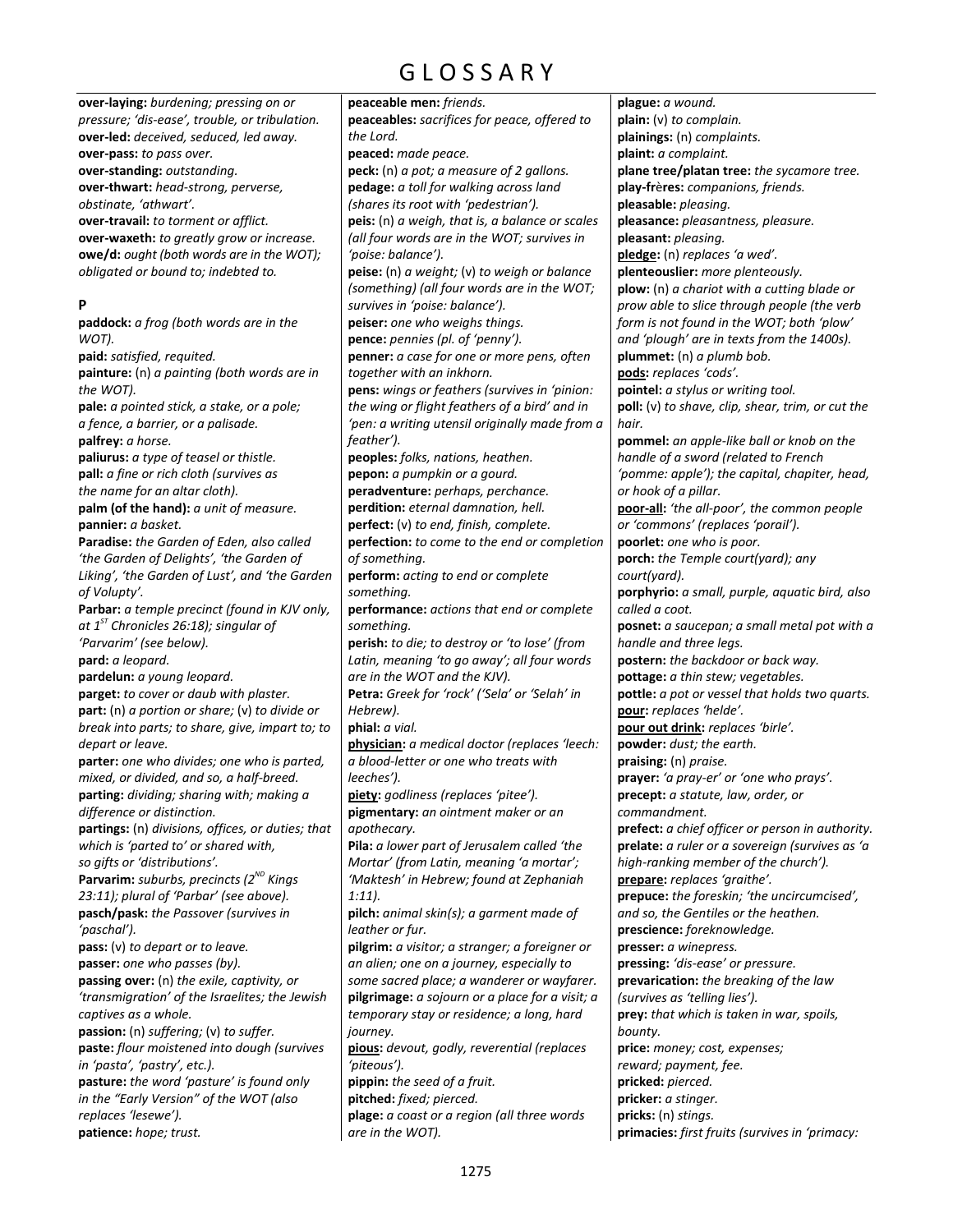# GLOSSARY

**over-laying:** *burdening; pressing on or pressure; 'dis-ease', trouble, or tribulation.*
**over-led:** *deceived, seduced, led away.*
**over-pass:** *to pass over.*
**over-standing:** *outstanding.*
**over-thwart:** *head-strong, perverse, obstinate, 'athwart'.*
**over-travail:** *to torment or afflict.*
**over-waxeth:** *to greatly grow or increase.*
**owe/d:** *ought (both words are in the WOT); obligated or bound to; indebted to.*

**P**

**paddock:** *a frog (both words are in the WOT).*
**paid:** *satisfied, requited.*
**painture:** (n) *a painting (both words are in the WOT).*
**pale:** *a pointed stick, a stake, or a pole; a fence, a barrier, or a palisade.*
**palfrey:** *a horse.*
**paliurus:** *a type of teasel or thistle.*
**pall:** *a fine or rich cloth (survives as the name for an altar cloth).*
**palm (of the hand):** *a unit of measure.*
**pannier:** *a basket.*
**Paradise:** *the Garden of Eden, also called 'the Garden of Delights', 'the Garden of Liking', 'the Garden of Lust', and 'the Garden of Volupty'.*
**Parbar:** *a temple precinct (found in KJV only, at 1ST Chronicles 26:18); singular of 'Parvarim' (see below).*
**pard:** *a leopard.*
**pardelun:** *a young leopard.*
**parget:** *to cover or daub with plaster.*
**part:** (n) *a portion or share;* (v) *to divide or break into parts; to share, give, impart to; to depart or leave.*
**parter:** *one who divides; one who is parted, mixed, or divided, and so, a half-breed.*
**parting:** *dividing; sharing with; making a difference or distinction.*
**partings:** (n) *divisions, offices, or duties; that which is 'parted to' or shared with, so gifts or 'distributions'.*
**Parvarim:** *suburbs, precincts (2ND Kings 23:11); plural of 'Parbar' (see above).*
**pasch/pask:** *the Passover (survives in 'paschal').*
**pass:** (v) *to depart or to leave.*
**passer:** *one who passes (by).*
**passing over:** (n) *the exile, captivity, or 'transmigration' of the Israelites; the Jewish captives as a whole.*
**passion:** (n) *suffering;* (v) *to suffer.*
**paste:** *flour moistened into dough (survives in 'pasta', 'pastry', etc.).*
**pasture:** *the word 'pasture' is found only in the "Early Version" of the WOT (also replaces 'lesewe').*
**patience:** *hope; trust.*
**peaceable men:** *friends.*
**peaceables:** *sacrifices for peace, offered to the Lord.*
**peaced:** *made peace.*
**peck:** (n) *a pot; a measure of 2 gallons.*
**pedage:** *a toll for walking across land (shares its root with 'pedestrian').*
**peis:** (n) *a weigh, that is, a balance or scales (all four words are in the WOT; survives in 'poise: balance').*
**peise:** (n) *a weight;* (v) *to weigh or balance (something) (all four words are in the WOT; survives in 'poise: balance').*
**peiser:** *one who weighs things.*
**pence:** *pennies (pl. of 'penny').*
**penner:** *a case for one or more pens, often together with an inkhorn.*
**pens:** *wings or feathers (survives in 'pinion: the wing or flight feathers of a bird' and in 'pen: a writing utensil originally made from a feather').*
**peoples:** *folks, nations, heathen.*
**pepon:** *a pumpkin or a gourd.*
**peradventure:** *perhaps, perchance.*
**perdition:** *eternal damnation, hell.*
**perfect:** (v) *to end, finish, complete.*
**perfection:** *to come to the end or completion of something.*
**perform:** *acting to end or complete something.*
**performance:** *actions that end or complete something.*
**perish:** *to die; to destroy or 'to lose' (from Latin, meaning 'to go away'; all four words are in the WOT and the KJV).*
**Petra:** *Greek for 'rock' ('Sela' or 'Selah' in Hebrew).*
**phial:** *a vial.*
**<u>physician</u>:** *a medical doctor (replaces 'leech: a blood-letter or one who treats with leeches').*
**<u>piety</u>:** *godliness (replaces 'pitee').*
**pigmentary:** *an ointment maker or an apothecary.*
**Pila:** *a lower part of Jerusalem called 'the Mortar' (from Latin, meaning 'a mortar'; 'Maktesh' in Hebrew; found at Zephaniah 1:11).*
**pilch:** *animal skin(s); a garment made of leather or fur.*
**pilgrim:** *a visitor; a stranger; a foreigner or an alien; one on a journey, especially to some sacred place; a wanderer or wayfarer.*
**pilgrimage:** *a sojourn or a place for a visit; a temporary stay or residence; a long, hard journey.*
**<u>pious</u>:** *devout, godly, reverential (replaces 'piteous').*
**pippin:** *the seed of a fruit.*
**pitched:** *fixed; pierced.*
**plage:** *a coast or a region (all three words are in the WOT).*
**plague:** *a wound.*
**plain:** (v) *to complain.*
**plainings:** (n) *complaints.*
**plaint:** *a complaint.*
**plane tree/platan tree:** *the sycamore tree.*
**play-frères:** *companions, friends.*
**pleasable:** *pleasing.*
**pleasance:** *pleasantness, pleasure.*
**pleasant:** *pleasing.*
**<u>pledge</u>:** (n) *replaces 'a wed'.*
**plenteouslier:** *more plenteously.*
**plow:** (n) *a chariot with a cutting blade or prow able to slice through people (the verb form is not found in the WOT; both 'plow' and 'plough' are in texts from the 1400s).*
**plummet:** (n) *a plumb bob.*
**<u>pods</u>:** *replaces 'cods'.*
**pointel:** *a stylus or writing tool.*
**poll:** (v) *to shave, clip, shear, trim, or cut the hair.*
**pommel:** *an apple-like ball or knob on the handle of a sword (related to French 'pomme: apple'); the capital, chapiter, head, or hook of a pillar.*
**<u>poor-all</u>:** *'the all-poor', the common people or 'commons' (replaces 'porail').*
**poorlet:** *one who is poor.*
**porch:** *the Temple court(yard); any court(yard).*
**porphyrio:** *a small, purple, aquatic bird, also called a coot.*
**posnet:** *a saucepan; a small metal pot with a handle and three legs.*
**postern:** *the backdoor or back way.*
**pottage:** *a thin stew; vegetables.*
**pottle:** *a pot or vessel that holds two quarts.*
**<u>pour</u>:** *replaces 'helde'.*
**<u>pour out drink</u>:** *replaces 'birle'.*
**powder:** *dust; the earth.*
**praising:** (n) *praise.*
**prayer:** *'a pray-er' or 'one who prays'.*
**precept:** *a statute, law, order, or commandment.*
**prefect:** *a chief officer or person in authority.*
**prelate:** *a ruler or a sovereign (survives as 'a high-ranking member of the church').*
**<u>prepare</u>:** *replaces 'graithe'.*
**prepuce:** *the foreskin; 'the uncircumcised', and so, the Gentiles or the heathen.*
**prescience:** *foreknowledge.*
**presser:** *a winepress.*
**pressing:** *'dis-ease' or pressure.*
**prevarication:** *the breaking of the law (survives as 'telling lies').*
**prey:** *that which is taken in war, spoils, bounty.*
**price:** *money; cost, expenses; reward; payment, fee.*
**pricked:** *pierced.*
**pricker:** *a stinger.*
**pricks:** (n) *stings.*
**primacies:** *first fruits (survives in 'primacy:*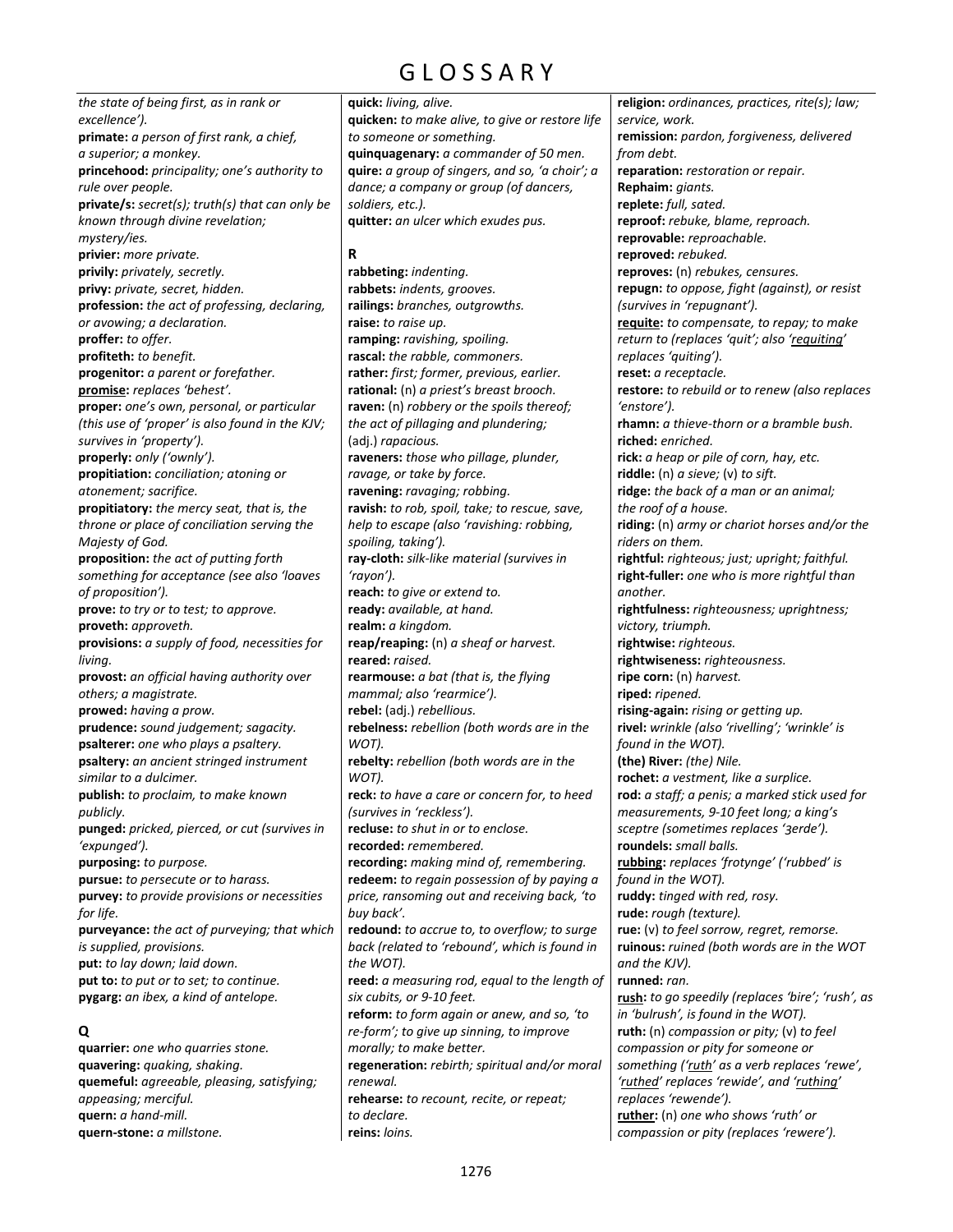# GLOSSARY

*the state of being first, as in rank or excellence').*
**primate:** *a person of first rank, a chief, a superior; a monkey.*
**princehood:** *principality; one's authority to rule over people.*
**private/s:** *secret(s); truth(s) that can only be known through divine revelation; mystery/ies.*
**privier:** *more private.*
**privily:** *privately, secretly.*
**privy:** *private, secret, hidden.*
**profession:** *the act of professing, declaring, or avowing; a declaration.*
**proffer:** *to offer.*
**profiteth:** *to benefit.*
**progenitor:** *a parent or forefather.*
**promise:** *replaces 'behest'.*
**proper:** *one's own, personal, or particular (this use of 'proper' is also found in the KJV; survives in 'property').*
**properly:** *only ('ownly').*
**propitiation:** *conciliation; atoning or atonement; sacrifice.*
**propitiatory:** *the mercy seat, that is, the throne or place of conciliation serving the Majesty of God.*
**proposition:** *the act of putting forth something for acceptance (see also 'loaves of proposition').*
**prove:** *to try or to test; to approve.*
**proveth:** *approveth.*
**provisions:** *a supply of food, necessities for living.*
**provost:** *an official having authority over others; a magistrate.*
**prowed:** *having a prow.*
**prudence:** *sound judgement; sagacity.*
**psalterer:** *one who plays a psaltery.*
**psaltery:** *an ancient stringed instrument similar to a dulcimer.*
**publish:** *to proclaim, to make known publicly.*
**punged:** *pricked, pierced, or cut (survives in 'expunged').*
**purposing:** *to purpose.*
**pursue:** *to persecute or to harass.*
**purvey:** *to provide provisions or necessities for life.*
**purveyance:** *the act of purveying; that which is supplied, provisions.*
**put:** *to lay down; laid down.*
**put to:** *to put or to set; to continue.*
**pygarg:** *an ibex, a kind of antelope.*

## Q

**quarrier:** *one who quarries stone.*
**quavering:** *quaking, shaking.*
**quemeful:** *agreeable, pleasing, satisfying; appeasing; merciful.*
**quern:** *a hand-mill.*
**quern-stone:** *a millstone.*
**quick:** *living, alive.*
**quicken:** *to make alive, to give or restore life to someone or something.*
**quinquagenary:** *a commander of 50 men.*
**quire:** *a group of singers, and so, 'a choir'; a dance; a company or group (of dancers, soldiers, etc.).*
**quitter:** *an ulcer which exudes pus.*

## R

**rabbeting:** *indenting.*
**rabbets:** *indents, grooves.*
**railings:** *branches, outgrowths.*
**raise:** *to raise up.*
**ramping:** *ravishing, spoiling.*
**rascal:** *the rabble, commoners.*
**rather:** *first; former, previous, earlier.*
**rational:** (n) *a priest's breast brooch.*
**raven:** (n) *robbery or the spoils thereof; the act of pillaging and plundering;* (adj.) *rapacious.*
**raveners:** *those who pillage, plunder, ravage, or take by force.*
**ravening:** *ravaging; robbing.*
**ravish:** *to rob, spoil, take; to rescue, save, help to escape (also 'ravishing: robbing, spoiling, taking').*
**ray-cloth:** *silk-like material (survives in 'rayon').*
**reach:** *to give or extend to.*
**ready:** *available, at hand.*
**realm:** *a kingdom.*
**reap/reaping:** (n) *a sheaf or harvest.*
**reared:** *raised.*
**rearmouse:** *a bat (that is, the flying mammal; also 'rearmice').*
**rebel:** (adj.) *rebellious.*
**rebelness:** *rebellion (both words are in the WOT).*
**rebelty:** *rebellion (both words are in the WOT).*
**reck:** *to have a care or concern for, to heed (survives in 'reckless').*
**recluse:** *to shut in or to enclose.*
**recorded:** *remembered.*
**recording:** *making mind of, remembering.*
**redeem:** *to regain possession of by paying a price, ransoming out and receiving back, 'to buy back'.*
**redound:** *to accrue to, to overflow; to surge back (related to 'rebound', which is found in the WOT).*
**reed:** *a measuring rod, equal to the length of six cubits, or 9-10 feet.*
**reform:** *to form again or anew, and so, 'to re-form'; to give up sinning, to improve morally; to make better.*
**regeneration:** *rebirth; spiritual and/or moral renewal.*
**rehearse:** *to recount, recite, or repeat; to declare.*
**reins:** *loins.*
**religion:** *ordinances, practices, rite(s); law; service, work.*
**remission:** *pardon, forgiveness, delivered from debt.*
**reparation:** *restoration or repair.*
**Rephaim:** *giants.*
**replete:** *full, sated.*
**reproof:** *rebuke, blame, reproach.*
**reprovable:** *reproachable.*
**reproved:** *rebuked.*
**reproves:** (n) *rebukes, censures.*
**repugn:** *to oppose, fight (against), or resist (survives in 'repugnant').*
**requite:** *to compensate, to repay; to make return to (replaces 'quit'; also 'requiting' replaces 'quiting').*
**reset:** *a receptacle.*
**restore:** *to rebuild or to renew (also replaces 'enstore').*
**rhamn:** *a thieve-thorn or a bramble bush.*
**riched:** *enriched.*
**rick:** *a heap or pile of corn, hay, etc.*
**riddle:** (n) *a sieve;* (v) *to sift.*
**ridge:** *the back of a man or an animal; the roof of a house.*
**riding:** (n) *army or chariot horses and/or the riders on them.*
**rightful:** *righteous; just; upright; faithful.*
**right-fuller:** *one who is more rightful than another.*
**rightfulness:** *righteousness; uprightness; victory, triumph.*
**rightwise:** *righteous.*
**rightwiseness:** *righteousness.*
**ripe corn:** (n) *harvest.*
**riped:** *ripened.*
**rising-again:** *rising or getting up.*
**rivel:** *wrinkle (also 'rivelling'; 'wrinkle' is found in the WOT).*
**(the) River:** *(the) Nile.*
**rochet:** *a vestment, like a surplice.*
**rod:** *a staff; a penis; a marked stick used for measurements, 9-10 feet long; a king's sceptre (sometimes replaces 'ȝerde').*
**roundels:** *small balls.*
**rubbing:** *replaces 'frotynge' ('rubbed' is found in the WOT).*
**ruddy:** *tinged with red, rosy.*
**rude:** *rough (texture).*
**rue:** (v) *to feel sorrow, regret, remorse.*
**ruinous:** *ruined (both words are in the WOT and the KJV).*
**runned:** *ran.*
**rush:** *to go speedily (replaces 'bire'; 'rush', as in 'bulrush', is found in the WOT).*
**ruth:** (n) *compassion or pity;* (v) *to feel compassion or pity for someone or something ('ruth' as a verb replaces 'rewe', 'ruthed' replaces 'rewide', and 'ruthing' replaces 'rewende').*
**ruther:** (n) *one who shows 'ruth' or compassion or pity (replaces 'rewere').*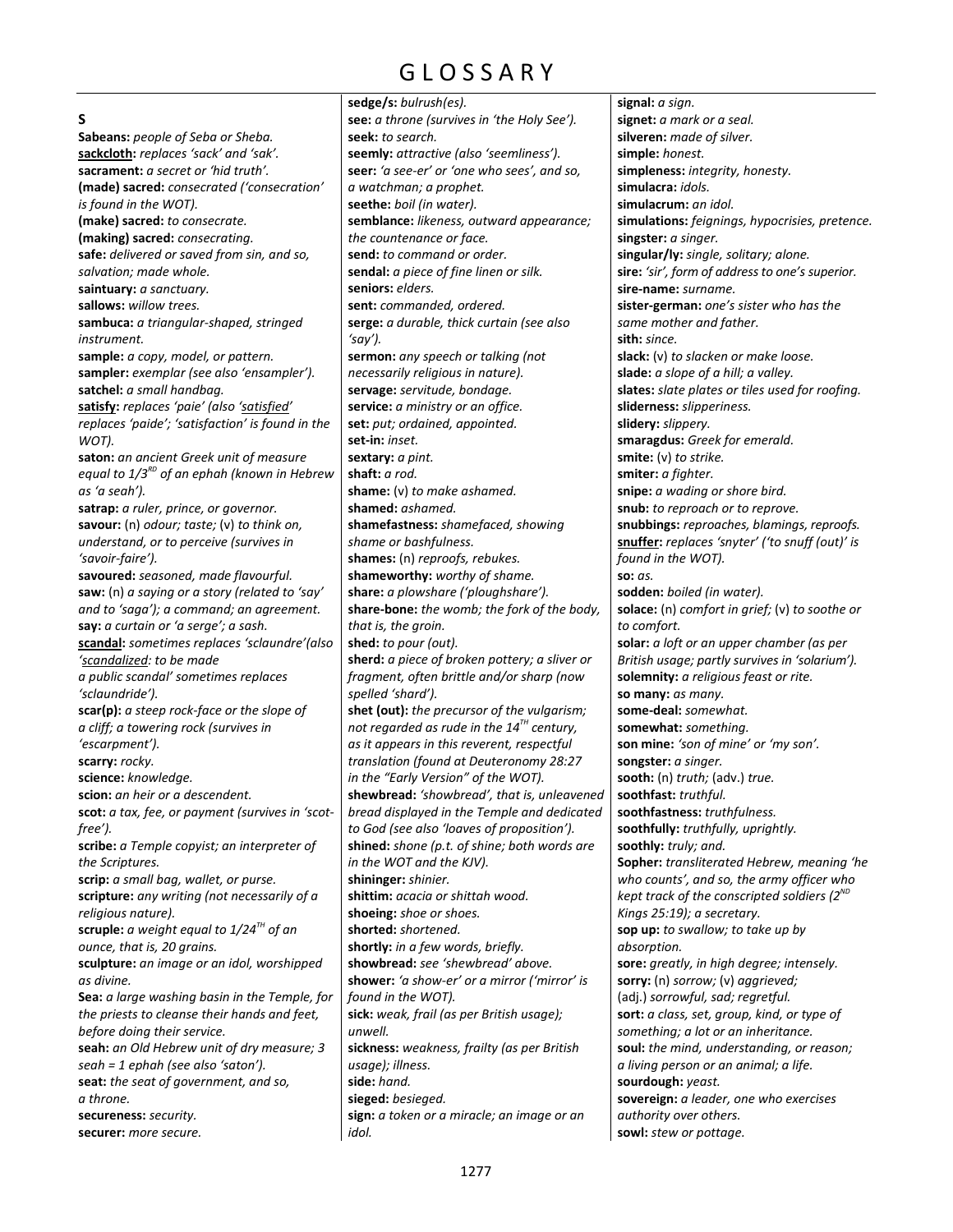# GLOSSARY

## S

**Sabeans:** *people of Seba or Sheba.*
**sackcloth:** *replaces 'sack' and 'sak'.*
**sacrament:** *a secret or 'hid truth'.*
**(made) sacred:** *consecrated ('consecration' is found in the WOT).*
**(make) sacred:** *to consecrate.*
**(making) sacred:** *consecrating.*
**safe:** *delivered or saved from sin, and so, salvation; made whole.*
**saintuary:** *a sanctuary.*
**sallows:** *willow trees.*
**sambuca:** *a triangular-shaped, stringed instrument.*
**sample:** *a copy, model, or pattern.*
**sampler:** *exemplar (see also 'ensampler').*
**satchel:** *a small handbag.*
**satisfy:** *replaces 'paie' (also 'satisfied' replaces 'paide'; 'satisfaction' is found in the WOT).*
**saton:** *an ancient Greek unit of measure equal to 1/3RD of an ephah (known in Hebrew as 'a seah').*
**satrap:** *a ruler, prince, or governor.*
**savour:** (n) *odour; taste;* (v) *to think on, understand, or to perceive (survives in 'savoir-faire').*
**savoured:** *seasoned, made flavourful.*
**saw:** (n) *a saying or a story (related to 'say' and to 'saga'); a command; an agreement.*
**say:** *a curtain or 'a serge'; a sash.*
**scandal:** *sometimes replaces 'sclaundre' (also 'scandalized: to be made a public scandal' sometimes replaces 'sclaundride').*
**scar(p):** *a steep rock-face or the slope of a cliff; a towering rock (survives in 'escarpment').*
**scarry:** *rocky.*
**science:** *knowledge.*
**scion:** *an heir or a descendent.*
**scot:** *a tax, fee, or payment (survives in 'scot-free').*
**scribe:** *a Temple copyist; an interpreter of the Scriptures.*
**scrip:** *a small bag, wallet, or purse.*
**scripture:** *any writing (not necessarily of a religious nature).*
**scruple:** *a weight equal to 1/24TH of an ounce, that is, 20 grains.*
**sculpture:** *an image or an idol, worshipped as divine.*
**Sea:** *a large washing basin in the Temple, for the priests to cleanse their hands and feet, before doing their service.*
**seah:** *an Old Hebrew unit of dry measure; 3 seah = 1 ephah (see also 'saton').*
**seat:** *the seat of government, and so, a throne.*
**secureness:** *security.*
**securer:** *more secure.*
**sedge/s:** *bulrush(es).*
**see:** *a throne (survives in 'the Holy See').*
**seek:** *to search.*
**seemly:** *attractive (also 'seemliness').*
**seer:** *'a see-er' or 'one who sees', and so, a watchman; a prophet.*
**seethe:** *boil (in water).*
**semblance:** *likeness, outward appearance; the countenance or face.*
**send:** *to command or order.*
**sendal:** *a piece of fine linen or silk.*
**seniors:** *elders.*
**sent:** *commanded, ordered.*
**serge:** *a durable, thick curtain (see also 'say').*
**sermon:** *any speech or talking (not necessarily religious in nature).*
**servage:** *servitude, bondage.*
**service:** *a ministry or an office.*
**set:** *put; ordained, appointed.*
**set-in:** *inset.*
**sextary:** *a pint.*
**shaft:** *a rod.*
**shame:** (v) *to make ashamed.*
**shamed:** *ashamed.*
**shamefastness:** *shamefaced, showing shame or bashfulness.*
**shames:** (n) *reproofs, rebukes.*
**shameworthy:** *worthy of shame.*
**share:** *a plowshare ('ploughshare').*
**share-bone:** *the womb; the fork of the body, that is, the groin.*
**shed:** *to pour (out).*
**sherd:** *a piece of broken pottery; a sliver or fragment, often brittle and/or sharp (now spelled 'shard').*
**shet (out):** *the precursor of the vulgarism; not regarded as rude in the 14TH century, as it appears in this reverent, respectful translation (found at Deuteronomy 28:27 in the "Early Version" of the WOT).*
**shewbread:** *'showbread', that is, unleavened bread displayed in the Temple and dedicated to God (see also 'loaves of proposition').*
**shined:** *shone (p.t. of shine; both words are in the WOT and the KJV).*
**shininger:** *shinier.*
**shittim:** *acacia or shittah wood.*
**shoeing:** *shoe or shoes.*
**shorted:** *shortened.*
**shortly:** *in a few words, briefly.*
**showbread:** *see 'shewbread' above.*
**shower:** *'a show-er' or a mirror ('mirror' is found in the WOT).*
**sick:** *weak, frail (as per British usage); unwell.*
**sickness:** *weakness, frailty (as per British usage); illness.*
**side:** *hand.*
**sieged:** *besieged.*
**sign:** *a token or a miracle; an image or an idol.*
**signal:** *a sign.*
**signet:** *a mark or a seal.*
**silveren:** *made of silver.*
**simple:** *honest.*
**simpleness:** *integrity, honesty.*
**simulacra:** *idols.*
**simulacrum:** *an idol.*
**simulations:** *feignings, hypocrisies, pretence.*
**singster:** *a singer.*
**singular/ly:** *single, solitary; alone.*
**sire:** *'sir', form of address to one's superior.*
**sire-name:** *surname.*
**sister-german:** *one's sister who has the same mother and father.*
**sith:** *since.*
**slack:** (v) *to slacken or make loose.*
**slade:** *a slope of a hill; a valley.*
**slates:** *slate plates or tiles used for roofing.*
**sliderness:** *slipperiness.*
**slidery:** *slippery.*
**smaragdus:** *Greek for emerald.*
**smite:** (v) *to strike.*
**smiter:** *a fighter.*
**snipe:** *a wading or shore bird.*
**snub:** *to reproach or to reprove.*
**snubbings:** *reproaches, blamings, reproofs.*
**snuffer:** *replaces 'snyter' ('to snuff (out)' is found in the WOT).*
**so:** *as.*
**sodden:** *boiled (in water).*
**solace:** (n) *comfort in grief;* (v) *to soothe or to comfort.*
**solar:** *a loft or an upper chamber (as per British usage; partly survives in 'solarium').*
**solemnity:** *a religious feast or rite.*
**so many:** *as many.*
**some-deal:** *somewhat.*
**somewhat:** *something.*
**son mine:** *'son of mine' or 'my son'.*
**songster:** *a singer.*
**sooth:** (n) *truth;* (adv.) *true.*
**soothfast:** *truthful.*
**soothfastness:** *truthfulness.*
**soothfully:** *truthfully, uprightly.*
**soothly:** *truly; and.*
**Sopher:** *transliterated Hebrew, meaning 'he who counts', and so, the army officer who kept track of the conscripted soldiers (2ND Kings 25:19); a secretary.*
**sop up:** *to swallow; to take up by absorption.*
**sore:** *greatly, in high degree; intensely.*
**sorry:** (n) *sorrow;* (v) *aggrieved;* (adj.) *sorrowful, sad; regretful.*
**sort:** *a class, set, group, kind, or type of something; a lot or an inheritance.*
**soul:** *the mind, understanding, or reason; a living person or an animal; a life.*
**sourdough:** *yeast.*
**sovereign:** *a leader, one who exercises authority over others.*
**sowl:** *stew or pottage.*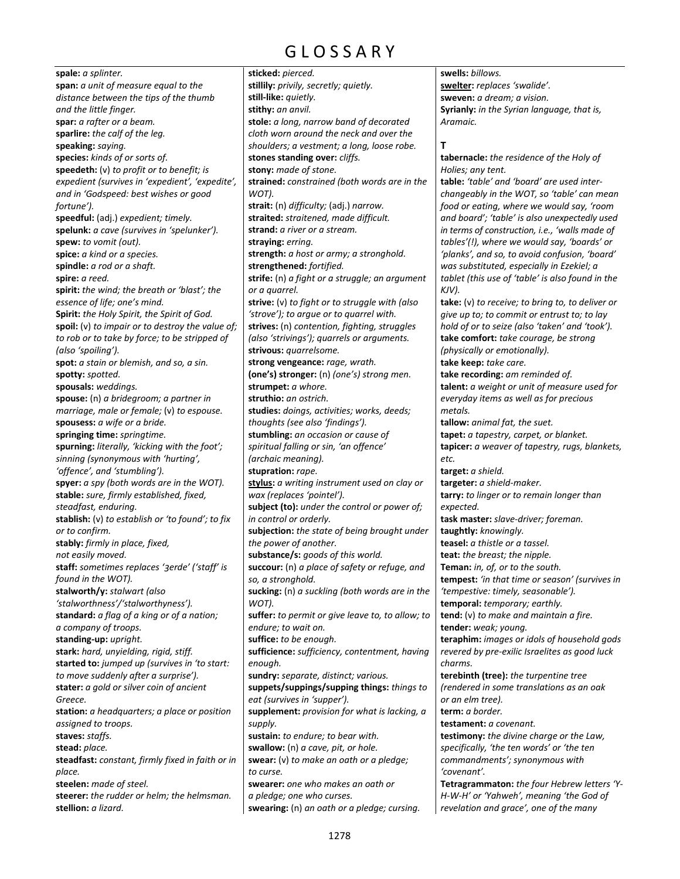# GLOSSARY

**spale:** *a splinter.*
**span:** *a unit of measure equal to the distance between the tips of the thumb and the little finger.*
**spar:** *a rafter or a beam.*
**sparlire:** *the calf of the leg.*
**speaking:** *saying.*
**species:** *kinds of or sorts of.*
**speedeth:** (v) *to profit or to benefit; is expedient (survives in 'expedient', 'expedite', and in 'Godspeed: best wishes or good fortune').*
**speedful:** (adj.) *expedient; timely.*
**spelunk:** *a cave (survives in 'spelunker').*
**spew:** *to vomit (out).*
**spice:** *a kind or a species.*
**spindle:** *a rod or a shaft.*
**spire:** *a reed.*
**spirit:** *the wind; the breath or 'blast'; the essence of life; one's mind.*
**Spirit:** *the Holy Spirit, the Spirit of God.*
**spoil:** (v) *to impair or to destroy the value of; to rob or to take by force; to be stripped of (also 'spoiling').*
**spot:** *a stain or blemish, and so, a sin.*
**spotty:** *spotted.*
**spousals:** *weddings.*
**spouse:** (n) *a bridegroom; a partner in marriage, male or female;* (v) *to espouse.*
**spousess:** *a wife or a bride.*
**springing time:** *springtime.*
**spurning:** *literally, 'kicking with the foot'; sinning (synonymous with 'hurting', 'offence', and 'stumbling').*
**spyer:** *a spy (both words are in the WOT).*
**stable:** *sure, firmly established, fixed, steadfast, enduring.*
**stablish:** (v) *to establish or 'to found'; to fix or to confirm.*
**stably:** *firmly in place, fixed, not easily moved.*
**staff:** *sometimes replaces 'ȝerde' ('staff' is found in the WOT).*
**stalworth/y:** *stalwart (also 'stalworthness'/'stalworthyness').*
**standard:** *a flag of a king or of a nation; a company of troops.*
**standing-up:** *upright.*
**stark:** *hard, unyielding, rigid, stiff.*
**started to:** *jumped up (survives in 'to start: to move suddenly after a surprise').*
**stater:** *a gold or silver coin of ancient Greece.*
**station:** *a headquarters; a place or position assigned to troops.*
**staves:** *staffs.*
**stead:** *place.*
**steadfast:** *constant, firmly fixed in faith or in place.*
**steelen:** *made of steel.*
**steerer:** *the rudder or helm; the helmsman.*
**stellion:** *a lizard.*
**sticked:** *pierced.*
**stillily:** *privily, secretly; quietly.*
**still-like:** *quietly.*
**stithy:** *an anvil.*
**stole:** *a long, narrow band of decorated cloth worn around the neck and over the shoulders; a vestment; a long, loose robe.*
**stones standing over:** *cliffs.*
**stony:** *made of stone.*
**strained:** *constrained (both words are in the WOT).*
**strait:** (n) *difficulty;* (adj.) *narrow.*
**straited:** *straitened, made difficult.*
**strand:** *a river or a stream.*
**straying:** *erring.*
**strength:** *a host or army; a stronghold.*
**strengthened:** *fortified.*
**strife:** (n) *a fight or a struggle; an argument or a quarrel.*
**strive:** (v) *to fight or to struggle with (also 'strove'); to argue or to quarrel with.*
**strives:** (n) *contention, fighting, struggles (also 'strivings'); quarrels or arguments.*
**strivous:** *quarrelsome.*
**strong vengeance:** *rage, wrath.*
**(one's) stronger:** (n) *(one's) strong men.*
**strumpet:** *a whore.*
**struthio:** *an ostrich.*
**studies:** *doings, activities; works, deeds; thoughts (see also 'findings').*
**stumbling:** *an occasion or cause of spiritual falling or sin, 'an offence' (archaic meaning).*
**stupration:** *rape.*
**<u>stylus</u>:** *a writing instrument used on clay or wax (replaces 'pointel').*
**subject (to):** *under the control or power of; in control or orderly.*
**subjection:** *the state of being brought under the power of another.*
**substance/s:** *goods of this world.*
**succour:** (n) *a place of safety or refuge, and so, a stronghold.*
**sucking:** (n) *a suckling (both words are in the WOT).*
**suffer:** *to permit or give leave to, to allow; to endure; to wait on.*
**suffice:** *to be enough.*
**sufficience:** *sufficiency, contentment, having enough.*
**sundry:** *separate, distinct; various.*
**suppets/suppings/supping things:** *things to eat (survives in 'supper').*
**supplement:** *provision for what is lacking, a supply.*
**sustain:** *to endure; to bear with.*
**swallow:** (n) *a cave, pit, or hole.*
**swear:** (v) *to make an oath or a pledge; to curse.*
**swearer:** *one who makes an oath or a pledge; one who curses.*
**swearing:** (n) *an oath or a pledge; cursing.*
**swells:** *billows.*
**<u>swelter</u>:** *replaces 'swalide'.*
**sweven:** *a dream; a vision.*
**Syrianly:** *in the Syrian language, that is, Aramaic.*

## T

**tabernacle:** *the residence of the Holy of Holies; any tent.*
**table:** *'table' and 'board' are used interchangeably in the WOT, so 'table' can mean food or eating, where we would say, 'room and board'; 'table' is also unexpectedly used in terms of construction, i.e., 'walls made of tables'(!), where we would say, 'boards' or 'planks', and so, to avoid confusion, 'board' was substituted, especially in Ezekiel; a tablet (this use of 'table' is also found in the KJV).*
**take:** (v) *to receive; to bring to, to deliver or give up to; to commit or entrust to; to lay hold of or to seize (also 'taken' and 'took').*
**take comfort:** *take courage, be strong (physically or emotionally).*
**take keep:** *take care.*
**take recording:** *am reminded of.*
**talent:** *a weight or unit of measure used for everyday items as well as for precious metals.*
**tallow:** *animal fat, the suet.*
**tapet:** *a tapestry, carpet, or blanket.*
**tapicer:** *a weaver of tapestry, rugs, blankets, etc.*
**target:** *a shield.*
**targeter:** *a shield-maker.*
**tarry:** *to linger or to remain longer than expected.*
**task master:** *slave-driver; foreman.*
**taughtly:** *knowingly.*
**teasel:** *a thistle or a tassel.*
**teat:** *the breast; the nipple.*
**Teman:** *in, of, or to the south.*
**tempest:** *'in that time or season' (survives in 'tempestive: timely, seasonable').*
**temporal:** *temporary; earthly.*
**tend:** (v) *to make and maintain a fire.*
**tender:** *weak; young.*
**teraphim:** *images or idols of household gods revered by pre-exilic Israelites as good luck charms.*
**terebinth (tree):** *the turpentine tree (rendered in some translations as an oak or an elm tree).*
**term:** *a border.*
**testament:** *a covenant.*
**testimony:** *the divine charge or the Law, specifically, 'the ten words' or 'the ten commandments'; synonymous with 'covenant'.*
**Tetragrammaton:** *the four Hebrew letters 'Y-H-W-H' or 'Yahweh', meaning 'the God of revelation and grace', one of the many*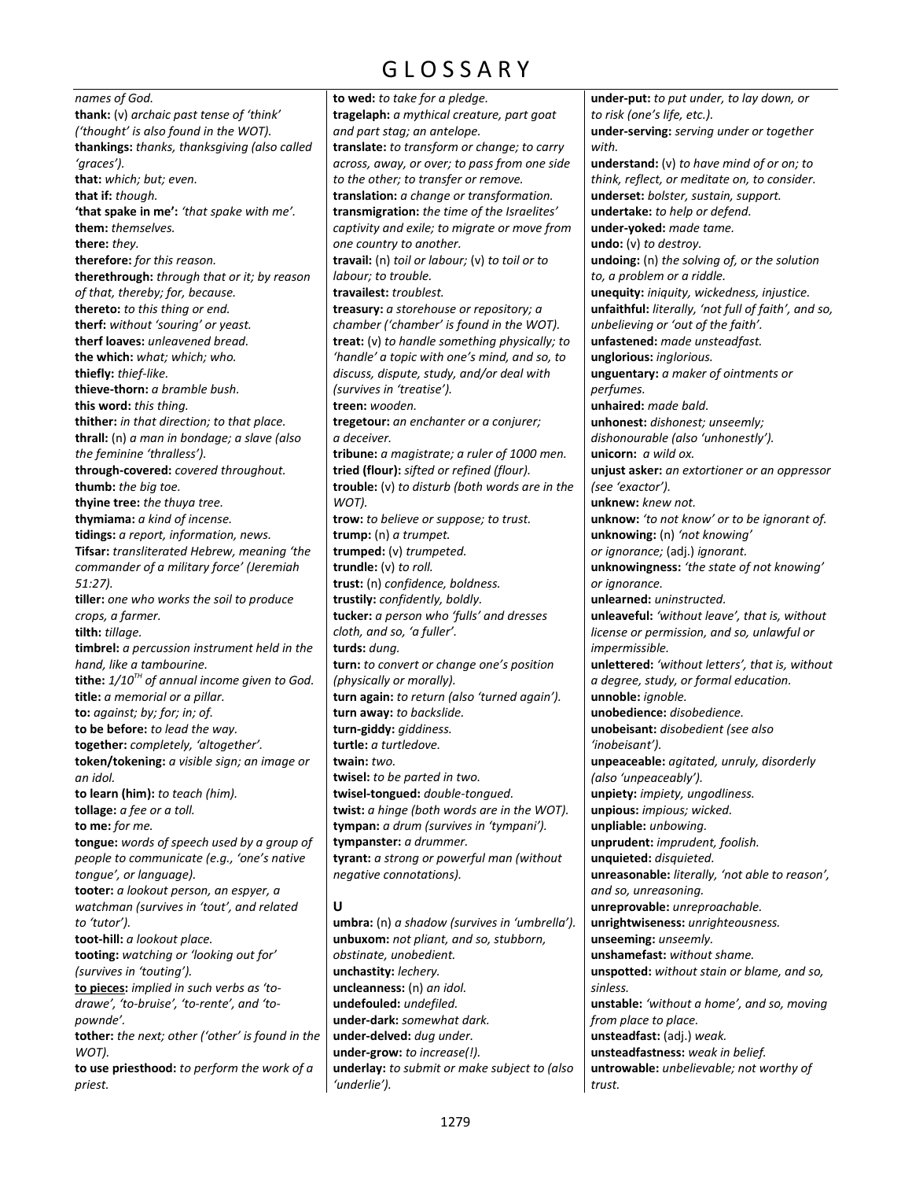# GLOSSARY

*names of God.*

**thank:** (v) *archaic past tense of 'think' ('thought' is also found in the WOT).*

**thankings:** *thanks, thanksgiving (also called 'graces').*

**that:** *which; but; even.*

**that if:** *though.*

**'that spake in me':** *'that spake with me'.*

**them:** *themselves.*

**there:** *they.*

**therefore:** *for this reason.*

**therethrough:** *through that or it; by reason of that, thereby; for, because.*

**thereto:** *to this thing or end.*

**therf:** *without 'souring' or yeast.*

**therf loaves:** *unleavened bread.*

**the which:** *what; which; who.*

**thiefly:** *thief-like.*

**thieve-thorn:** *a bramble bush.*

**this word:** *this thing.*

**thither:** *in that direction; to that place.*

**thrall:** (n) *a man in bondage; a slave (also the feminine 'thralless').*

**through-covered:** *covered throughout.*

**thumb:** *the big toe.*

**thyine tree:** *the thuya tree.*

**thymiama:** *a kind of incense.*

**tidings:** *a report, information, news.*

**Tifsar:** *transliterated Hebrew, meaning 'the commander of a military force' (Jeremiah 51:27).*

**tiller:** *one who works the soil to produce crops, a farmer.*

**tilth:** *tillage.*

**timbrel:** *a percussion instrument held in the hand, like a tambourine.*

**tithe:** *1/10$^{TH}$ of annual income given to God.*

**title:** *a memorial or a pillar.*

**to:** *against; by; for; in; of.*

**to be before:** *to lead the way.*

**together:** *completely, 'altogether'.*

**token/tokening:** *a visible sign; an image or an idol.*

**to learn (him):** *to teach (him).*

**tollage:** *a fee or a toll.*

**to me:** *for me.*

**tongue:** *words of speech used by a group of people to communicate (e.g., 'one's native tongue', or language).*

**tooter:** *a lookout person, an espyer, a watchman (survives in 'tout', and related to 'tutor').*

**toot-hill:** *a lookout place.*

**tooting:** *watching or 'looking out for' (survives in 'touting').*

**<u>to pieces:</u>** *implied in such verbs as 'to-drawe', 'to-bruise', 'to-rente', and 'to-pownde'.*

**tother:** *the next; other ('other' is found in the WOT).*

**to use priesthood:** *to perform the work of a priest.*

**to wed:** *to take for a pledge.*

**tragelaph:** *a mythical creature, part goat and part stag; an antelope.*

**translate:** *to transform or change; to carry across, away, or over; to pass from one side to the other; to transfer or remove.*

**translation:** *a change or transformation.*

**transmigration:** *the time of the Israelites' captivity and exile; to migrate or move from one country to another.*

**travail:** (n) *toil or labour;* (v) *to toil or to labour; to trouble.*

**travailest:** *troublest.*

**treasury:** *a storehouse or repository; a chamber ('chamber' is found in the WOT).*

**treat:** (v) *to handle something physically; to 'handle' a topic with one's mind, and so, to discuss, dispute, study, and/or deal with (survives in 'treatise').*

**treen:** *wooden.*

**tregetour:** *an enchanter or a conjurer; a deceiver.*

**tribune:** *a magistrate; a ruler of 1000 men.*

**tried (flour):** *sifted or refined (flour).*

**trouble:** (v) *to disturb (both words are in the WOT).*

**trow:** *to believe or suppose; to trust.*

**trump:** (n) *a trumpet.*

**trumped:** (v) *trumpeted.*

**trundle:** (v) *to roll.*

**trust:** (n) *confidence, boldness.*

**trustily:** *confidently, boldly.*

**tucker:** *a person who 'fulls' and dresses cloth, and so, 'a fuller'.*

**turds:** *dung.*

**turn:** *to convert or change one's position (physically or morally).*

**turn again:** *to return (also 'turned again').*

**turn away:** *to backslide.*

**turn-giddy:** *giddiness.*

**turtle:** *a turtledove.*

**twain:** *two.*

**twisel:** *to be parted in two.*

**twisel-tongued:** *double-tongued.*

**twist:** *a hinge (both words are in the WOT).*

**tympan:** *a drum (survives in 'tympani').*

**tympanster:** *a drummer.*

**tyrant:** *a strong or powerful man (without negative connotations).*

## U

**umbra:** (n) *a shadow (survives in 'umbrella').*

**unbuxom:** *not pliant, and so, stubborn, obstinate, unobedient.*

**unchastity:** *lechery.*

**uncleanness:** (n) *an idol.*

**undefouled:** *undefiled.*

**under-dark:** *somewhat dark.*

**under-delved:** *dug under.*

**under-grow:** *to increase(!).*

**underlay:** *to submit or make subject to (also 'underlie').*

**under-put:** *to put under, to lay down, or to risk (one's life, etc.).*

**under-serving:** *serving under or together with.*

**understand:** (v) *to have mind of or on; to think, reflect, or meditate on, to consider.*

**underset:** *bolster, sustain, support.*

**undertake:** *to help or defend.*

**under-yoked:** *made tame.*

**undo:** (v) *to destroy.*

**undoing:** (n) *the solving of, or the solution to, a problem or a riddle.*

**unequity:** *iniquity, wickedness, injustice.*

**unfaithful:** *literally, 'not full of faith', and so, unbelieving or 'out of the faith'.*

**unfastened:** *made unsteadfast.*

**unglorious:** *inglorious.*

**unguentary:** *a maker of ointments or perfumes.*

**unhaired:** *made bald.*

**unhonest:** *dishonest; unseemly; dishonourable (also 'unhonestly').*

**unicorn:** *a wild ox.*

**unjust asker:** *an extortioner or an oppressor (see 'exactor').*

**unknew:** *knew not.*

**unknow:** *'to not know' or to be ignorant of.*

**unknowing:** (n) *'not knowing' or ignorance;* (adj.) *ignorant.*

**unknowingness:** *'the state of not knowing' or ignorance.*

**unlearned:** *uninstructed.*

**unleaveful:** *'without leave', that is, without license or permission, and so, unlawful or impermissible.*

**unlettered:** *'without letters', that is, without a degree, study, or formal education.*

**unnoble:** *ignoble.*

**unobedience:** *disobedience.*

**unobeisant:** *disobedient (see also 'inobeisant').*

**unpeaceable:** *agitated, unruly, disorderly (also 'unpeaceably').*

**unpiety:** *impiety, ungodliness.*

**unpious:** *impious; wicked.*

**unpliable:** *unbowing.*

**unprudent:** *imprudent, foolish.*

**unquieted:** *disquieted.*

**unreasonable:** *literally, 'not able to reason', and so, unreasoning.*

**unreprovable:** *unreproachable.*

**unrightwiseness:** *unrighteousness.*

**unseeming:** *unseemly.*

**unshamefast:** *without shame.*

**unspotted:** *without stain or blame, and so, sinless.*

**unstable:** *'without a home', and so, moving from place to place.*

**unsteadfast:** (adj.) *weak.*

**unsteadfastness:** *weak in belief.*

**untrowable:** *unbelievable; not worthy of trust.*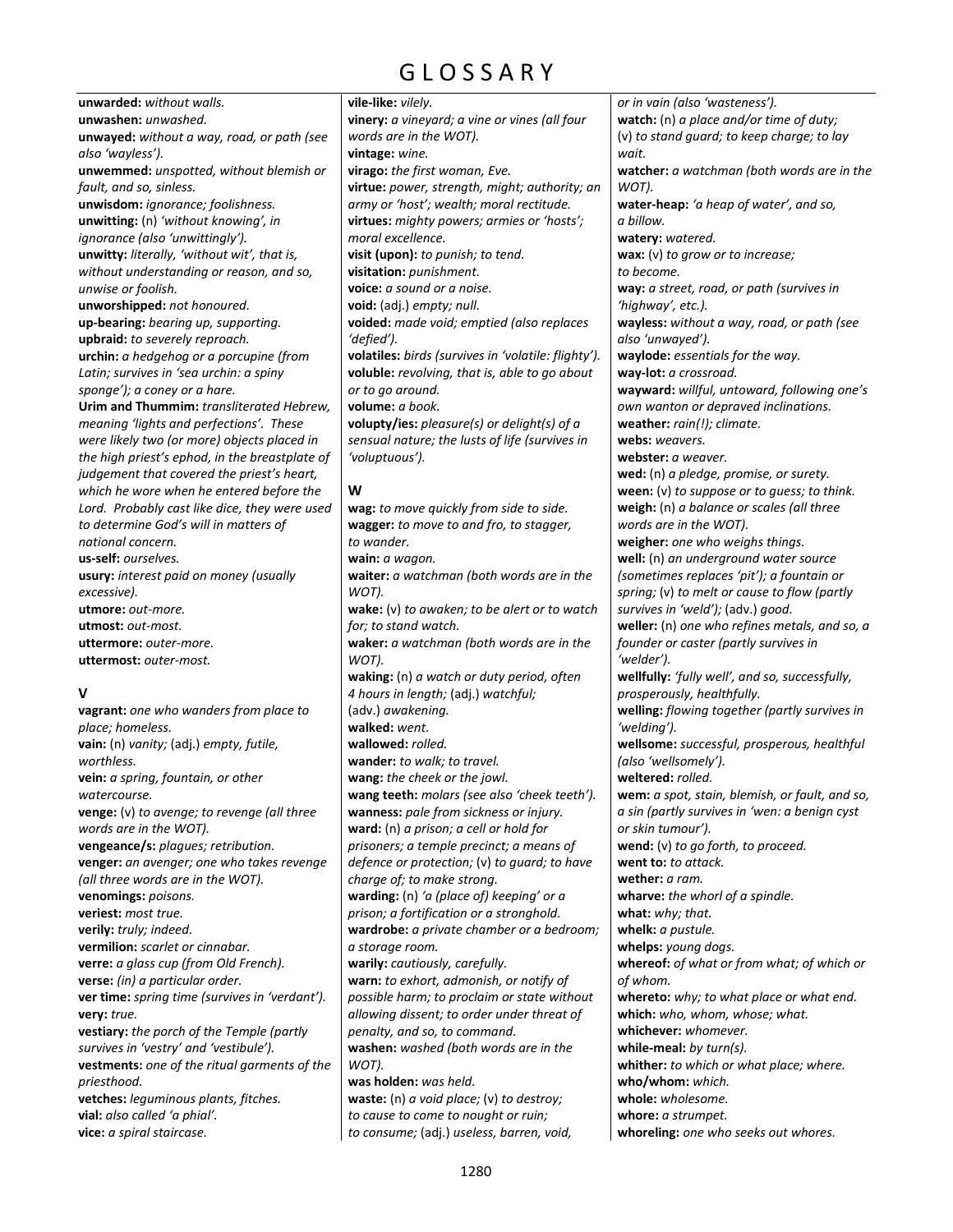# GLOSSARY

**unwarded:** *without walls.*
**unwashen:** *unwashed.*
**unwayed:** *without a way, road, or path (see also 'wayless').*
**unwemmed:** *unspotted, without blemish or fault, and so, sinless.*
**unwisdom:** *ignorance; foolishness.*
**unwitting:** (n) *'without knowing', in ignorance (also 'unwittingly').*
**unwitty:** *literally, 'without wit', that is, without understanding or reason, and so, unwise or foolish.*
**unworshipped:** *not honoured.*
**up-bearing:** *bearing up, supporting.*
**upbraid:** *to severely reproach.*
**urchin:** *a hedgehog or a porcupine (from Latin; survives in 'sea urchin: a spiny sponge'); a coney or a hare.*
**Urim and Thummim:** *transliterated Hebrew, meaning 'lights and perfections'. These were likely two (or more) objects placed in the high priest's ephod, in the breastplate of judgement that covered the priest's heart, which he wore when he entered before the Lord. Probably cast like dice, they were used to determine God's will in matters of national concern.*
**us-self:** *ourselves.*
**usury:** *interest paid on money (usually excessive).*
**utmore:** *out-more.*
**utmost:** *out-most.*
**uttermore:** *outer-more.*
**uttermost:** *outer-most.*

## V

**vagrant:** *one who wanders from place to place; homeless.*
**vain:** (n) *vanity;* (adj.) *empty, futile, worthless.*
**vein:** *a spring, fountain, or other watercourse.*
**venge:** (v) *to avenge; to revenge (all three words are in the WOT).*
**vengeance/s:** *plagues; retribution.*
**venger:** *an avenger; one who takes revenge (all three words are in the WOT).*
**venomings:** *poisons.*
**veriest:** *most true.*
**verily:** *truly; indeed.*
**vermilion:** *scarlet or cinnabar.*
**verre:** *a glass cup (from Old French).*
**verse:** *(in) a particular order.*
**ver time:** *spring time (survives in 'verdant').*
**very:** *true.*
**vestiary:** *the porch of the Temple (partly survives in 'vestry' and 'vestibule').*
**vestments:** *one of the ritual garments of the priesthood.*
**vetches:** *leguminous plants, fitches.*
**vial:** *also called 'a phial'.*
**vice:** *a spiral staircase.*
**vile-like:** *vilely.*
**vinery:** *a vineyard; a vine or vines (all four words are in the WOT).*
**vintage:** *wine.*
**virago:** *the first woman, Eve.*
**virtue:** *power, strength, might; authority; an army or 'host'; wealth; moral rectitude.*
**virtues:** *mighty powers; armies or 'hosts'; moral excellence.*
**visit (upon):** *to punish; to tend.*
**visitation:** *punishment.*
**voice:** *a sound or a noise.*
**void:** (adj.) *empty; null.*
**voided:** *made void; emptied (also replaces 'defied').*
**volatiles:** *birds (survives in 'volatile: flighty').*
**voluble:** *revolving, that is, able to go about or to go around.*
**volume:** *a book.*
**volupty/ies:** *pleasure(s) or delight(s) of a sensual nature; the lusts of life (survives in 'voluptuous').*

## W

**wag:** *to move quickly from side to side.*
**wagger:** *to move to and fro, to stagger, to wander.*
**wain:** *a wagon.*
**waiter:** *a watchman (both words are in the WOT).*
**wake:** (v) *to awaken; to be alert or to watch for; to stand watch.*
**waker:** *a watchman (both words are in the WOT).*
**waking:** (n) *a watch or duty period, often 4 hours in length;* (adj.) *watchful;* (adv.) *awakening.*
**walked:** *went.*
**wallowed:** *rolled.*
**wander:** *to walk; to travel.*
**wang:** *the cheek or the jowl.*
**wang teeth:** *molars (see also 'cheek teeth').*
**wanness:** *pale from sickness or injury.*
**ward:** (n) *a prison; a cell or hold for prisoners; a temple precinct; a means of defence or protection;* (v) *to guard; to have charge of; to make strong.*
**warding:** (n) *'a (place of) keeping' or a prison; a fortification or a stronghold.*
**wardrobe:** *a private chamber or a bedroom; a storage room.*
**warily:** *cautiously, carefully.*
**warn:** *to exhort, admonish, or notify of possible harm; to proclaim or state without allowing dissent; to order under threat of penalty, and so, to command.*
**washen:** *washed (both words are in the WOT).*
**was holden:** *was held.*
**waste:** (n) *a void place;* (v) *to destroy; to cause to come to nought or ruin; to consume;* (adj.) *useless, barren, void, or in vain (also 'wasteness').*
**watch:** (n) *a place and/or time of duty;* (v) *to stand guard; to keep charge; to lay wait.*
**watcher:** *a watchman (both words are in the WOT).*
**water-heap:** *'a heap of water', and so, a billow.*
**watery:** *watered.*
**wax:** (v) *to grow or to increase; to become.*
**way:** *a street, road, or path (survives in 'highway', etc.).*
**wayless:** *without a way, road, or path (see also 'unwayed').*
**waylode:** *essentials for the way.*
**way-lot:** *a crossroad.*
**wayward:** *willful, untoward, following one's own wanton or depraved inclinations.*
**weather:** *rain(!); climate.*
**webs:** *weavers.*
**webster:** *a weaver.*
**wed:** (n) *a pledge, promise, or surety.*
**ween:** (v) *to suppose or to guess; to think.*
**weigh:** (n) *a balance or scales (all three words are in the WOT).*
**weigher:** *one who weighs things.*
**well:** (n) *an underground water source (sometimes replaces 'pit'); a fountain or spring;* (v) *to melt or cause to flow (partly survives in 'weld');* (adv.) *good.*
**weller:** (n) *one who refines metals, and so, a founder or caster (partly survives in 'welder').*
**wellfully:** *'fully well', and so, successfully, prosperously, healthfully.*
**welling:** *flowing together (partly survives in 'welding').*
**wellsome:** *successful, prosperous, healthful (also 'wellsomely').*
**weltered:** *rolled.*
**wem:** *a spot, stain, blemish, or fault, and so, a sin (partly survives in 'wen: a benign cyst or skin tumour').*
**wend:** (v) *to go forth, to proceed.*
**went to:** *to attack.*
**wether:** *a ram.*
**wharve:** *the whorl of a spindle.*
**what:** *why; that.*
**whelk:** *a pustule.*
**whelps:** *young dogs.*
**whereof:** *of what or from what; of which or of whom.*
**whereto:** *why; to what place or what end.*
**which:** *who, whom, whose; what.*
**whichever:** *whomever.*
**while-meal:** *by turn(s).*
**whither:** *to which or what place; where.*
**who/whom:** *which.*
**whole:** *wholesome.*
**whore:** *a strumpet.*
**whoreling:** *one who seeks out whores.*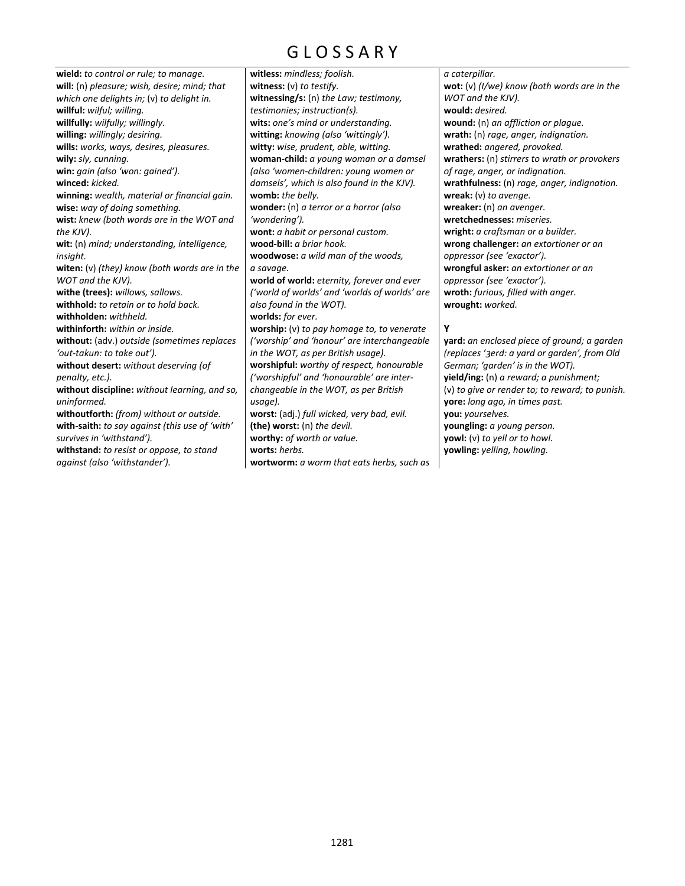# GLOSSARY

**wield:** *to control or rule; to manage.*
**will:** (n) *pleasure; wish, desire; mind; that which one delights in;* (v) *to delight in.*
**willful:** *wilful; willing.*
**willfully:** *wilfully; willingly.*
**willing:** *willingly; desiring.*
**wills:** *works, ways, desires, pleasures.*
**wily:** *sly, cunning.*
**win:** *gain (also 'won: gained').*
**winced:** *kicked.*
**winning:** *wealth, material or financial gain.*
**wise:** *way of doing something.*
**wist:** *knew (both words are in the WOT and the KJV).*
**wit:** (n) *mind; understanding, intelligence, insight.*
**witen:** (v) *(they) know (both words are in the WOT and the KJV).*
**withe (trees):** *willows, sallows.*
**withhold:** *to retain or to hold back.*
**withholden:** *withheld.*
**withinforth:** *within or inside.*
**without:** (adv.) *outside (sometimes replaces 'out-takun: to take out').*
**without desert:** *without deserving (of penalty, etc.).*
**without discipline:** *without learning, and so, uninformed.*
**withoutforth:** *(from) without or outside.*
**with-saith:** *to say against (this use of 'with' survives in 'withstand').*
**withstand:** *to resist or oppose, to stand against (also 'withstander').*
**witless:** *mindless; foolish.*
**witness:** (v) *to testify.*
**witnessing/s:** (n) *the Law; testimony, testimonies; instruction(s).*
**wits:** *one's mind or understanding.*
**witting:** *knowing (also 'wittingly').*
**witty:** *wise, prudent, able, witting.*
**woman-child:** *a young woman or a damsel (also 'women-children: young women or damsels', which is also found in the KJV).*
**womb:** *the belly.*
**wonder:** (n) *a terror or a horror (also 'wondering').*
**wont:** *a habit or personal custom.*
**wood-bill:** *a briar hook.*
**woodwose:** *a wild man of the woods, a savage.*
**world of world:** *eternity, forever and ever ('world of worlds' and 'worlds of worlds' are also found in the WOT).*
**worlds:** *for ever.*
**worship:** (v) *to pay homage to, to venerate ('worship' and 'honour' are interchangeable in the WOT, as per British usage).*
**worshipful:** *worthy of respect, honourable ('worshipful' and 'honourable' are interchangeable in the WOT, as per British usage).*
**worst:** (adj.) *full wicked, very bad, evil.*
**(the) worst:** (n) *the devil.*
**worthy:** *of worth or value.*
**worts:** *herbs.*
**wortworm:** *a worm that eats herbs, such as a caterpillar.*
**wot:** (v) *(I/we) know (both words are in the WOT and the KJV).*
**would:** *desired.*
**wound:** (n) *an affliction or plague.*
**wrath:** (n) *rage, anger, indignation.*
**wrathed:** *angered, provoked.*
**wrathers:** (n) *stirrers to wrath or provokers of rage, anger, or indignation.*
**wrathfulness:** (n) *rage, anger, indignation.*
**wreak:** (v) *to avenge.*
**wreaker:** (n) *an avenger.*
**wretchednesses:** *miseries.*
**wright:** *a craftsman or a builder.*
**wrong challenger:** *an extortioner or an oppressor (see 'exactor').*
**wrongful asker:** *an extortioner or an oppressor (see 'exactor').*
**wroth:** *furious, filled with anger.*
**wrought:** *worked.*

**Y**

**yard:** *an enclosed piece of ground; a garden (replaces 'ȝerd: a yard or garden', from Old German; 'garden' is in the WOT).*
**yield/ing:** (n) *a reward; a punishment;* (v) *to give or render to; to reward; to punish.*
**yore:** *long ago, in times past.*
**you:** *yourselves.*
**youngling:** *a young person.*
**yowl:** (v) *to yell or to howl.*
**yowling:** *yelling, howling.*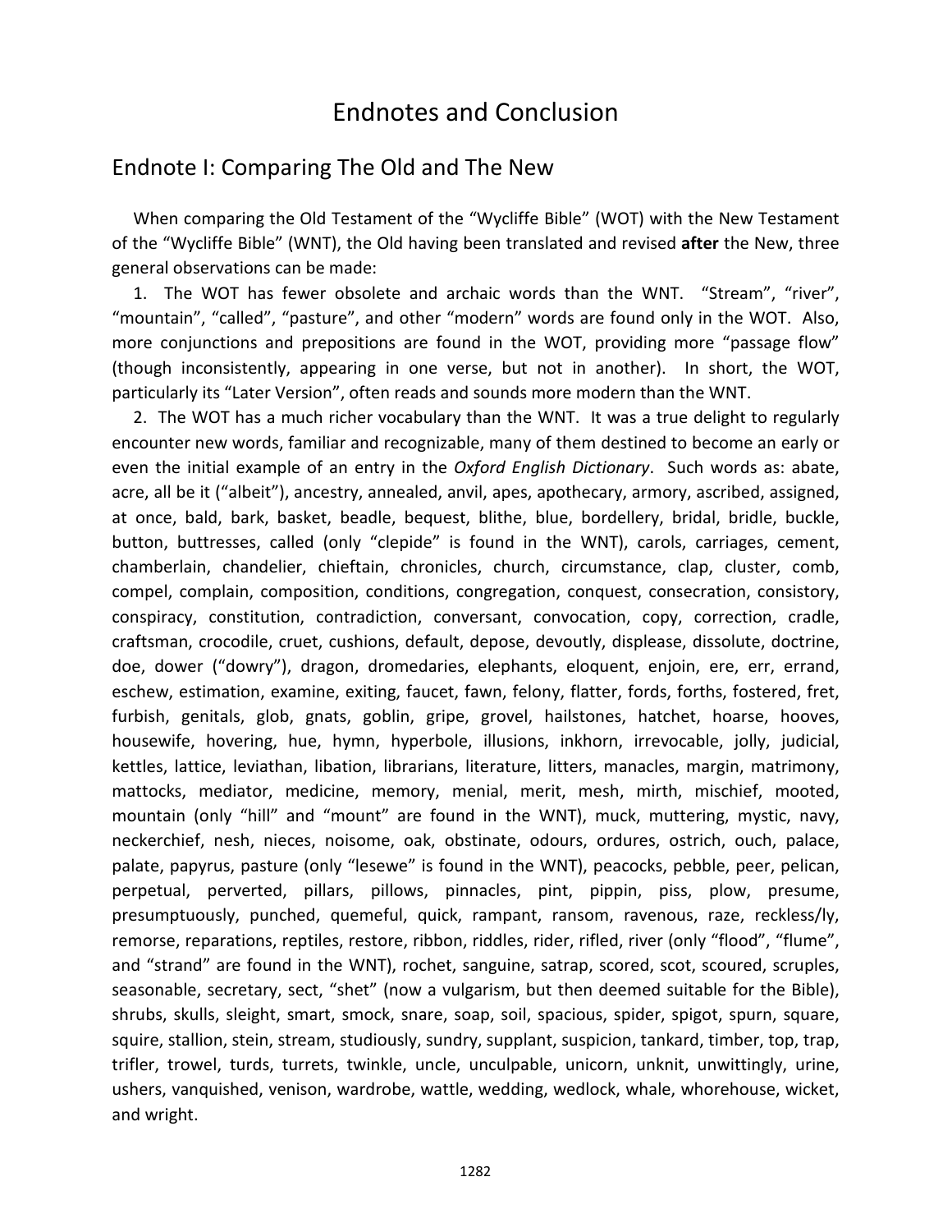# Endnotes and Conclusion

## Endnote I: Comparing The Old and The New

When comparing the Old Testament of the "Wycliffe Bible" (WOT) with the New Testament of the "Wycliffe Bible" (WNT), the Old having been translated and revised **after** the New, three general observations can be made:

1. The WOT has fewer obsolete and archaic words than the WNT. "Stream", "river", "mountain", "called", "pasture", and other "modern" words are found only in the WOT. Also, more conjunctions and prepositions are found in the WOT, providing more "passage flow" (though inconsistently, appearing in one verse, but not in another). In short, the WOT, particularly its "Later Version", often reads and sounds more modern than the WNT.

2. The WOT has a much richer vocabulary than the WNT. It was a true delight to regularly encounter new words, familiar and recognizable, many of them destined to become an early or even the initial example of an entry in the *Oxford English Dictionary*. Such words as: abate, acre, all be it ("albeit"), ancestry, annealed, anvil, apes, apothecary, armory, ascribed, assigned, at once, bald, bark, basket, beadle, bequest, blithe, blue, bordellery, bridal, bridle, buckle, button, buttresses, called (only "clepide" is found in the WNT), carols, carriages, cement, chamberlain, chandelier, chieftain, chronicles, church, circumstance, clap, cluster, comb, compel, complain, composition, conditions, congregation, conquest, consecration, consistory, conspiracy, constitution, contradiction, conversant, convocation, copy, correction, cradle, craftsman, crocodile, cruet, cushions, default, depose, devoutly, displease, dissolute, doctrine, doe, dower ("dowry"), dragon, dromedaries, elephants, eloquent, enjoin, ere, err, errand, eschew, estimation, examine, exiting, faucet, fawn, felony, flatter, fords, forths, fostered, fret, furbish, genitals, glob, gnats, goblin, gripe, grovel, hailstones, hatchet, hoarse, hooves, housewife, hovering, hue, hymn, hyperbole, illusions, inkhorn, irrevocable, jolly, judicial, kettles, lattice, leviathan, libation, librarians, literature, litters, manacles, margin, matrimony, mattocks, mediator, medicine, memory, menial, merit, mesh, mirth, mischief, mooted, mountain (only "hill" and "mount" are found in the WNT), muck, muttering, mystic, navy, neckerchief, nesh, nieces, noisome, oak, obstinate, odours, ordures, ostrich, ouch, palace, palate, papyrus, pasture (only "lesewe" is found in the WNT), peacocks, pebble, peer, pelican, perpetual, perverted, pillars, pillows, pinnacles, pint, pippin, piss, plow, presume, presumptuously, punched, quemeful, quick, rampant, ransom, ravenous, raze, reckless/ly, remorse, reparations, reptiles, restore, ribbon, riddles, rider, rifled, river (only "flood", "flume", and "strand" are found in the WNT), rochet, sanguine, satrap, scored, scot, scoured, scruples, seasonable, secretary, sect, "shet" (now a vulgarism, but then deemed suitable for the Bible), shrubs, skulls, sleight, smart, smock, snare, soap, soil, spacious, spider, spigot, spurn, square, squire, stallion, stein, stream, studiously, sundry, supplant, suspicion, tankard, timber, top, trap, trifler, trowel, turds, turrets, twinkle, uncle, unculpable, unicorn, unknit, unwittingly, urine, ushers, vanquished, venison, wardrobe, wattle, wedding, wedlock, whale, whorehouse, wicket, and wright.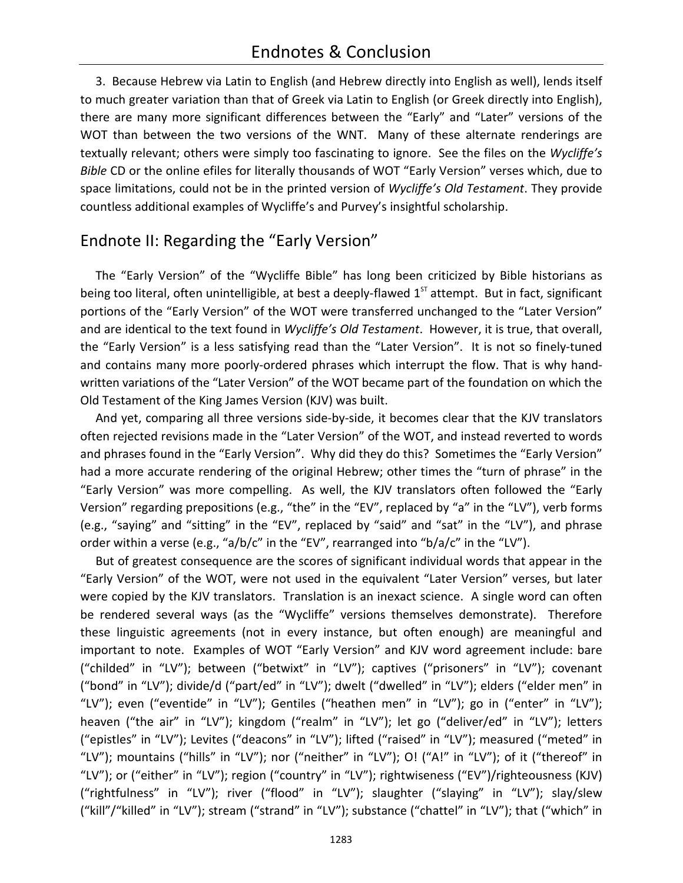3. Because Hebrew via Latin to English (and Hebrew directly into English as well), lends itself to much greater variation than that of Greek via Latin to English (or Greek directly into English), there are many more significant differences between the "Early" and "Later" versions of the WOT than between the two versions of the WNT. Many of these alternate renderings are textually relevant; others were simply too fascinating to ignore. See the files on the *Wycliffe's Bible* CD or the online efiles for literally thousands of WOT "Early Version" verses which, due to space limitations, could not be in the printed version of *Wycliffe's Old Testament*. They provide countless additional examples of Wycliffe's and Purvey's insightful scholarship.

## Endnote II: Regarding the "Early Version"

The "Early Version" of the "Wycliffe Bible" has long been criticized by Bible historians as being too literal, often unintelligible, at best a deeply-flawed 1[ST] attempt. But in fact, significant portions of the "Early Version" of the WOT were transferred unchanged to the "Later Version" and are identical to the text found in *Wycliffe's Old Testament*. However, it is true, that overall, the "Early Version" is a less satisfying read than the "Later Version". It is not so finely-tuned and contains many more poorly-ordered phrases which interrupt the flow. That is why hand-written variations of the "Later Version" of the WOT became part of the foundation on which the Old Testament of the King James Version (KJV) was built.

And yet, comparing all three versions side-by-side, it becomes clear that the KJV translators often rejected revisions made in the "Later Version" of the WOT, and instead reverted to words and phrases found in the "Early Version". Why did they do this? Sometimes the "Early Version" had a more accurate rendering of the original Hebrew; other times the "turn of phrase" in the "Early Version" was more compelling. As well, the KJV translators often followed the "Early Version" regarding prepositions (e.g., "the" in the "EV", replaced by "a" in the "LV"), verb forms (e.g., "saying" and "sitting" in the "EV", replaced by "said" and "sat" in the "LV"), and phrase order within a verse (e.g., "a/b/c" in the "EV", rearranged into "b/a/c" in the "LV").

But of greatest consequence are the scores of significant individual words that appear in the "Early Version" of the WOT, were not used in the equivalent "Later Version" verses, but later were copied by the KJV translators. Translation is an inexact science. A single word can often be rendered several ways (as the "Wycliffe" versions themselves demonstrate). Therefore these linguistic agreements (not in every instance, but often enough) are meaningful and important to note. Examples of WOT "Early Version" and KJV word agreement include: bare ("childed" in "LV"); between ("betwixt" in "LV"); captives ("prisoners" in "LV"); covenant ("bond" in "LV"); divide/d ("part/ed" in "LV"); dwelt ("dwelled" in "LV"); elders ("elder men" in "LV"); even ("eventide" in "LV"); Gentiles ("heathen men" in "LV"); go in ("enter" in "LV"); heaven ("the air" in "LV"); kingdom ("realm" in "LV"); let go ("deliver/ed" in "LV"); letters ("epistles" in "LV"); Levites ("deacons" in "LV"); lifted ("raised" in "LV"); measured ("meted" in "LV"); mountains ("hills" in "LV"); nor ("neither" in "LV"); O! ("A!" in "LV"); of it ("thereof" in "LV"); or ("either" in "LV"); region ("country" in "LV"); rightwiseness ("EV")/righteousness (KJV) ("rightfulness" in "LV"); river ("flood" in "LV"); slaughter ("slaying" in "LV"); slay/slew ("kill"/"killed" in "LV"); stream ("strand" in "LV"); substance ("chattel" in "LV"); that ("which" in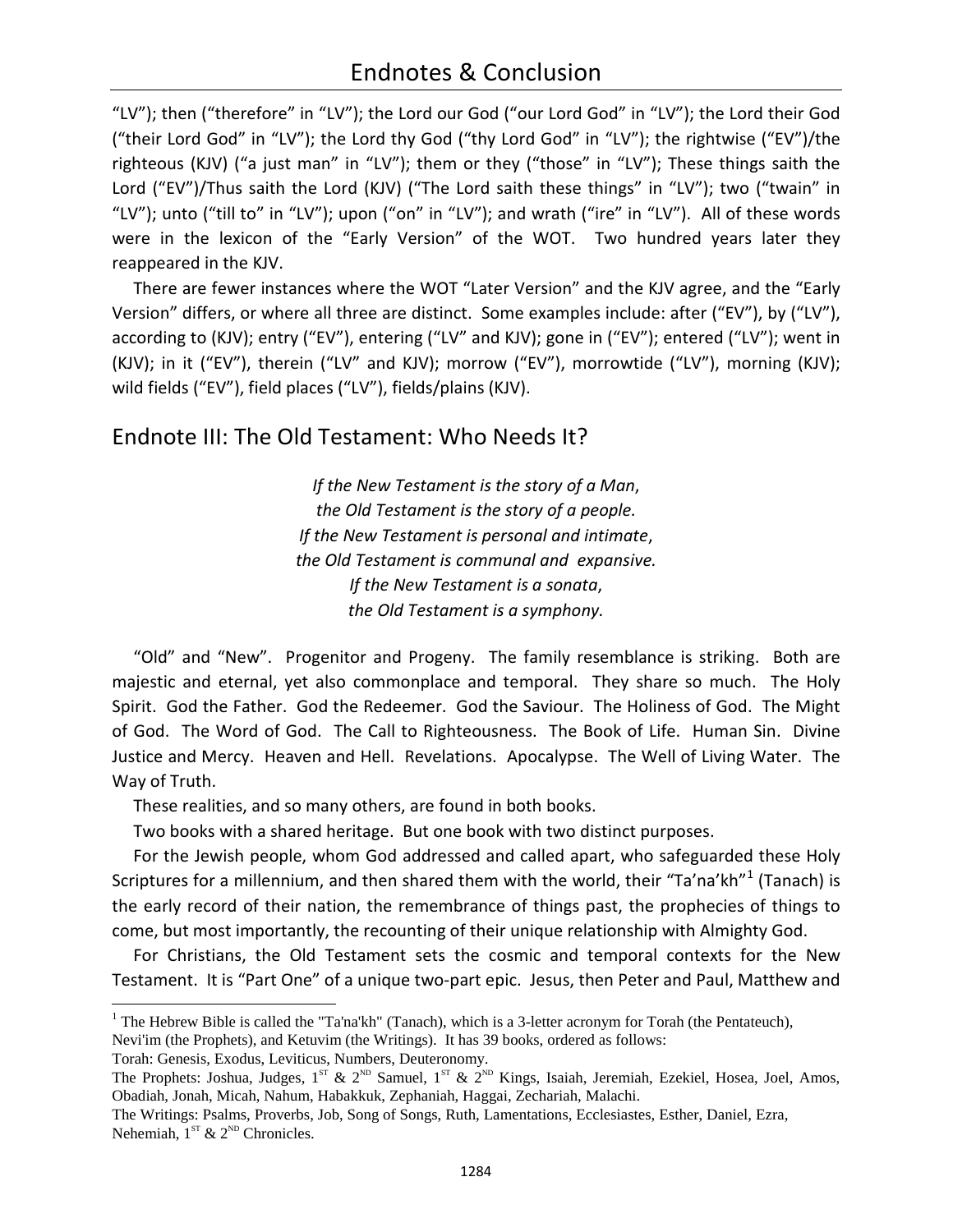"LV"); then ("therefore" in "LV"); the Lord our God ("our Lord God" in "LV"); the Lord their God ("their Lord God" in "LV"); the Lord thy God ("thy Lord God" in "LV"); the rightwise ("EV")/the righteous (KJV) ("a just man" in "LV"); them or they ("those" in "LV"); These things saith the Lord ("EV")/Thus saith the Lord (KJV) ("The Lord saith these things" in "LV"); two ("twain" in "LV"); unto ("till to" in "LV"); upon ("on" in "LV"); and wrath ("ire" in "LV"). All of these words were in the lexicon of the "Early Version" of the WOT. Two hundred years later they reappeared in the KJV.

There are fewer instances where the WOT "Later Version" and the KJV agree, and the "Early Version" differs, or where all three are distinct. Some examples include: after ("EV"), by ("LV"), according to (KJV); entry ("EV"), entering ("LV" and KJV); gone in ("EV"); entered ("LV"); went in (KJV); in it ("EV"), therein ("LV" and KJV); morrow ("EV"), morrowtide ("LV"), morning (KJV); wild fields ("EV"), field places ("LV"), fields/plains (KJV).

## Endnote III: The Old Testament: Who Needs It?

*If the New Testament is the story of a Man,*
*the Old Testament is the story of a people.*
*If the New Testament is personal and intimate,*
*the Old Testament is communal and expansive.*
*If the New Testament is a sonata,*
*the Old Testament is a symphony.*

"Old" and "New". Progenitor and Progeny. The family resemblance is striking. Both are majestic and eternal, yet also commonplace and temporal. They share so much. The Holy Spirit. God the Father. God the Redeemer. God the Saviour. The Holiness of God. The Might of God. The Word of God. The Call to Righteousness. The Book of Life. Human Sin. Divine Justice and Mercy. Heaven and Hell. Revelations. Apocalypse. The Well of Living Water. The Way of Truth.

These realities, and so many others, are found in both books.

Two books with a shared heritage. But one book with two distinct purposes.

For the Jewish people, whom God addressed and called apart, who safeguarded these Holy Scriptures for a millennium, and then shared them with the world, their "Ta'na'kh"[1] (Tanach) is the early record of their nation, the remembrance of things past, the prophecies of things to come, but most importantly, the recounting of their unique relationship with Almighty God.

For Christians, the Old Testament sets the cosmic and temporal contexts for the New Testament. It is "Part One" of a unique two-part epic. Jesus, then Peter and Paul, Matthew and

---

[1] The Hebrew Bible is called the "Ta'na'kh" (Tanach), which is a 3-letter acronym for Torah (the Pentateuch), Nevi'im (the Prophets), and Ketuvim (the Writings). It has 39 books, ordered as follows:
Torah: Genesis, Exodus, Leviticus, Numbers, Deuteronomy.
The Prophets: Joshua, Judges, 1ST & 2ND Samuel, 1ST & 2ND Kings, Isaiah, Jeremiah, Ezekiel, Hosea, Joel, Amos, Obadiah, Jonah, Micah, Nahum, Habakkuk, Zephaniah, Haggai, Zechariah, Malachi.
The Writings: Psalms, Proverbs, Job, Song of Songs, Ruth, Lamentations, Ecclesiastes, Esther, Daniel, Ezra, Nehemiah, 1ST & 2ND Chronicles.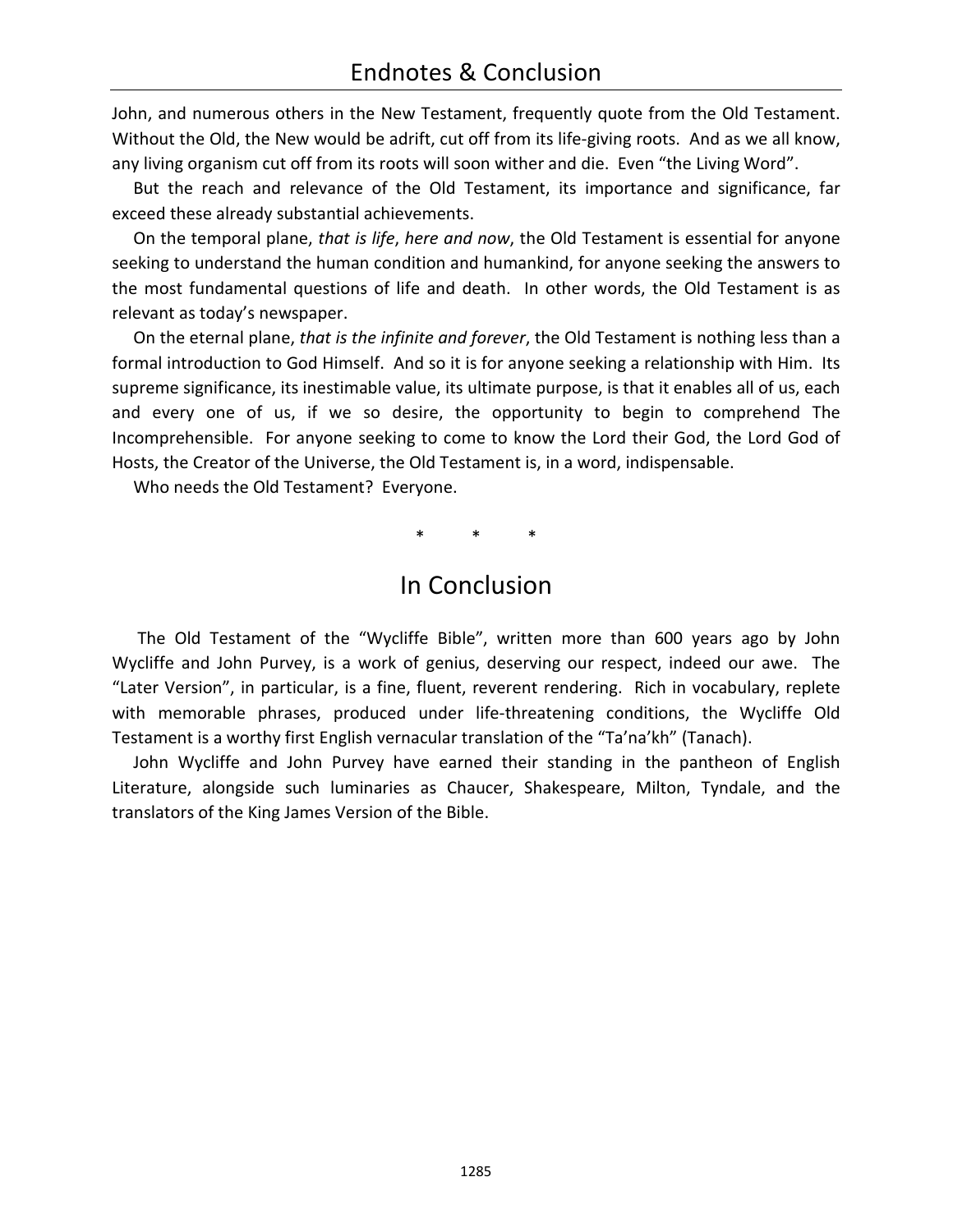John, and numerous others in the New Testament, frequently quote from the Old Testament. Without the Old, the New would be adrift, cut off from its life-giving roots. And as we all know, any living organism cut off from its roots will soon wither and die. Even "the Living Word".

But the reach and relevance of the Old Testament, its importance and significance, far exceed these already substantial achievements.

On the temporal plane, *that is life*, *here and now*, the Old Testament is essential for anyone seeking to understand the human condition and humankind, for anyone seeking the answers to the most fundamental questions of life and death. In other words, the Old Testament is as relevant as today's newspaper.

On the eternal plane, *that is the infinite and forever*, the Old Testament is nothing less than a formal introduction to God Himself. And so it is for anyone seeking a relationship with Him. Its supreme significance, its inestimable value, its ultimate purpose, is that it enables all of us, each and every one of us, if we so desire, the opportunity to begin to comprehend The Incomprehensible. For anyone seeking to come to know the Lord their God, the Lord God of Hosts, the Creator of the Universe, the Old Testament is, in a word, indispensable.

Who needs the Old Testament? Everyone.

\* \* \*

## In Conclusion

The Old Testament of the "Wycliffe Bible", written more than 600 years ago by John Wycliffe and John Purvey, is a work of genius, deserving our respect, indeed our awe. The "Later Version", in particular, is a fine, fluent, reverent rendering. Rich in vocabulary, replete with memorable phrases, produced under life-threatening conditions, the Wycliffe Old Testament is a worthy first English vernacular translation of the "Ta'na'kh" (Tanach).

John Wycliffe and John Purvey have earned their standing in the pantheon of English Literature, alongside such luminaries as Chaucer, Shakespeare, Milton, Tyndale, and the translators of the King James Version of the Bible.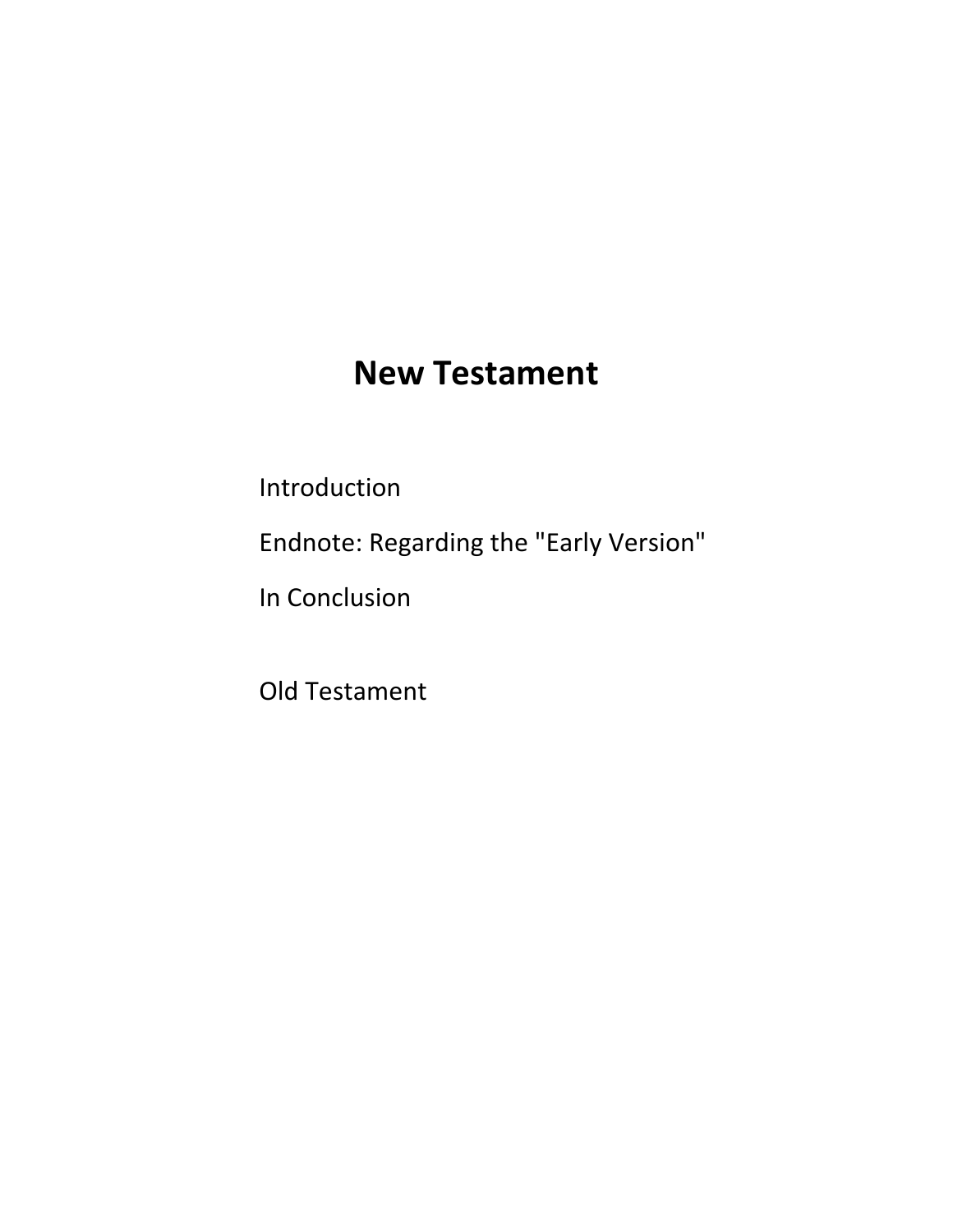# New Testament

Introduction

Endnote: Regarding the "Early Version"

In Conclusion

Old Testament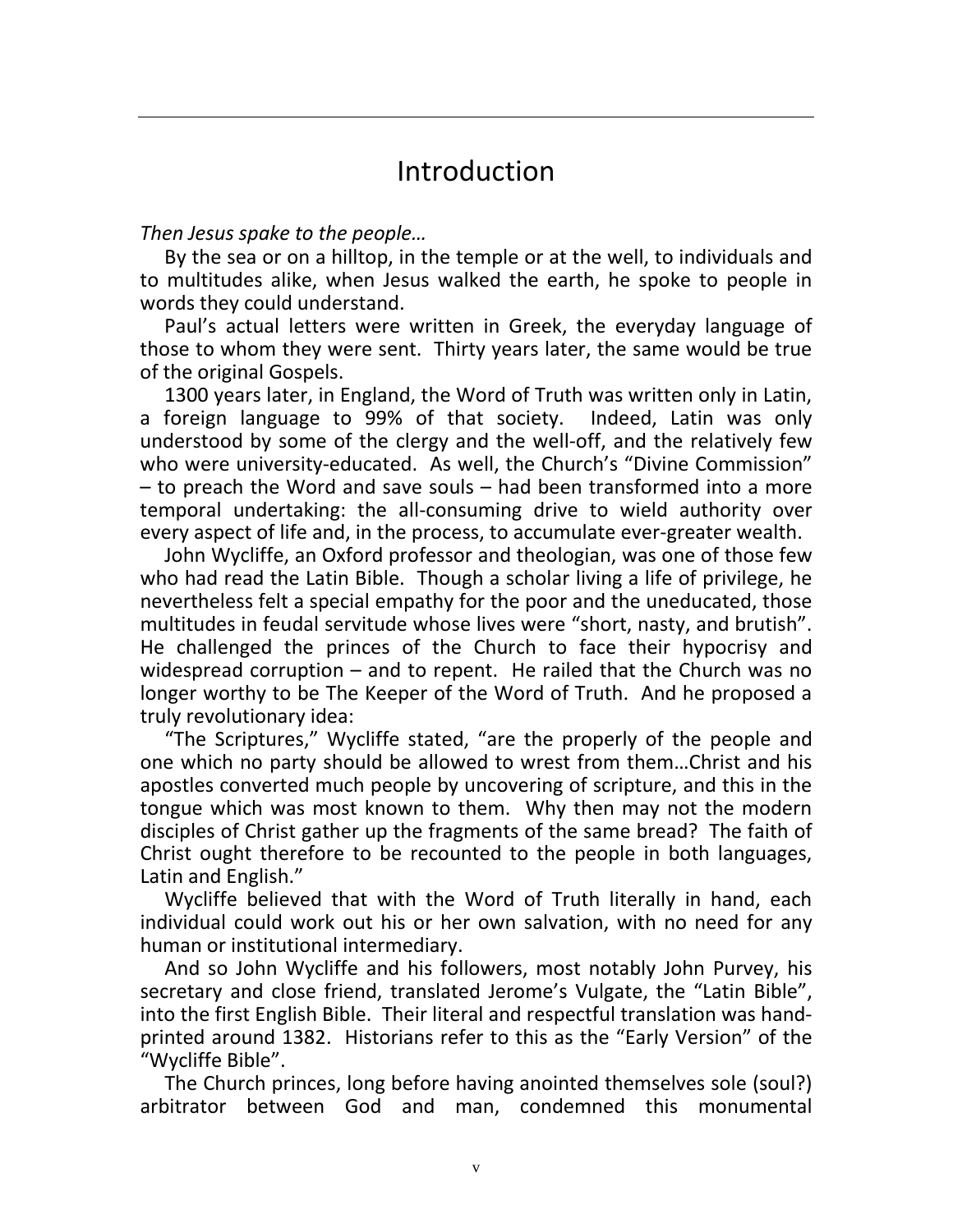# Introduction

*Then Jesus spake to the people…*

By the sea or on a hilltop, in the temple or at the well, to individuals and to multitudes alike, when Jesus walked the earth, he spoke to people in words they could understand.

Paul's actual letters were written in Greek, the everyday language of those to whom they were sent. Thirty years later, the same would be true of the original Gospels.

1300 years later, in England, the Word of Truth was written only in Latin, a foreign language to 99% of that society. Indeed, Latin was only understood by some of the clergy and the well-off, and the relatively few who were university-educated. As well, the Church's "Divine Commission" – to preach the Word and save souls – had been transformed into a more temporal undertaking: the all-consuming drive to wield authority over every aspect of life and, in the process, to accumulate ever-greater wealth.

John Wycliffe, an Oxford professor and theologian, was one of those few who had read the Latin Bible. Though a scholar living a life of privilege, he nevertheless felt a special empathy for the poor and the uneducated, those multitudes in feudal servitude whose lives were "short, nasty, and brutish". He challenged the princes of the Church to face their hypocrisy and widespread corruption – and to repent. He railed that the Church was no longer worthy to be The Keeper of the Word of Truth. And he proposed a truly revolutionary idea:

"The Scriptures," Wycliffe stated, "are the properly of the people and one which no party should be allowed to wrest from them…Christ and his apostles converted much people by uncovering of scripture, and this in the tongue which was most known to them. Why then may not the modern disciples of Christ gather up the fragments of the same bread? The faith of Christ ought therefore to be recounted to the people in both languages, Latin and English."

Wycliffe believed that with the Word of Truth literally in hand, each individual could work out his or her own salvation, with no need for any human or institutional intermediary.

And so John Wycliffe and his followers, most notably John Purvey, his secretary and close friend, translated Jerome's Vulgate, the "Latin Bible", into the first English Bible. Their literal and respectful translation was hand-printed around 1382. Historians refer to this as the "Early Version" of the "Wycliffe Bible".

The Church princes, long before having anointed themselves sole (soul?) arbitrator between God and man, condemned this monumental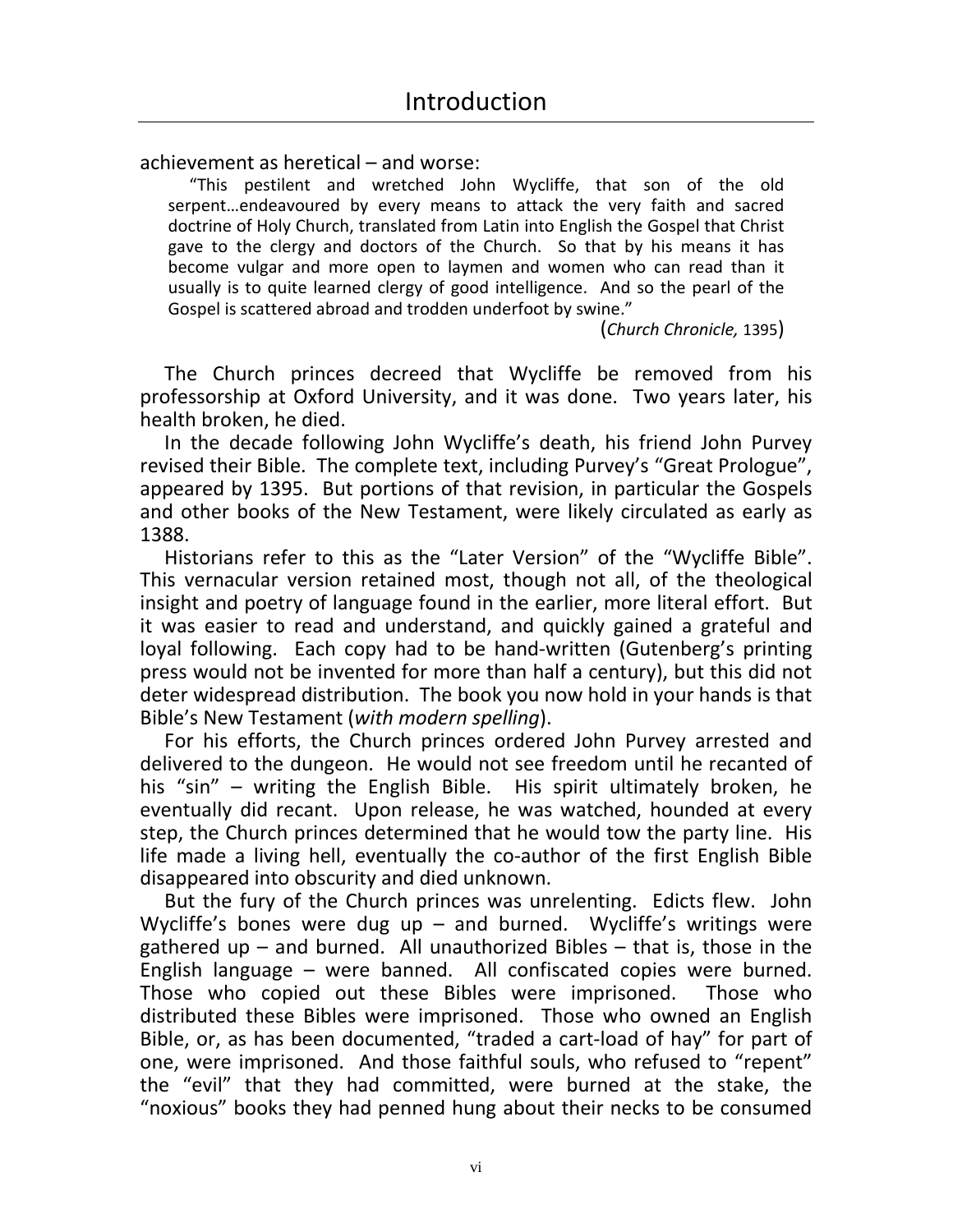achievement as heretical – and worse:

> "This pestilent and wretched John Wycliffe, that son of the old serpent…endeavoured by every means to attack the very faith and sacred doctrine of Holy Church, translated from Latin into English the Gospel that Christ gave to the clergy and doctors of the Church. So that by his means it has become vulgar and more open to laymen and women who can read than it usually is to quite learned clergy of good intelligence. And so the pearl of the Gospel is scattered abroad and trodden underfoot by swine."
>
> (*Church Chronicle,* 1395)

The Church princes decreed that Wycliffe be removed from his professorship at Oxford University, and it was done. Two years later, his health broken, he died.

In the decade following John Wycliffe's death, his friend John Purvey revised their Bible. The complete text, including Purvey's "Great Prologue", appeared by 1395. But portions of that revision, in particular the Gospels and other books of the New Testament, were likely circulated as early as 1388.

Historians refer to this as the "Later Version" of the "Wycliffe Bible". This vernacular version retained most, though not all, of the theological insight and poetry of language found in the earlier, more literal effort. But it was easier to read and understand, and quickly gained a grateful and loyal following. Each copy had to be hand-written (Gutenberg's printing press would not be invented for more than half a century), but this did not deter widespread distribution. The book you now hold in your hands is that Bible's New Testament (*with modern spelling*).

For his efforts, the Church princes ordered John Purvey arrested and delivered to the dungeon. He would not see freedom until he recanted of his "sin" – writing the English Bible. His spirit ultimately broken, he eventually did recant. Upon release, he was watched, hounded at every step, the Church princes determined that he would tow the party line. His life made a living hell, eventually the co-author of the first English Bible disappeared into obscurity and died unknown.

But the fury of the Church princes was unrelenting. Edicts flew. John Wycliffe's bones were dug up – and burned. Wycliffe's writings were gathered up – and burned. All unauthorized Bibles – that is, those in the English language – were banned. All confiscated copies were burned. Those who copied out these Bibles were imprisoned. Those who distributed these Bibles were imprisoned. Those who owned an English Bible, or, as has been documented, "traded a cart-load of hay" for part of one, were imprisoned. And those faithful souls, who refused to "repent" the "evil" that they had committed, were burned at the stake, the "noxious" books they had penned hung about their necks to be consumed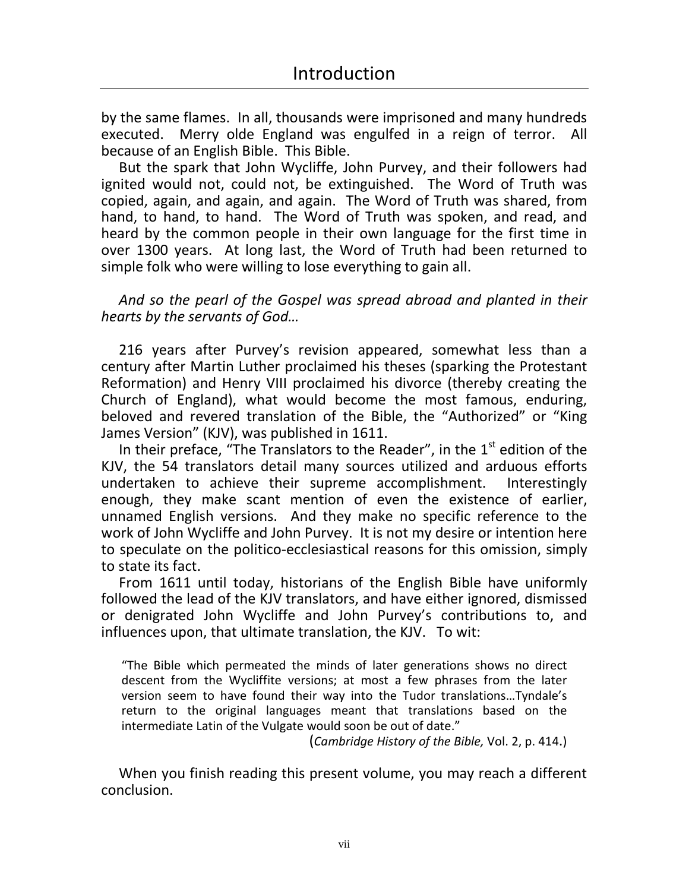by the same flames. In all, thousands were imprisoned and many hundreds executed. Merry olde England was engulfed in a reign of terror. All because of an English Bible. This Bible.

But the spark that John Wycliffe, John Purvey, and their followers had ignited would not, could not, be extinguished. The Word of Truth was copied, again, and again, and again. The Word of Truth was shared, from hand, to hand, to hand. The Word of Truth was spoken, and read, and heard by the common people in their own language for the first time in over 1300 years. At long last, the Word of Truth had been returned to simple folk who were willing to lose everything to gain all.

*And so the pearl of the Gospel was spread abroad and planted in their hearts by the servants of God…*

216 years after Purvey's revision appeared, somewhat less than a century after Martin Luther proclaimed his theses (sparking the Protestant Reformation) and Henry VIII proclaimed his divorce (thereby creating the Church of England), what would become the most famous, enduring, beloved and revered translation of the Bible, the "Authorized" or "King James Version" (KJV), was published in 1611.

In their preface, "The Translators to the Reader", in the 1st edition of the KJV, the 54 translators detail many sources utilized and arduous efforts undertaken to achieve their supreme accomplishment. Interestingly enough, they make scant mention of even the existence of earlier, unnamed English versions. And they make no specific reference to the work of John Wycliffe and John Purvey. It is not my desire or intention here to speculate on the politico-ecclesiastical reasons for this omission, simply to state its fact.

From 1611 until today, historians of the English Bible have uniformly followed the lead of the KJV translators, and have either ignored, dismissed or denigrated John Wycliffe and John Purvey's contributions to, and influences upon, that ultimate translation, the KJV. To wit:

> "The Bible which permeated the minds of later generations shows no direct descent from the Wycliffite versions; at most a few phrases from the later version seem to have found their way into the Tudor translations…Tyndale's return to the original languages meant that translations based on the intermediate Latin of the Vulgate would soon be out of date."
>
> (*Cambridge History of the Bible,* Vol. 2, p. 414.)

When you finish reading this present volume, you may reach a different conclusion.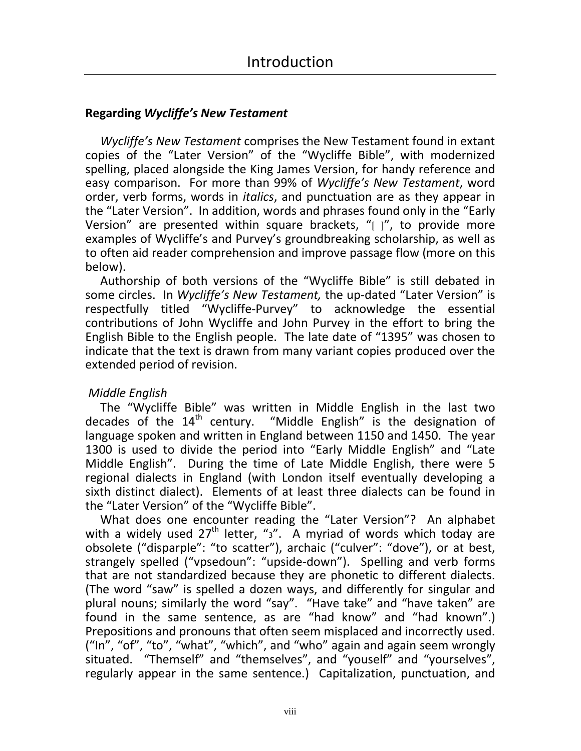# Introduction

## Regarding *Wycliffe's New Testament*

*Wycliffe's New Testament* comprises the New Testament found in extant copies of the "Later Version" of the "Wycliffe Bible", with modernized spelling, placed alongside the King James Version, for handy reference and easy comparison. For more than 99% of *Wycliffe's New Testament*, word order, verb forms, words in *italics*, and punctuation are as they appear in the "Later Version". In addition, words and phrases found only in the "Early Version" are presented within square brackets, "[ ]", to provide more examples of Wycliffe's and Purvey's groundbreaking scholarship, as well as to often aid reader comprehension and improve passage flow (more on this below).

Authorship of both versions of the "Wycliffe Bible" is still debated in some circles. In *Wycliffe's New Testament,* the up-dated "Later Version" is respectfully titled "Wycliffe-Purvey" to acknowledge the essential contributions of John Wycliffe and John Purvey in the effort to bring the English Bible to the English people. The late date of "1395" was chosen to indicate that the text is drawn from many variant copies produced over the extended period of revision.

*Middle English*

The "Wycliffe Bible" was written in Middle English in the last two decades of the 14th century. "Middle English" is the designation of language spoken and written in England between 1150 and 1450. The year 1300 is used to divide the period into "Early Middle English" and "Late Middle English". During the time of Late Middle English, there were 5 regional dialects in England (with London itself eventually developing a sixth distinct dialect). Elements of at least three dialects can be found in the "Later Version" of the "Wycliffe Bible".

What does one encounter reading the "Later Version"? An alphabet with a widely used 27th letter, "ȝ". A myriad of words which today are obsolete ("disparple": "to scatter"), archaic ("culver": "dove"), or at best, strangely spelled ("vpsedoun": "upside-down"). Spelling and verb forms that are not standardized because they are phonetic to different dialects. (The word "saw" is spelled a dozen ways, and differently for singular and plural nouns; similarly the word "say". "Have take" and "have taken" are found in the same sentence, as are "had know" and "had known".) Prepositions and pronouns that often seem misplaced and incorrectly used. ("In", "of", "to", "what", "which", and "who" again and again seem wrongly situated. "Themself" and "themselves", and "youself" and "yourselves", regularly appear in the same sentence.) Capitalization, punctuation, and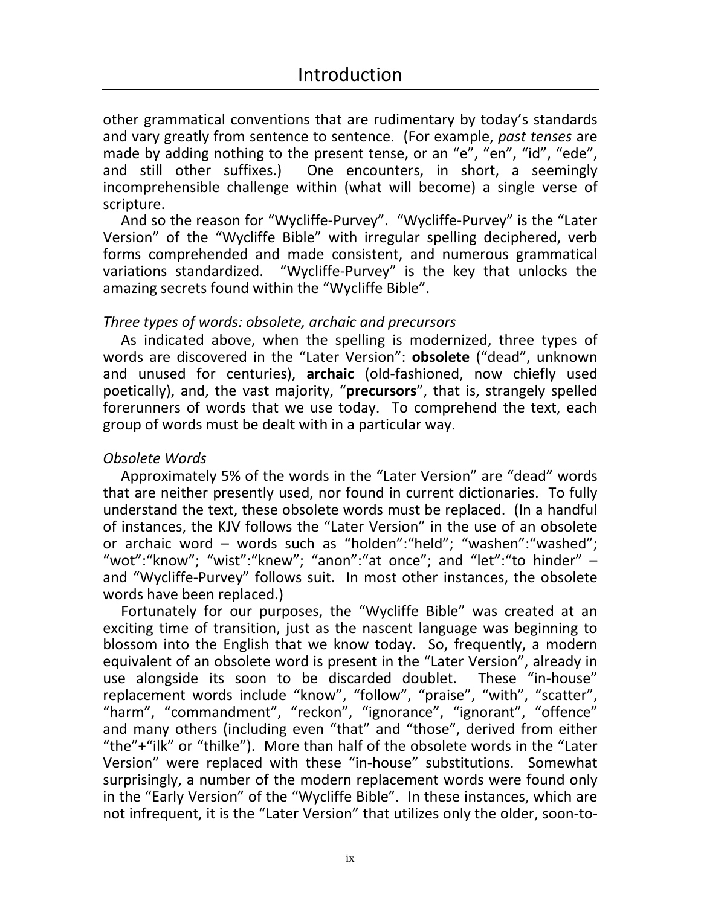other grammatical conventions that are rudimentary by today's standards and vary greatly from sentence to sentence. (For example, *past tenses* are made by adding nothing to the present tense, or an "e", "en", "id", "ede", and still other suffixes.) One encounters, in short, a seemingly incomprehensible challenge within (what will become) a single verse of scripture.

And so the reason for "Wycliffe-Purvey". "Wycliffe-Purvey" is the "Later Version" of the "Wycliffe Bible" with irregular spelling deciphered, verb forms comprehended and made consistent, and numerous grammatical variations standardized. "Wycliffe-Purvey" is the key that unlocks the amazing secrets found within the "Wycliffe Bible".

*Three types of words: obsolete, archaic and precursors*

As indicated above, when the spelling is modernized, three types of words are discovered in the "Later Version": **obsolete** ("dead", unknown and unused for centuries), **archaic** (old-fashioned, now chiefly used poetically), and, the vast majority, "**precursors**", that is, strangely spelled forerunners of words that we use today. To comprehend the text, each group of words must be dealt with in a particular way.

*Obsolete Words*

Approximately 5% of the words in the "Later Version" are "dead" words that are neither presently used, nor found in current dictionaries. To fully understand the text, these obsolete words must be replaced. (In a handful of instances, the KJV follows the "Later Version" in the use of an obsolete or archaic word – words such as "holden":"held"; "washen":"washed"; "wot":"know"; "wist":"knew"; "anon":"at once"; and "let":"to hinder" – and "Wycliffe-Purvey" follows suit. In most other instances, the obsolete words have been replaced.)

Fortunately for our purposes, the "Wycliffe Bible" was created at an exciting time of transition, just as the nascent language was beginning to blossom into the English that we know today. So, frequently, a modern equivalent of an obsolete word is present in the "Later Version", already in use alongside its soon to be discarded doublet. These "in-house" replacement words include "know", "follow", "praise", "with", "scatter", "harm", "commandment", "reckon", "ignorance", "ignorant", "offence" and many others (including even "that" and "those", derived from either "the"+"ilk" or "thilke"). More than half of the obsolete words in the "Later Version" were replaced with these "in-house" substitutions. Somewhat surprisingly, a number of the modern replacement words were found only in the "Early Version" of the "Wycliffe Bible". In these instances, which are not infrequent, it is the "Later Version" that utilizes only the older, soon-to-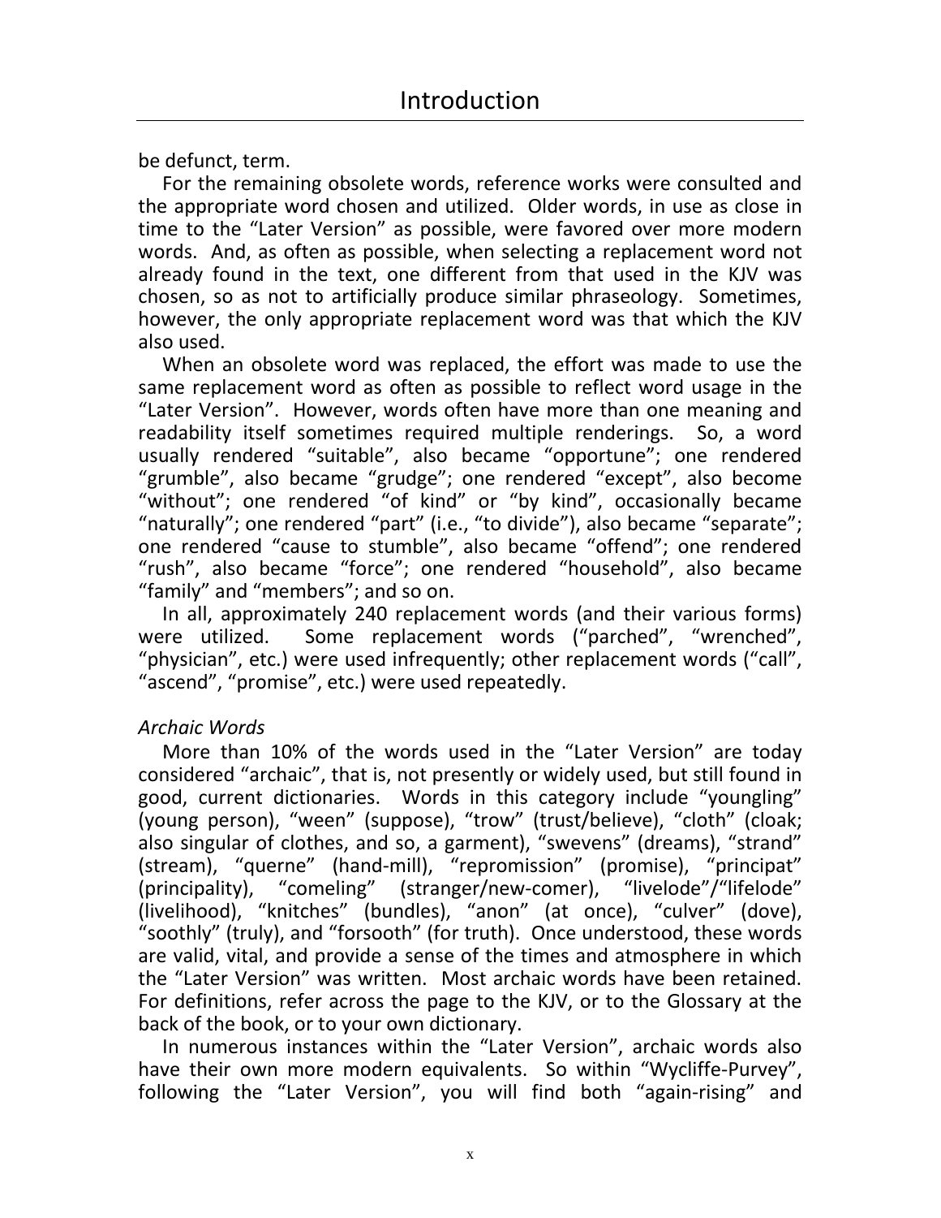be defunct, term.

For the remaining obsolete words, reference works were consulted and the appropriate word chosen and utilized. Older words, in use as close in time to the "Later Version" as possible, were favored over more modern words. And, as often as possible, when selecting a replacement word not already found in the text, one different from that used in the KJV was chosen, so as not to artificially produce similar phraseology. Sometimes, however, the only appropriate replacement word was that which the KJV also used.

When an obsolete word was replaced, the effort was made to use the same replacement word as often as possible to reflect word usage in the "Later Version". However, words often have more than one meaning and readability itself sometimes required multiple renderings. So, a word usually rendered "suitable", also became "opportune"; one rendered "grumble", also became "grudge"; one rendered "except", also become "without"; one rendered "of kind" or "by kind", occasionally became "naturally"; one rendered "part" (i.e., "to divide"), also became "separate"; one rendered "cause to stumble", also became "offend"; one rendered "rush", also became "force"; one rendered "household", also became "family" and "members"; and so on.

In all, approximately 240 replacement words (and their various forms) were utilized. Some replacement words ("parched", "wrenched", "physician", etc.) were used infrequently; other replacement words ("call", "ascend", "promise", etc.) were used repeatedly.

*Archaic Words*

More than 10% of the words used in the "Later Version" are today considered "archaic", that is, not presently or widely used, but still found in good, current dictionaries. Words in this category include "youngling" (young person), "ween" (suppose), "trow" (trust/believe), "cloth" (cloak; also singular of clothes, and so, a garment), "swevens" (dreams), "strand" (stream), "querne" (hand-mill), "repromission" (promise), "principat" (principality), "comeling" (stranger/new-comer), "livelode"/"lifelode" (livelihood), "knitches" (bundles), "anon" (at once), "culver" (dove), "soothly" (truly), and "forsooth" (for truth). Once understood, these words are valid, vital, and provide a sense of the times and atmosphere in which the "Later Version" was written. Most archaic words have been retained. For definitions, refer across the page to the KJV, or to the Glossary at the back of the book, or to your own dictionary.

In numerous instances within the "Later Version", archaic words also have their own more modern equivalents. So within "Wycliffe-Purvey", following the "Later Version", you will find both "again-rising" and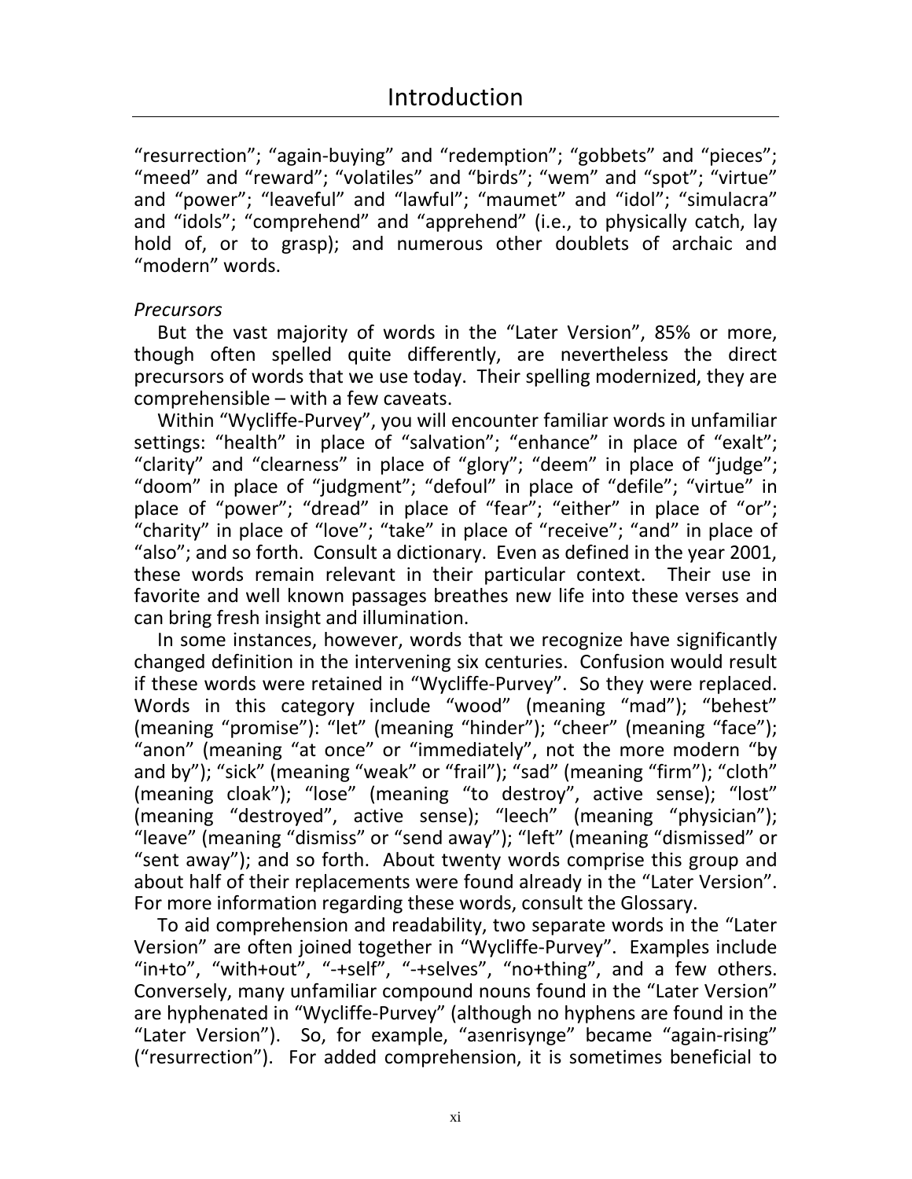"resurrection"; "again-buying" and "redemption"; "gobbets" and "pieces"; "meed" and "reward"; "volatiles" and "birds"; "wem" and "spot"; "virtue" and "power"; "leaveful" and "lawful"; "maumet" and "idol"; "simulacra" and "idols"; "comprehend" and "apprehend" (i.e., to physically catch, lay hold of, or to grasp); and numerous other doublets of archaic and "modern" words.

*Precursors*

But the vast majority of words in the "Later Version", 85% or more, though often spelled quite differently, are nevertheless the direct precursors of words that we use today. Their spelling modernized, they are comprehensible – with a few caveats.

Within "Wycliffe-Purvey", you will encounter familiar words in unfamiliar settings: "health" in place of "salvation"; "enhance" in place of "exalt"; "clarity" and "clearness" in place of "glory"; "deem" in place of "judge"; "doom" in place of "judgment"; "defoul" in place of "defile"; "virtue" in place of "power"; "dread" in place of "fear"; "either" in place of "or"; "charity" in place of "love"; "take" in place of "receive"; "and" in place of "also"; and so forth. Consult a dictionary. Even as defined in the year 2001, these words remain relevant in their particular context. Their use in favorite and well known passages breathes new life into these verses and can bring fresh insight and illumination.

In some instances, however, words that we recognize have significantly changed definition in the intervening six centuries. Confusion would result if these words were retained in "Wycliffe-Purvey". So they were replaced. Words in this category include "wood" (meaning "mad"); "behest" (meaning "promise"): "let" (meaning "hinder"); "cheer" (meaning "face"); "anon" (meaning "at once" or "immediately", not the more modern "by and by"); "sick" (meaning "weak" or "frail"); "sad" (meaning "firm"); "cloth" (meaning cloak"); "lose" (meaning "to destroy", active sense); "lost" (meaning "destroyed", active sense); "leech" (meaning "physician"); "leave" (meaning "dismiss" or "send away"); "left" (meaning "dismissed" or "sent away"); and so forth. About twenty words comprise this group and about half of their replacements were found already in the "Later Version". For more information regarding these words, consult the Glossary.

To aid comprehension and readability, two separate words in the "Later Version" are often joined together in "Wycliffe-Purvey". Examples include "in+to", "with+out", "-+self", "-+selves", "no+thing", and a few others. Conversely, many unfamiliar compound nouns found in the "Later Version" are hyphenated in "Wycliffe-Purvey" (although no hyphens are found in the "Later Version"). So, for example, "aȝenrisynge" became "again-rising" ("resurrection"). For added comprehension, it is sometimes beneficial to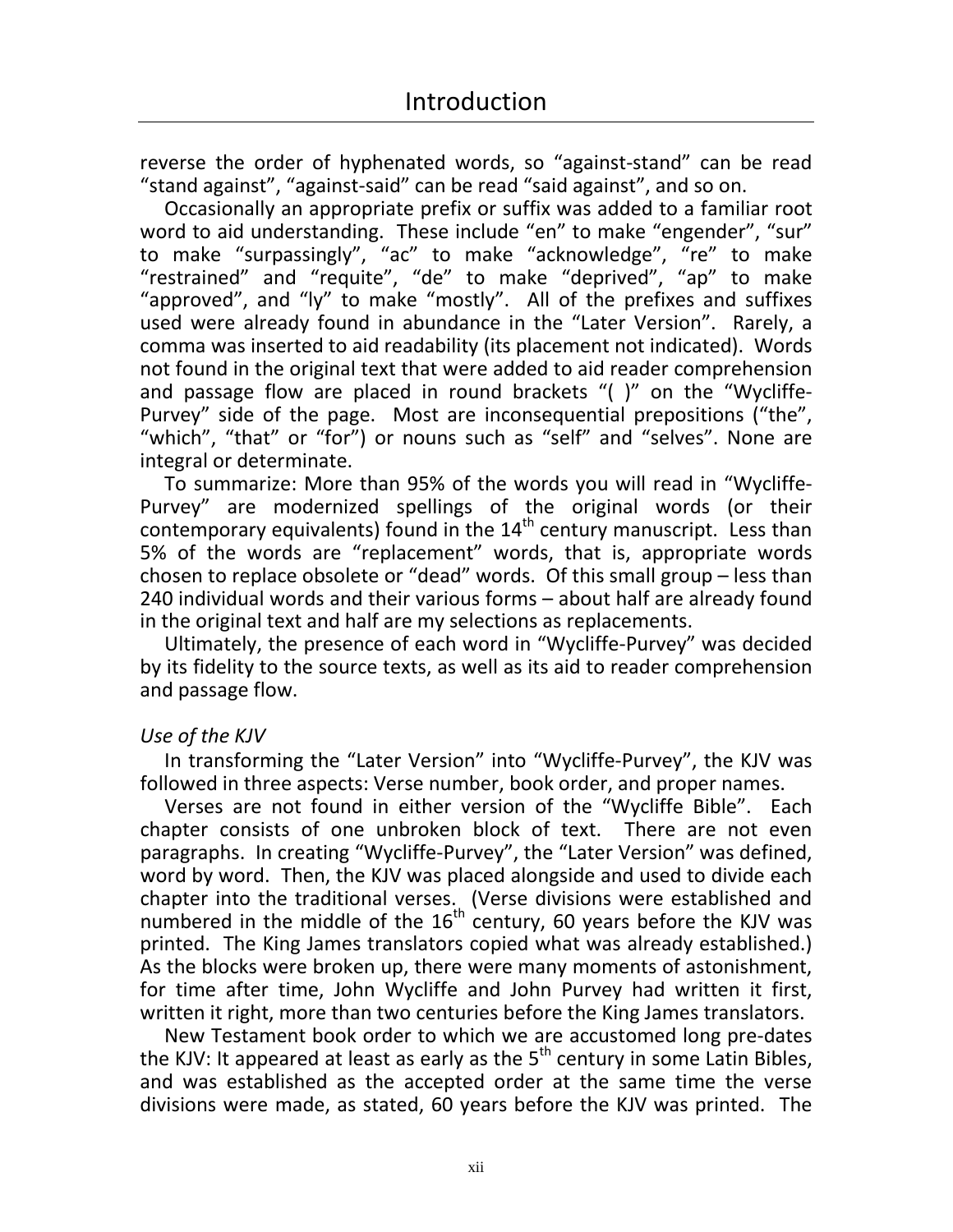reverse the order of hyphenated words, so "against-stand" can be read "stand against", "against-said" can be read "said against", and so on.

Occasionally an appropriate prefix or suffix was added to a familiar root word to aid understanding. These include "en" to make "engender", "sur" to make "surpassingly", "ac" to make "acknowledge", "re" to make "restrained" and "requite", "de" to make "deprived", "ap" to make "approved", and "ly" to make "mostly". All of the prefixes and suffixes used were already found in abundance in the "Later Version". Rarely, a comma was inserted to aid readability (its placement not indicated). Words not found in the original text that were added to aid reader comprehension and passage flow are placed in round brackets "( )" on the "Wycliffe-Purvey" side of the page. Most are inconsequential prepositions ("the", "which", "that" or "for") or nouns such as "self" and "selves". None are integral or determinate.

To summarize: More than 95% of the words you will read in "Wycliffe-Purvey" are modernized spellings of the original words (or their contemporary equivalents) found in the 14th century manuscript. Less than 5% of the words are "replacement" words, that is, appropriate words chosen to replace obsolete or "dead" words. Of this small group – less than 240 individual words and their various forms – about half are already found in the original text and half are my selections as replacements.

Ultimately, the presence of each word in "Wycliffe-Purvey" was decided by its fidelity to the source texts, as well as its aid to reader comprehension and passage flow.

*Use of the KJV*

In transforming the "Later Version" into "Wycliffe-Purvey", the KJV was followed in three aspects: Verse number, book order, and proper names.

Verses are not found in either version of the "Wycliffe Bible". Each chapter consists of one unbroken block of text. There are not even paragraphs. In creating "Wycliffe-Purvey", the "Later Version" was defined, word by word. Then, the KJV was placed alongside and used to divide each chapter into the traditional verses. (Verse divisions were established and numbered in the middle of the 16th century, 60 years before the KJV was printed. The King James translators copied what was already established.) As the blocks were broken up, there were many moments of astonishment, for time after time, John Wycliffe and John Purvey had written it first, written it right, more than two centuries before the King James translators.

New Testament book order to which we are accustomed long pre-dates the KJV: It appeared at least as early as the 5th century in some Latin Bibles, and was established as the accepted order at the same time the verse divisions were made, as stated, 60 years before the KJV was printed. The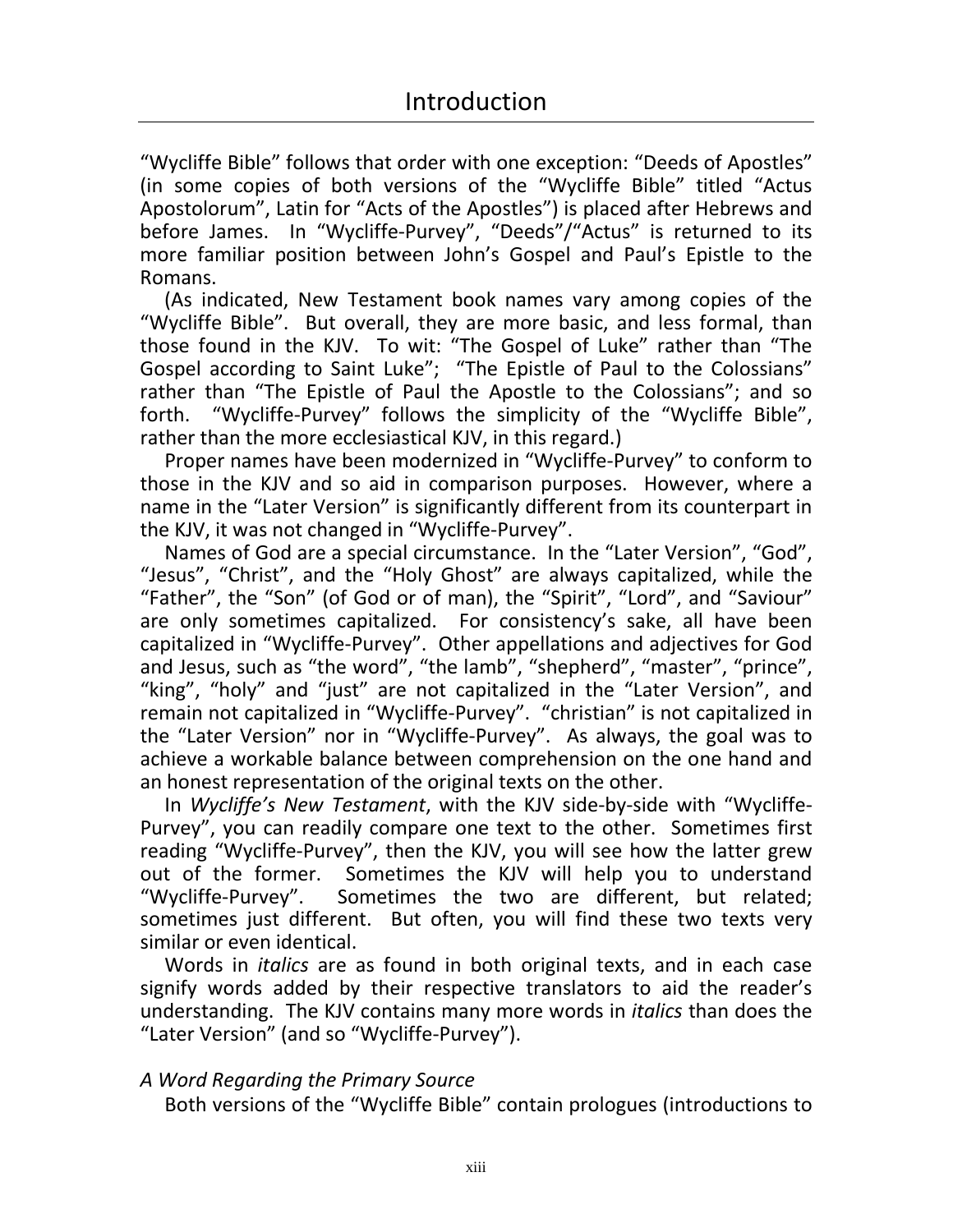"Wycliffe Bible" follows that order with one exception: "Deeds of Apostles" (in some copies of both versions of the "Wycliffe Bible" titled "Actus Apostolorum", Latin for "Acts of the Apostles") is placed after Hebrews and before James. In "Wycliffe-Purvey", "Deeds"/"Actus" is returned to its more familiar position between John's Gospel and Paul's Epistle to the Romans.

(As indicated, New Testament book names vary among copies of the "Wycliffe Bible". But overall, they are more basic, and less formal, than those found in the KJV. To wit: "The Gospel of Luke" rather than "The Gospel according to Saint Luke"; "The Epistle of Paul to the Colossians" rather than "The Epistle of Paul the Apostle to the Colossians"; and so forth. "Wycliffe-Purvey" follows the simplicity of the "Wycliffe Bible", rather than the more ecclesiastical KJV, in this regard.)

Proper names have been modernized in "Wycliffe-Purvey" to conform to those in the KJV and so aid in comparison purposes. However, where a name in the "Later Version" is significantly different from its counterpart in the KJV, it was not changed in "Wycliffe-Purvey".

Names of God are a special circumstance. In the "Later Version", "God", "Jesus", "Christ", and the "Holy Ghost" are always capitalized, while the "Father", the "Son" (of God or of man), the "Spirit", "Lord", and "Saviour" are only sometimes capitalized. For consistency's sake, all have been capitalized in "Wycliffe-Purvey". Other appellations and adjectives for God and Jesus, such as "the word", "the lamb", "shepherd", "master", "prince", "king", "holy" and "just" are not capitalized in the "Later Version", and remain not capitalized in "Wycliffe-Purvey". "christian" is not capitalized in the "Later Version" nor in "Wycliffe-Purvey". As always, the goal was to achieve a workable balance between comprehension on the one hand and an honest representation of the original texts on the other.

In *Wycliffe's New Testament*, with the KJV side-by-side with "Wycliffe-Purvey", you can readily compare one text to the other. Sometimes first reading "Wycliffe-Purvey", then the KJV, you will see how the latter grew out of the former. Sometimes the KJV will help you to understand "Wycliffe-Purvey". Sometimes the two are different, but related; sometimes just different. But often, you will find these two texts very similar or even identical.

Words in *italics* are as found in both original texts, and in each case signify words added by their respective translators to aid the reader's understanding. The KJV contains many more words in *italics* than does the "Later Version" (and so "Wycliffe-Purvey").

*A Word Regarding the Primary Source*

Both versions of the "Wycliffe Bible" contain prologues (introductions to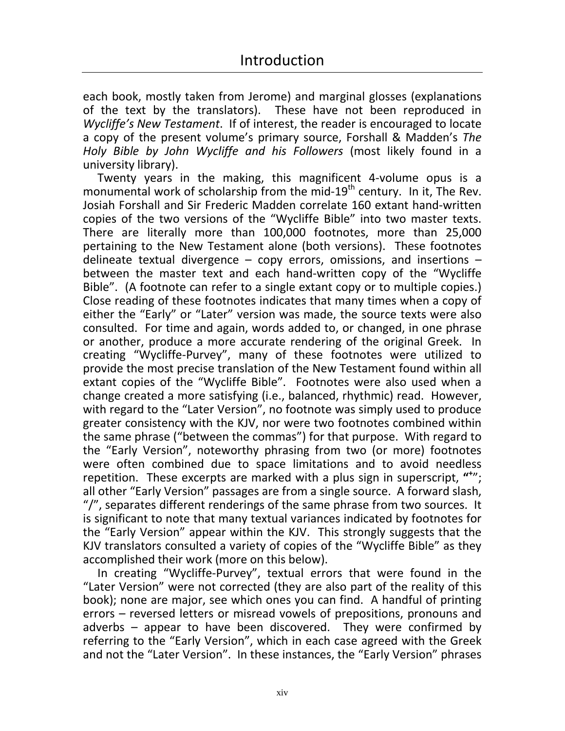each book, mostly taken from Jerome) and marginal glosses (explanations of the text by the translators). These have not been reproduced in *Wycliffe's New Testament*. If of interest, the reader is encouraged to locate a copy of the present volume's primary source, Forshall & Madden's *The Holy Bible by John Wycliffe and his Followers* (most likely found in a university library).

Twenty years in the making, this magnificent 4-volume opus is a monumental work of scholarship from the mid-19th century. In it, The Rev. Josiah Forshall and Sir Frederic Madden correlate 160 extant hand-written copies of the two versions of the "Wycliffe Bible" into two master texts. There are literally more than 100,000 footnotes, more than 25,000 pertaining to the New Testament alone (both versions). These footnotes delineate textual divergence – copy errors, omissions, and insertions – between the master text and each hand-written copy of the "Wycliffe Bible". (A footnote can refer to a single extant copy or to multiple copies.) Close reading of these footnotes indicates that many times when a copy of either the "Early" or "Later" version was made, the source texts were also consulted. For time and again, words added to, or changed, in one phrase or another, produce a more accurate rendering of the original Greek. In creating "Wycliffe-Purvey", many of these footnotes were utilized to provide the most precise translation of the New Testament found within all extant copies of the "Wycliffe Bible". Footnotes were also used when a change created a more satisfying (i.e., balanced, rhythmic) read. However, with regard to the "Later Version", no footnote was simply used to produce greater consistency with the KJV, nor were two footnotes combined within the same phrase ("between the commas") for that purpose. With regard to the "Early Version", noteworthy phrasing from two (or more) footnotes were often combined due to space limitations and to avoid needless repetition. These excerpts are marked with a plus sign in superscript, "⁺"; all other "Early Version" passages are from a single source. A forward slash, "/", separates different renderings of the same phrase from two sources. It is significant to note that many textual variances indicated by footnotes for the "Early Version" appear within the KJV. This strongly suggests that the KJV translators consulted a variety of copies of the "Wycliffe Bible" as they accomplished their work (more on this below).

In creating "Wycliffe-Purvey", textual errors that were found in the "Later Version" were not corrected (they are also part of the reality of this book); none are major, see which ones you can find. A handful of printing errors – reversed letters or misread vowels of prepositions, pronouns and adverbs – appear to have been discovered. They were confirmed by referring to the "Early Version", which in each case agreed with the Greek and not the "Later Version". In these instances, the "Early Version" phrases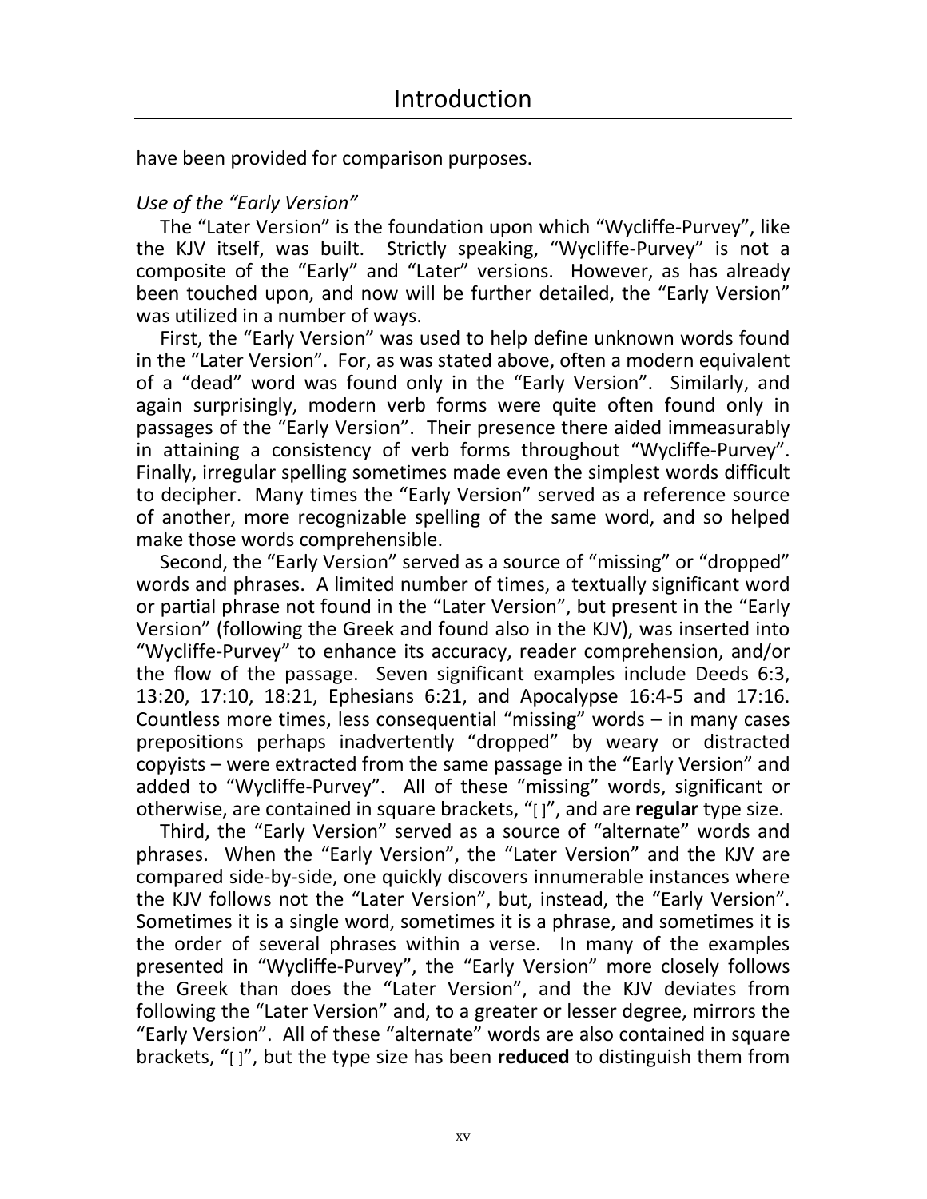have been provided for comparison purposes.

*Use of the "Early Version"*

The "Later Version" is the foundation upon which "Wycliffe-Purvey", like the KJV itself, was built. Strictly speaking, "Wycliffe-Purvey" is not a composite of the "Early" and "Later" versions. However, as has already been touched upon, and now will be further detailed, the "Early Version" was utilized in a number of ways.

First, the "Early Version" was used to help define unknown words found in the "Later Version". For, as was stated above, often a modern equivalent of a "dead" word was found only in the "Early Version". Similarly, and again surprisingly, modern verb forms were quite often found only in passages of the "Early Version". Their presence there aided immeasurably in attaining a consistency of verb forms throughout "Wycliffe-Purvey". Finally, irregular spelling sometimes made even the simplest words difficult to decipher. Many times the "Early Version" served as a reference source of another, more recognizable spelling of the same word, and so helped make those words comprehensible.

Second, the "Early Version" served as a source of "missing" or "dropped" words and phrases. A limited number of times, a textually significant word or partial phrase not found in the "Later Version", but present in the "Early Version" (following the Greek and found also in the KJV), was inserted into "Wycliffe-Purvey" to enhance its accuracy, reader comprehension, and/or the flow of the passage. Seven significant examples include Deeds 6:3, 13:20, 17:10, 18:21, Ephesians 6:21, and Apocalypse 16:4-5 and 17:16. Countless more times, less consequential "missing" words – in many cases prepositions perhaps inadvertently "dropped" by weary or distracted copyists – were extracted from the same passage in the "Early Version" and added to "Wycliffe-Purvey". All of these "missing" words, significant or otherwise, are contained in square brackets, "[ ]", and are **regular** type size.

Third, the "Early Version" served as a source of "alternate" words and phrases. When the "Early Version", the "Later Version" and the KJV are compared side-by-side, one quickly discovers innumerable instances where the KJV follows not the "Later Version", but, instead, the "Early Version". Sometimes it is a single word, sometimes it is a phrase, and sometimes it is the order of several phrases within a verse. In many of the examples presented in "Wycliffe-Purvey", the "Early Version" more closely follows the Greek than does the "Later Version", and the KJV deviates from following the "Later Version" and, to a greater or lesser degree, mirrors the "Early Version". All of these "alternate" words are also contained in square brackets, "[ ]", but the type size has been **reduced** to distinguish them from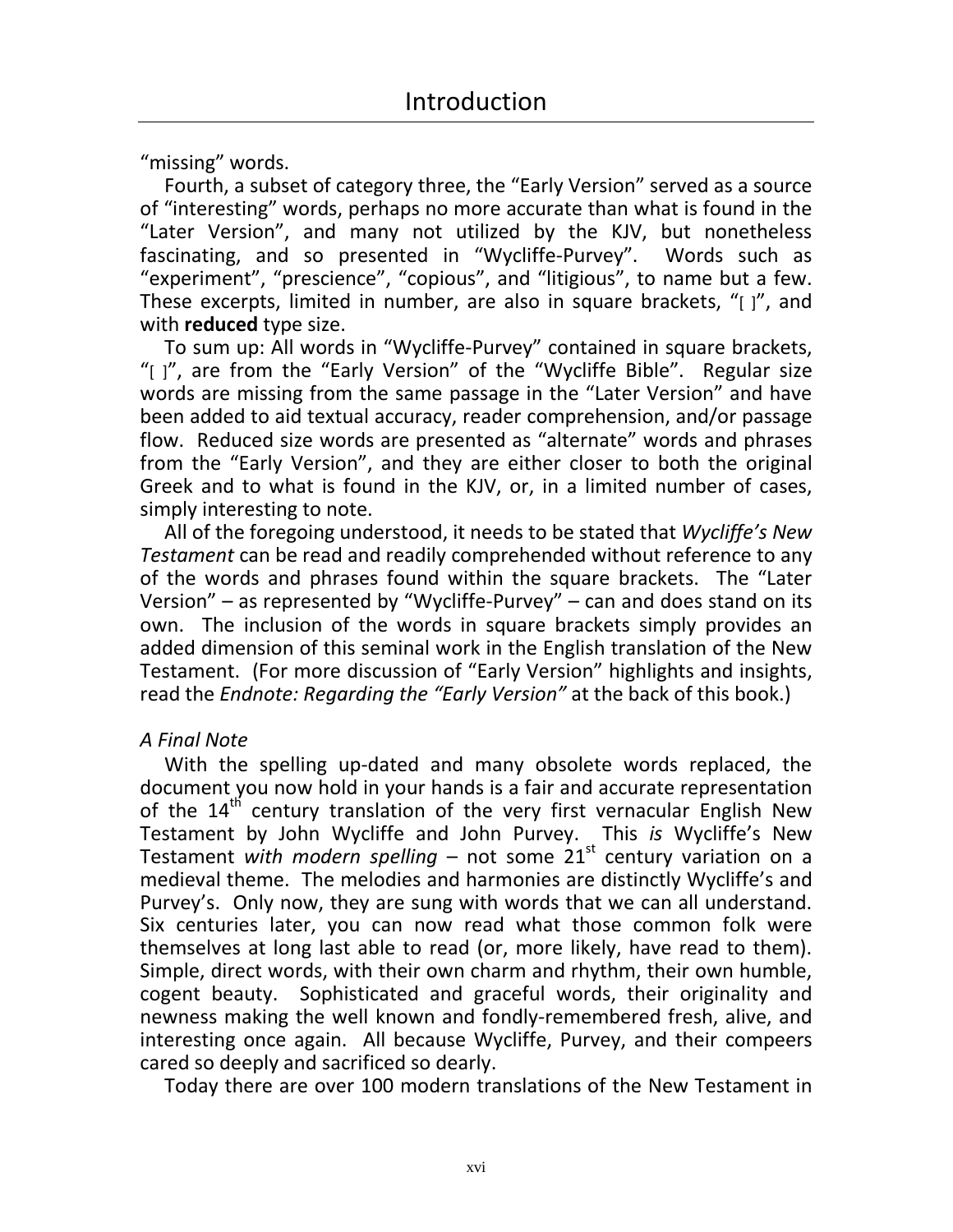"missing" words.

Fourth, a subset of category three, the "Early Version" served as a source of "interesting" words, perhaps no more accurate than what is found in the "Later Version", and many not utilized by the KJV, but nonetheless fascinating, and so presented in "Wycliffe-Purvey". Words such as "experiment", "prescience", "copious", and "litigious", to name but a few. These excerpts, limited in number, are also in square brackets, "[ ]", and with **reduced** type size.

To sum up: All words in "Wycliffe-Purvey" contained in square brackets, "[ ]", are from the "Early Version" of the "Wycliffe Bible". Regular size words are missing from the same passage in the "Later Version" and have been added to aid textual accuracy, reader comprehension, and/or passage flow. Reduced size words are presented as "alternate" words and phrases from the "Early Version", and they are either closer to both the original Greek and to what is found in the KJV, or, in a limited number of cases, simply interesting to note.

All of the foregoing understood, it needs to be stated that *Wycliffe's New Testament* can be read and readily comprehended without reference to any of the words and phrases found within the square brackets. The "Later Version" – as represented by "Wycliffe-Purvey" – can and does stand on its own. The inclusion of the words in square brackets simply provides an added dimension of this seminal work in the English translation of the New Testament. (For more discussion of "Early Version" highlights and insights, read the *Endnote: Regarding the "Early Version"* at the back of this book.)

*A Final Note*

With the spelling up-dated and many obsolete words replaced, the document you now hold in your hands is a fair and accurate representation of the 14th century translation of the very first vernacular English New Testament by John Wycliffe and John Purvey. This *is* Wycliffe's New Testament *with modern spelling* – not some 21st century variation on a medieval theme. The melodies and harmonies are distinctly Wycliffe's and Purvey's. Only now, they are sung with words that we can all understand. Six centuries later, you can now read what those common folk were themselves at long last able to read (or, more likely, have read to them). Simple, direct words, with their own charm and rhythm, their own humble, cogent beauty. Sophisticated and graceful words, their originality and newness making the well known and fondly-remembered fresh, alive, and interesting once again. All because Wycliffe, Purvey, and their compeers cared so deeply and sacrificed so dearly.

Today there are over 100 modern translations of the New Testament in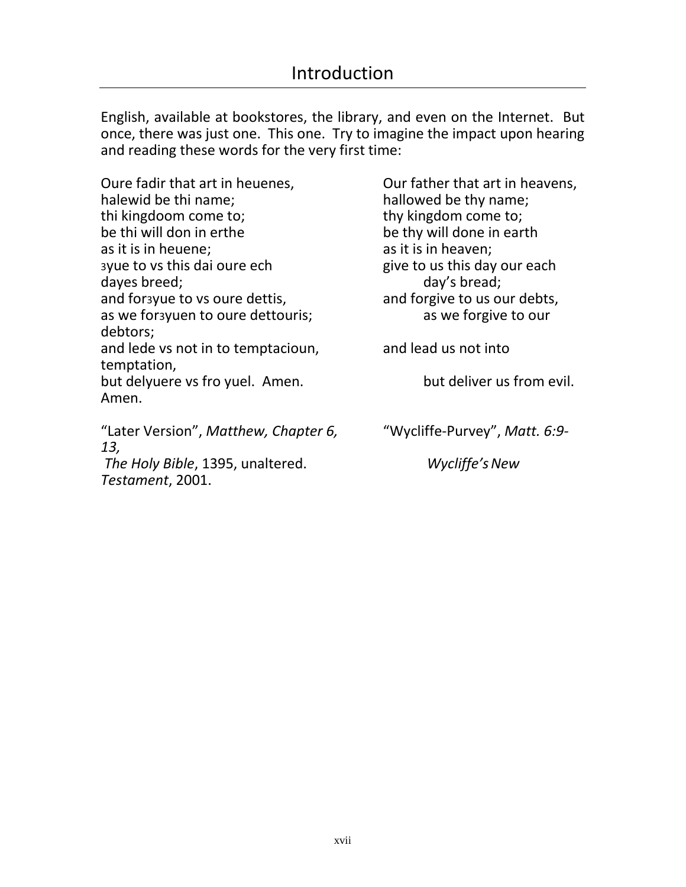English, available at bookstores, the library, and even on the Internet. But once, there was just one. This one. Try to imagine the impact upon hearing and reading these words for the very first time:

Oure fadir that art in heuenes,
halewid be thi name;
thi kingdoom come to;
be thi will don in erthe
as it is in heuene;
ȝyue to vs this dai oure ech
dayes breed;
and forȝyue to vs oure dettis,
as we forȝyuen to oure dettouris;
and lede vs not in to temptacioun,
but delyuere vs fro yuel. Amen.

“Later Version”, *Matthew, Chapter 6,*
*The Holy Bible*, 1395, unaltered.

Our father that art in heavens,
hallowed be thy name;
thy kingdom come to;
be thy will done in earth
as it is in heaven;
give to us this day our each
day’s bread;
and forgive to us our debts,
as we forgive to our debtors;
and lead us not into temptation,
but deliver us from evil. Amen.

“Wycliffe-Purvey”, *Matt. 6:9-13,*
*Wycliffe’s New Testament*, 2001.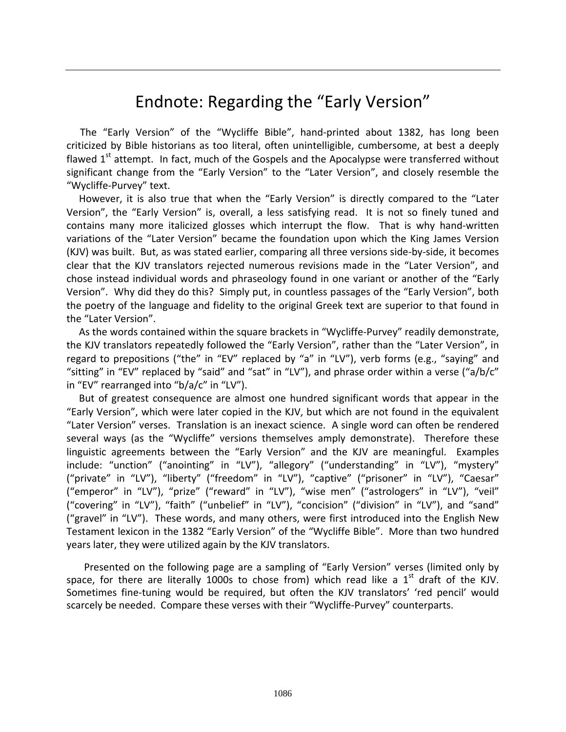# Endnote: Regarding the "Early Version"

The "Early Version" of the "Wycliffe Bible", hand-printed about 1382, has long been criticized by Bible historians as too literal, often unintelligible, cumbersome, at best a deeply flawed 1st attempt. In fact, much of the Gospels and the Apocalypse were transferred without significant change from the "Early Version" to the "Later Version", and closely resemble the "Wycliffe-Purvey" text.

However, it is also true that when the "Early Version" is directly compared to the "Later Version", the "Early Version" is, overall, a less satisfying read. It is not so finely tuned and contains many more italicized glosses which interrupt the flow. That is why hand-written variations of the "Later Version" became the foundation upon which the King James Version (KJV) was built. But, as was stated earlier, comparing all three versions side-by-side, it becomes clear that the KJV translators rejected numerous revisions made in the "Later Version", and chose instead individual words and phraseology found in one variant or another of the "Early Version". Why did they do this? Simply put, in countless passages of the "Early Version", both the poetry of the language and fidelity to the original Greek text are superior to that found in the "Later Version".

As the words contained within the square brackets in "Wycliffe-Purvey" readily demonstrate, the KJV translators repeatedly followed the "Early Version", rather than the "Later Version", in regard to prepositions ("the" in "EV" replaced by "a" in "LV"), verb forms (e.g., "saying" and "sitting" in "EV" replaced by "said" and "sat" in "LV"), and phrase order within a verse ("a/b/c" in "EV" rearranged into "b/a/c" in "LV").

But of greatest consequence are almost one hundred significant words that appear in the "Early Version", which were later copied in the KJV, but which are not found in the equivalent "Later Version" verses. Translation is an inexact science. A single word can often be rendered several ways (as the "Wycliffe" versions themselves amply demonstrate). Therefore these linguistic agreements between the "Early Version" and the KJV are meaningful. Examples include: "unction" ("anointing" in "LV"), "allegory" ("understanding" in "LV"), "mystery" ("private" in "LV"), "liberty" ("freedom" in "LV"), "captive" ("prisoner" in "LV"), "Caesar" ("emperor" in "LV"), "prize" ("reward" in "LV"), "wise men" ("astrologers" in "LV"), "veil" ("covering" in "LV"), "faith" ("unbelief" in "LV"), "concision" ("division" in "LV"), and "sand" ("gravel" in "LV"). These words, and many others, were first introduced into the English New Testament lexicon in the 1382 "Early Version" of the "Wycliffe Bible". More than two hundred years later, they were utilized again by the KJV translators.

Presented on the following page are a sampling of "Early Version" verses (limited only by space, for there are literally 1000s to chose from) which read like a 1st draft of the KJV. Sometimes fine-tuning would be required, but often the KJV translators' 'red pencil' would scarcely be needed. Compare these verses with their "Wycliffe-Purvey" counterparts.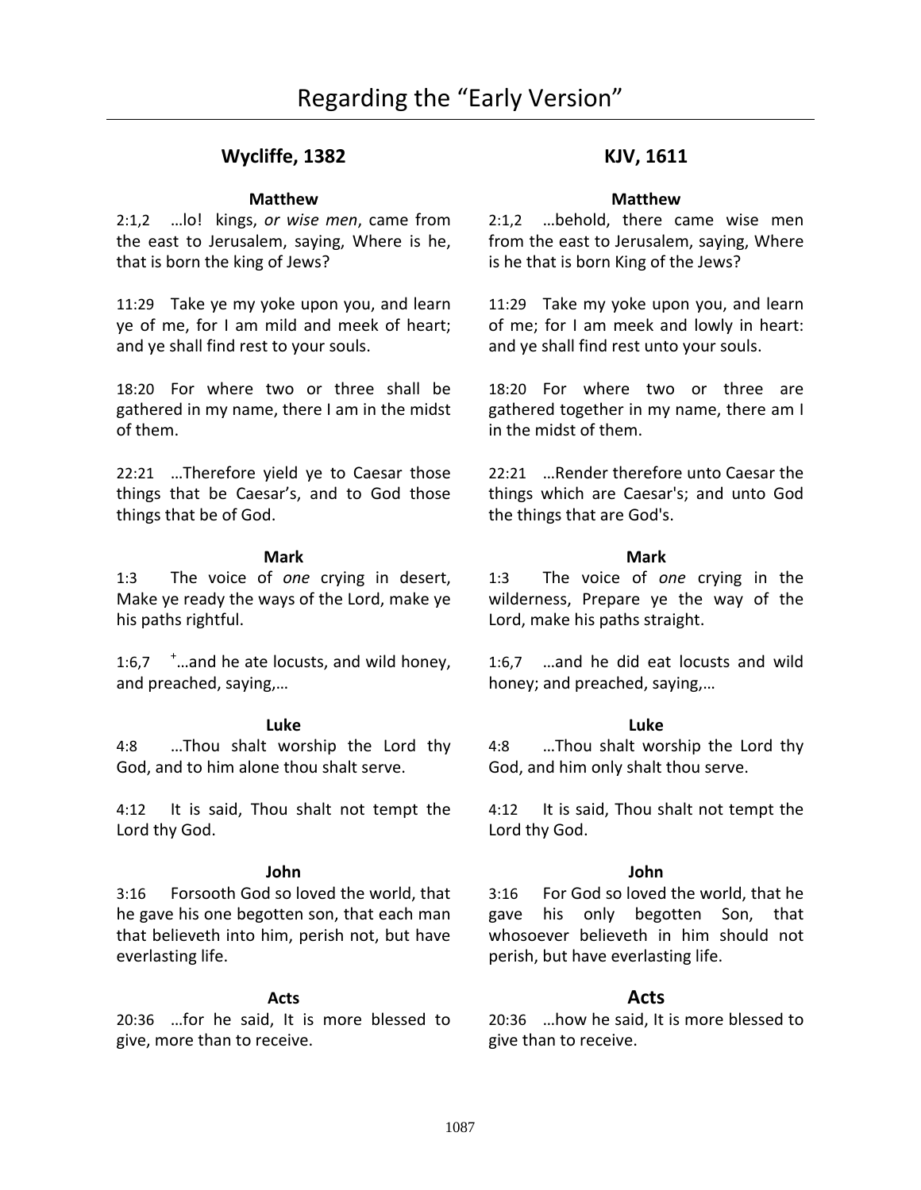# Regarding the "Early Version"

## Wycliffe, 1382

**Matthew**

2:1,2 …lo! kings, *or wise men*, came from the east to Jerusalem, saying, Where is he, that is born the king of Jews?

11:29 Take ye my yoke upon you, and learn ye of me, for I am mild and meek of heart; and ye shall find rest to your souls.

18:20 For where two or three shall be gathered in my name, there I am in the midst of them.

22:21 …Therefore yield ye to Caesar those things that be Caesar's, and to God those things that be of God.

**Mark**

1:3 The voice of *one* crying in desert, Make ye ready the ways of the Lord, make ye his paths rightful.

1:6,7 [+]…and he ate locusts, and wild honey, and preached, saying,…

**Luke**

4:8 …Thou shalt worship the Lord thy God, and to him alone thou shalt serve.

4:12 It is said, Thou shalt not tempt the Lord thy God.

**John**

3:16 Forsooth God so loved the world, that he gave his one begotten son, that each man that believeth into him, perish not, but have everlasting life.

**Acts**

20:36 …for he said, It is more blessed to give, more than to receive.

## KJV, 1611

**Matthew**

2:1,2 …behold, there came wise men from the east to Jerusalem, saying, Where is he that is born King of the Jews?

11:29 Take my yoke upon you, and learn of me; for I am meek and lowly in heart: and ye shall find rest unto your souls.

18:20 For where two or three are gathered together in my name, there am I in the midst of them.

22:21 …Render therefore unto Caesar the things which are Caesar's; and unto God the things that are God's.

**Mark**

1:3 The voice of *one* crying in the wilderness, Prepare ye the way of the Lord, make his paths straight.

1:6,7 …and he did eat locusts and wild honey; and preached, saying,…

**Luke**

4:8 …Thou shalt worship the Lord thy God, and him only shalt thou serve.

4:12 It is said, Thou shalt not tempt the Lord thy God.

**John**

3:16 For God so loved the world, that he gave his only begotten Son, that whosoever believeth in him should not perish, but have everlasting life.

**Acts**

20:36 …how he said, It is more blessed to give than to receive.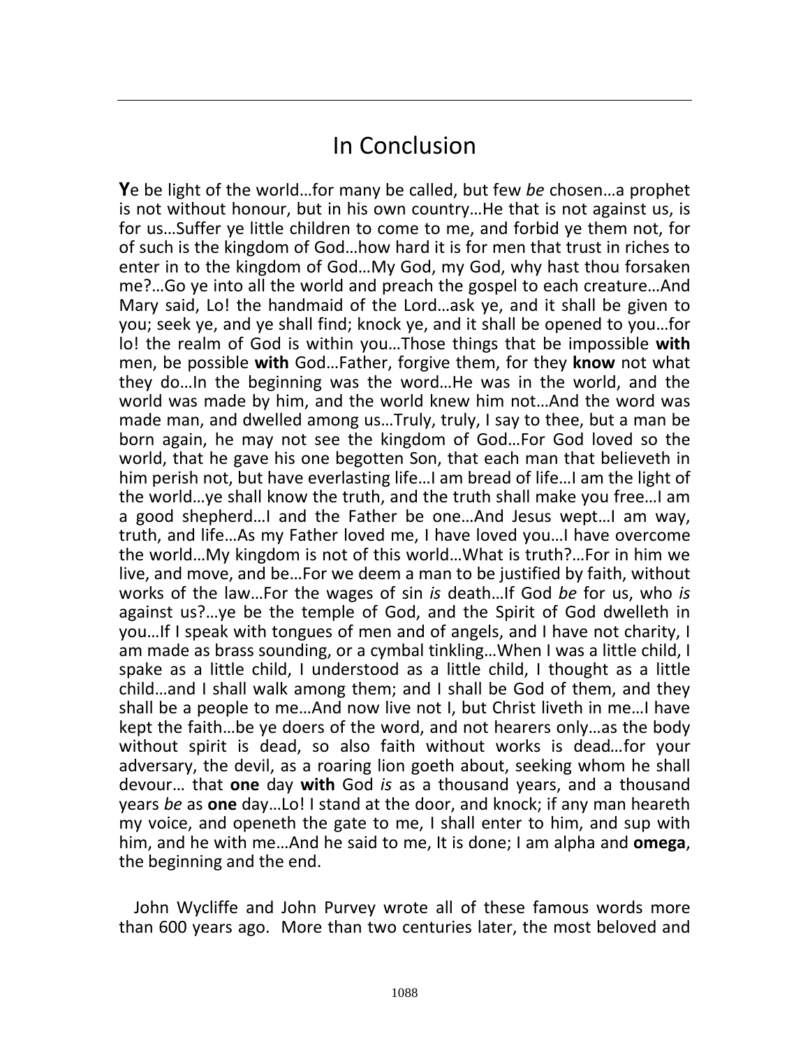# In Conclusion

**Y**e be light of the world…for many be called, but few *be* chosen…a prophet is not without honour, but in his own country…He that is not against us, is for us…Suffer ye little children to come to me, and forbid ye them not, for of such is the kingdom of God…how hard it is for men that trust in riches to enter in to the kingdom of God…My God, my God, why hast thou forsaken me?…Go ye into all the world and preach the gospel to each creature…And Mary said, Lo! the handmaid of the Lord…ask ye, and it shall be given to you; seek ye, and ye shall find; knock ye, and it shall be opened to you…for lo! the realm of God is within you…Those things that be impossible **with** men, be possible **with** God…Father, forgive them, for they **know** not what they do…In the beginning was the word…He was in the world, and the world was made by him, and the world knew him not…And the word was made man, and dwelled among us…Truly, truly, I say to thee, but a man be born again, he may not see the kingdom of God…For God loved so the world, that he gave his one begotten Son, that each man that believeth in him perish not, but have everlasting life…I am bread of life…I am the light of the world…ye shall know the truth, and the truth shall make you free…I am a good shepherd…I and the Father be one…And Jesus wept…I am way, truth, and life…As my Father loved me, I have loved you…I have overcome the world…My kingdom is not of this world…What is truth?…For in him we live, and move, and be…For we deem a man to be justified by faith, without works of the law…For the wages of sin *is* death…If God *be* for us, who *is* against us?…ye be the temple of God, and the Spirit of God dwelleth in you…If I speak with tongues of men and of angels, and I have not charity, I am made as brass sounding, or a cymbal tinkling…When I was a little child, I spake as a little child, I understood as a little child, I thought as a little child…and I shall walk among them; and I shall be God of them, and they shall be a people to me…And now live not I, but Christ liveth in me…I have kept the faith…be ye doers of the word, and not hearers only…as the body without spirit is dead, so also faith without works is dead…for your adversary, the devil, as a roaring lion goeth about, seeking whom he shall devour… that **one** day **with** God *is* as a thousand years, and a thousand years *be* as **one** day…Lo! I stand at the door, and knock; if any man heareth my voice, and openeth the gate to me, I shall enter to him, and sup with him, and he with me…And he said to me, It is done; I am alpha and **omega**, the beginning and the end.

John Wycliffe and John Purvey wrote all of these famous words more than 600 years ago. More than two centuries later, the most beloved and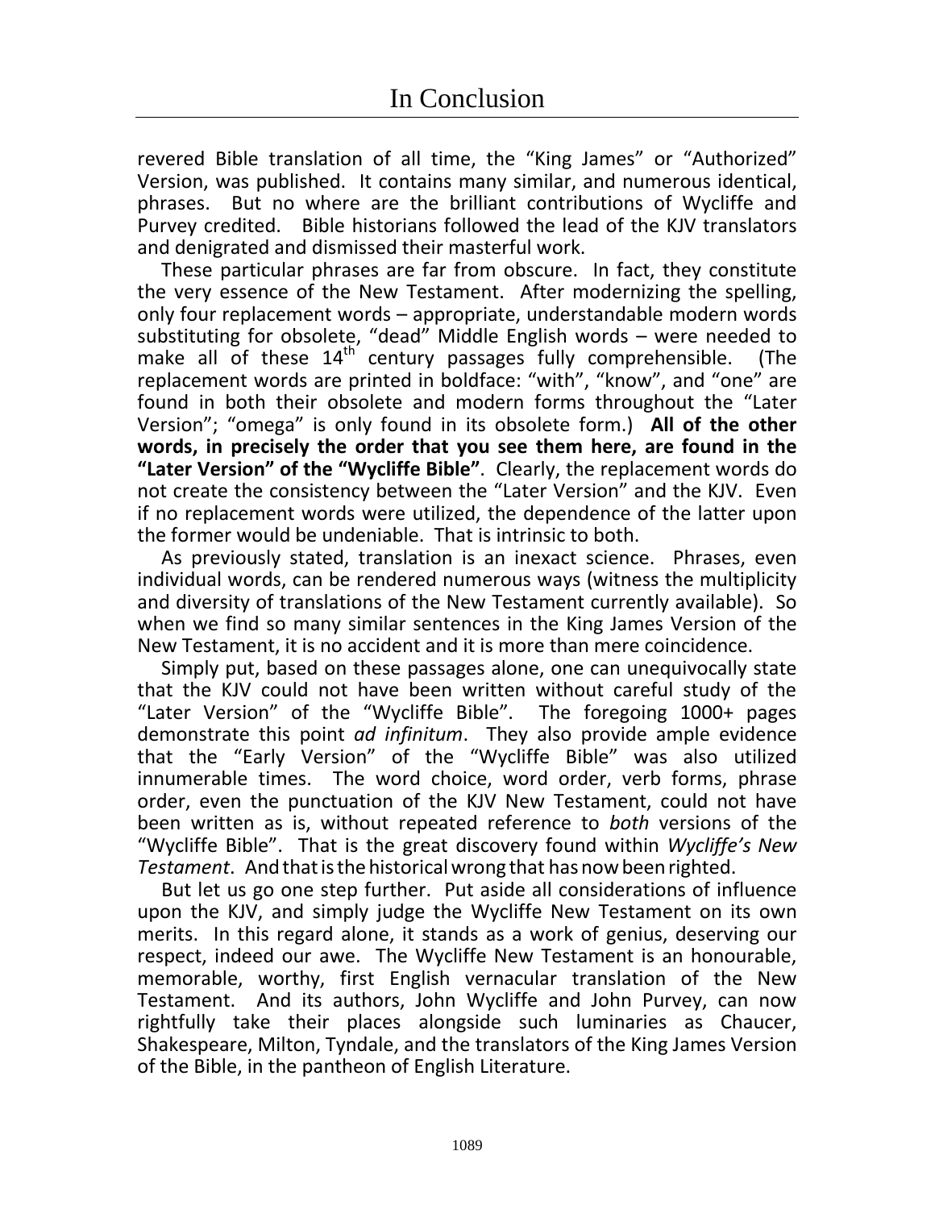# In Conclusion

revered Bible translation of all time, the "King James" or "Authorized" Version, was published. It contains many similar, and numerous identical, phrases. But no where are the brilliant contributions of Wycliffe and Purvey credited. Bible historians followed the lead of the KJV translators and denigrated and dismissed their masterful work.

These particular phrases are far from obscure. In fact, they constitute the very essence of the New Testament. After modernizing the spelling, only four replacement words – appropriate, understandable modern words substituting for obsolete, "dead" Middle English words – were needed to make all of these 14th century passages fully comprehensible. (The replacement words are printed in boldface: "with", "know", and "one" are found in both their obsolete and modern forms throughout the "Later Version"; "omega" is only found in its obsolete form.) **All of the other words, in precisely the order that you see them here, are found in the "Later Version" of the "Wycliffe Bible"**. Clearly, the replacement words do not create the consistency between the "Later Version" and the KJV. Even if no replacement words were utilized, the dependence of the latter upon the former would be undeniable. That is intrinsic to both.

As previously stated, translation is an inexact science. Phrases, even individual words, can be rendered numerous ways (witness the multiplicity and diversity of translations of the New Testament currently available). So when we find so many similar sentences in the King James Version of the New Testament, it is no accident and it is more than mere coincidence.

Simply put, based on these passages alone, one can unequivocally state that the KJV could not have been written without careful study of the "Later Version" of the "Wycliffe Bible". The foregoing 1000+ pages demonstrate this point *ad infinitum*. They also provide ample evidence that the "Early Version" of the "Wycliffe Bible" was also utilized innumerable times. The word choice, word order, verb forms, phrase order, even the punctuation of the KJV New Testament, could not have been written as is, without repeated reference to *both* versions of the "Wycliffe Bible". That is the great discovery found within *Wycliffe's New Testament*. And that is the historical wrong that has now been righted.

But let us go one step further. Put aside all considerations of influence upon the KJV, and simply judge the Wycliffe New Testament on its own merits. In this regard alone, it stands as a work of genius, deserving our respect, indeed our awe. The Wycliffe New Testament is an honourable, memorable, worthy, first English vernacular translation of the New Testament. And its authors, John Wycliffe and John Purvey, can now rightfully take their places alongside such luminaries as Chaucer, Shakespeare, Milton, Tyndale, and the translators of the King James Version of the Bible, in the pantheon of English Literature.